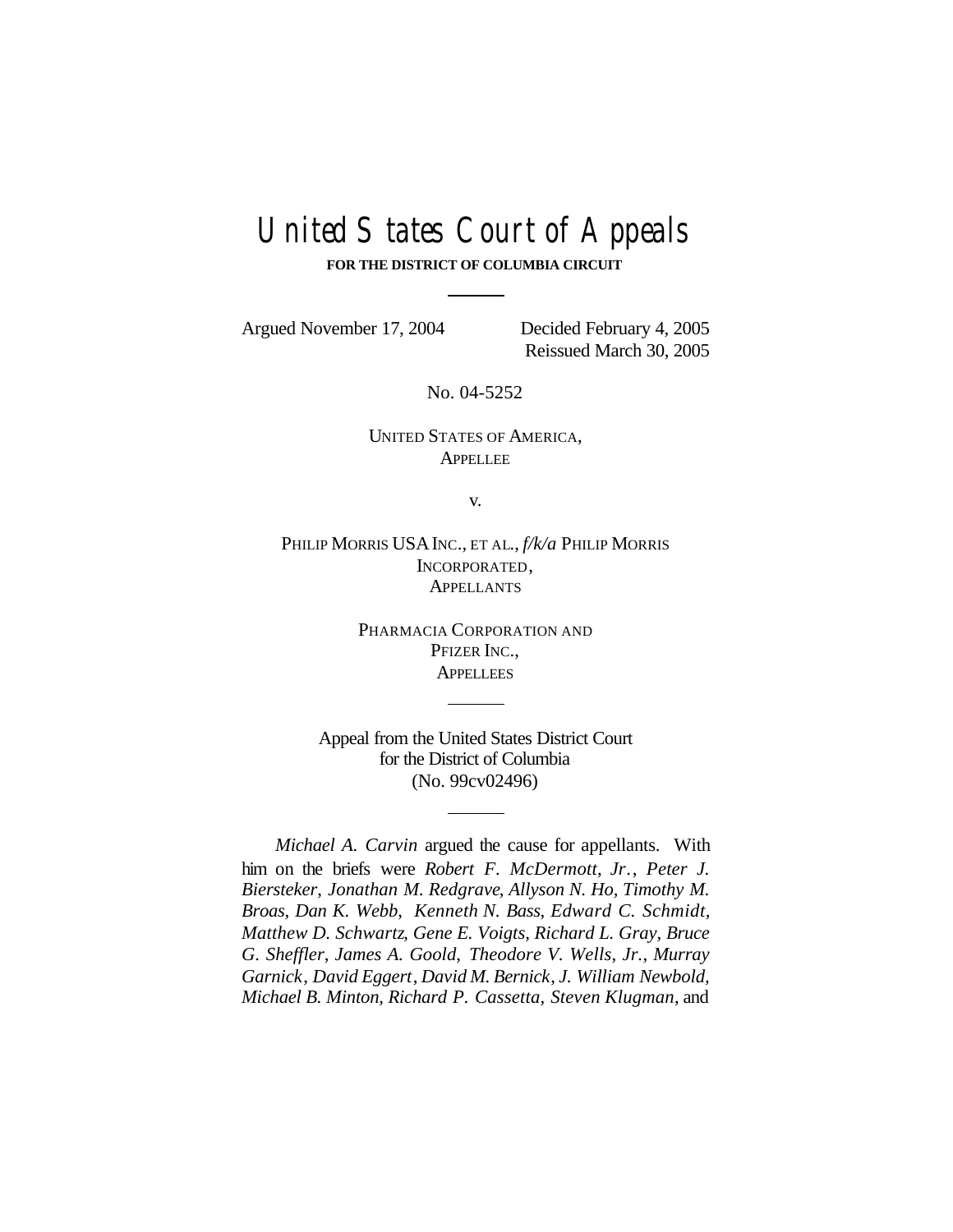# United States Court of Appeals

**FOR THE DISTRICT OF COLUMBIA CIRCUIT**

Argued November 17, 2004 Decided February 4, 2005

Reissued March 30, 2005

No. 04-5252

UNITED STATES OF AMERICA,
APPELLEE

v.

PHILIP MORRIS USA INC., ET AL., *f/k/a* PHILIP MORRIS INCORPORATED,
APPELLANTS

PHARMACIA CORPORATION AND
PFIZER INC.,
APPELLEES

Appeal from the United States District Court
for the District of Columbia
(No. 99cv02496)

*Michael A. Carvin* argued the cause for appellants. With him on the briefs were *Robert F. McDermott, Jr.*, *Peter J. Biersteker*, *Jonathan M. Redgrave*, *Allyson N. Ho*, *Timothy M. Broas*, *Dan K. Webb*, *Kenneth N. Bass*, *Edward C. Schmidt*, *Matthew D. Schwartz*, *Gene E. Voigts*, *Richard L. Gray*, *Bruce G. Sheffler*, *James A. Goold*, *Theodore V. Wells, Jr.*, *Murray Garnick*, *David Eggert*, *David M. Bernick*, *J. William Newbold*, *Michael B. Minton*, *Richard P. Cassetta*, *Steven Klugman*, and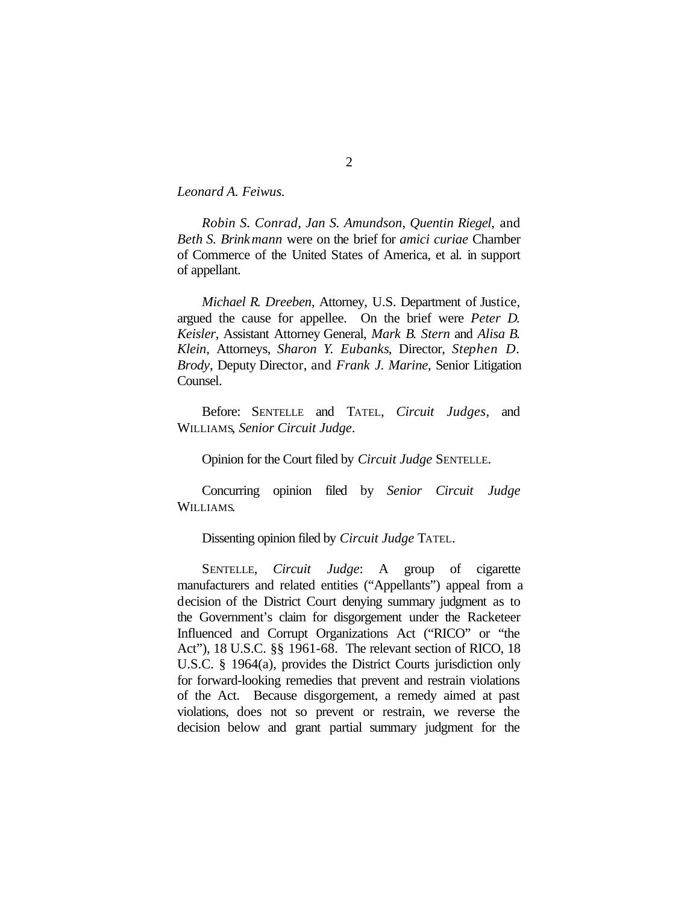*Leonard A. Feiwus.*

*Robin S. Conrad*, *Jan S. Amundson*, *Quentin Riegel*, and *Beth S. Brinkmann* were on the brief for *amici curiae* Chamber of Commerce of the United States of America, et al. in support of appellant.

*Michael R. Dreeben*, Attorney, U.S. Department of Justice, argued the cause for appellee. On the brief were *Peter D. Keisler*, Assistant Attorney General, *Mark B. Stern* and *Alisa B. Klein*, Attorneys, *Sharon Y. Eubanks*, Director, *Stephen D. Brody*, Deputy Director, and *Frank J. Marine*, Senior Litigation Counsel.

Before: SENTELLE and TATEL, *Circuit Judges*, and WILLIAMS, *Senior Circuit Judge*.

Opinion for the Court filed by *Circuit Judge* SENTELLE.

Concurring opinion filed by *Senior Circuit Judge* WILLIAMS.

Dissenting opinion filed by *Circuit Judge* TATEL.

SENTELLE, *Circuit Judge*: A group of cigarette manufacturers and related entities ("Appellants") appeal from a decision of the District Court denying summary judgment as to the Government's claim for disgorgement under the Racketeer Influenced and Corrupt Organizations Act ("RICO" or "the Act"), 18 U.S.C. §§ 1961-68. The relevant section of RICO, 18 U.S.C. § 1964(a), provides the District Courts jurisdiction only for forward-looking remedies that prevent and restrain violations of the Act. Because disgorgement, a remedy aimed at past violations, does not so prevent or restrain, we reverse the decision below and grant partial summary judgment for the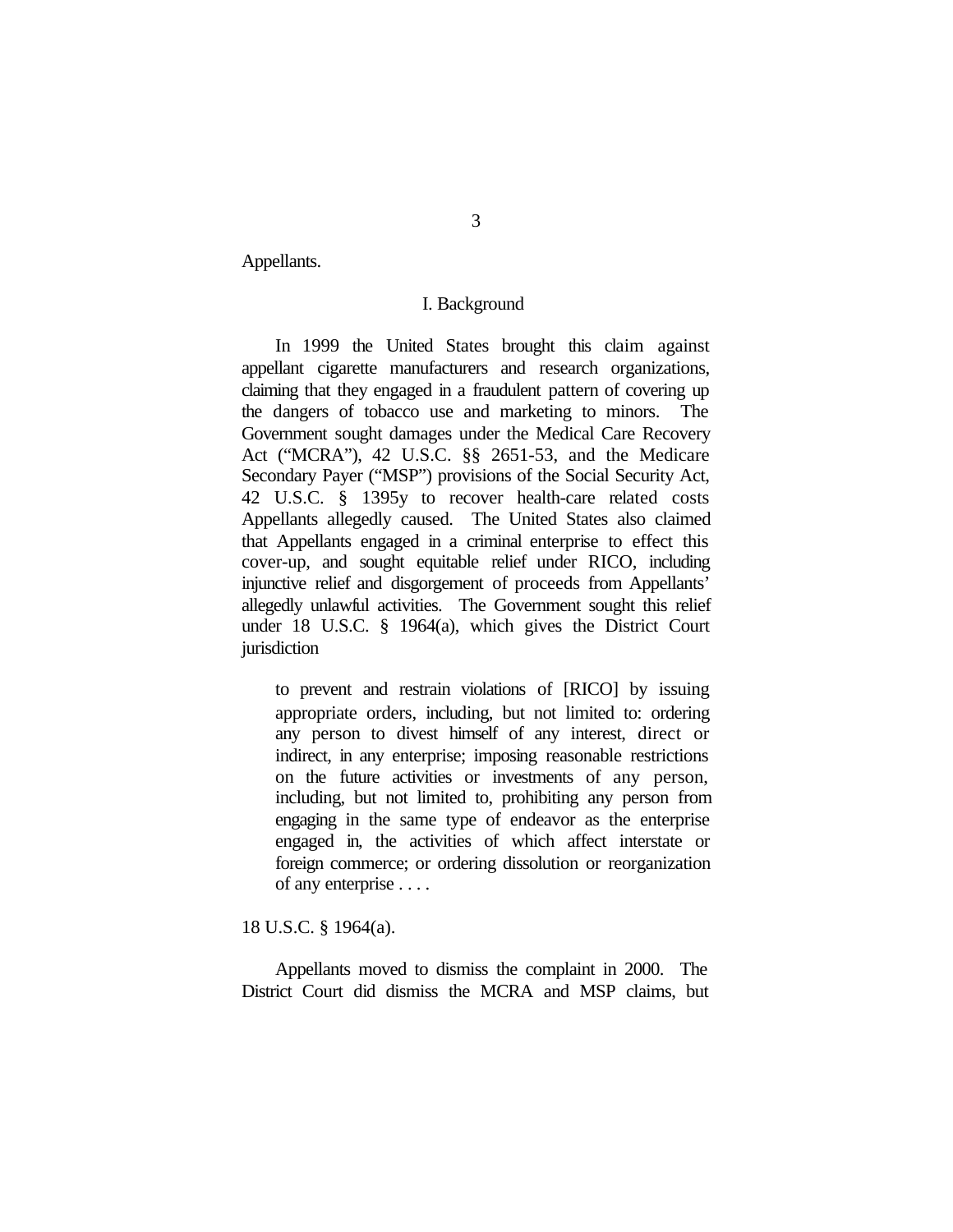Appellants.

## I. Background

In 1999 the United States brought this claim against appellant cigarette manufacturers and research organizations, claiming that they engaged in a fraudulent pattern of covering up the dangers of tobacco use and marketing to minors. The Government sought damages under the Medical Care Recovery Act ("MCRA"), 42 U.S.C. §§ 2651-53, and the Medicare Secondary Payer ("MSP") provisions of the Social Security Act, 42 U.S.C. § 1395y to recover health-care related costs Appellants allegedly caused. The United States also claimed that Appellants engaged in a criminal enterprise to effect this cover-up, and sought equitable relief under RICO, including injunctive relief and disgorgement of proceeds from Appellants' allegedly unlawful activities. The Government sought this relief under 18 U.S.C. § 1964(a), which gives the District Court jurisdiction

> to prevent and restrain violations of [RICO] by issuing appropriate orders, including, but not limited to: ordering any person to divest himself of any interest, direct or indirect, in any enterprise; imposing reasonable restrictions on the future activities or investments of any person, including, but not limited to, prohibiting any person from engaging in the same type of endeavor as the enterprise engaged in, the activities of which affect interstate or foreign commerce; or ordering dissolution or reorganization of any enterprise . . . .

18 U.S.C. § 1964(a).

Appellants moved to dismiss the complaint in 2000. The District Court did dismiss the MCRA and MSP claims, but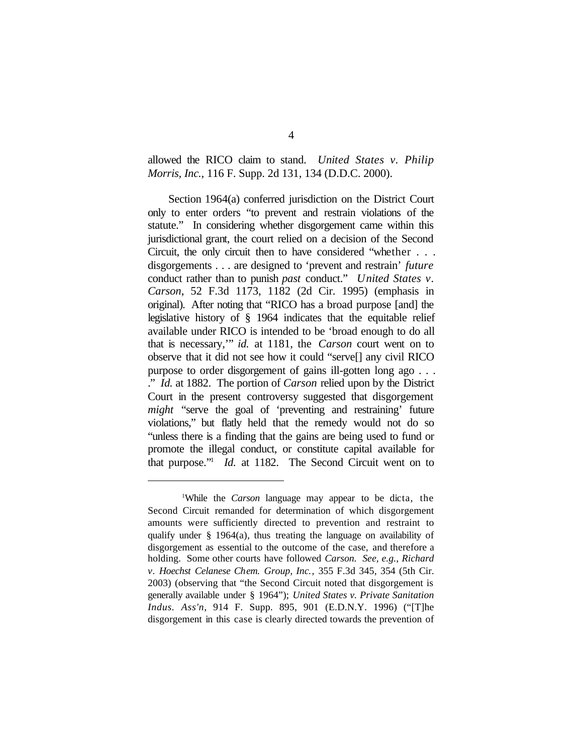allowed the RICO claim to stand. *United States v. Philip Morris, Inc.*, 116 F. Supp. 2d 131, 134 (D.D.C. 2000).

Section 1964(a) conferred jurisdiction on the District Court only to enter orders "to prevent and restrain violations of the statute." In considering whether disgorgement came within this jurisdictional grant, the court relied on a decision of the Second Circuit, the only circuit then to have considered "whether . . . disgorgements . . . are designed to 'prevent and restrain' *future* conduct rather than to punish *past* conduct." *United States v. Carson*, 52 F.3d 1173, 1182 (2d Cir. 1995) (emphasis in original). After noting that "RICO has a broad purpose [and] the legislative history of § 1964 indicates that the equitable relief available under RICO is intended to be 'broad enough to do all that is necessary,'" *id.* at 1181, the *Carson* court went on to observe that it did not see how it could "serve[] any civil RICO purpose to order disgorgement of gains ill-gotten long ago . . . ." *Id.* at 1882. The portion of *Carson* relied upon by the District Court in the present controversy suggested that disgorgement *might* "serve the goal of 'preventing and restraining' future violations," but flatly held that the remedy would not do so "unless there is a finding that the gains are being used to fund or promote the illegal conduct, or constitute capital available for that purpose."[1] *Id.* at 1182. The Second Circuit went on to

[1]While the *Carson* language may appear to be dicta, the Second Circuit remanded for determination of which disgorgement amounts were sufficiently directed to prevention and restraint to qualify under § 1964(a), thus treating the language on availability of disgorgement as essential to the outcome of the case, and therefore a holding. Some other courts have followed *Carson*. *See, e.g.*, *Richard v. Hoechst Celanese Chem. Group, Inc.*, 355 F.3d 345, 354 (5th Cir. 2003) (observing that "the Second Circuit noted that disgorgement is generally available under § 1964"); *United States v. Private Sanitation Indus. Ass'n*, 914 F. Supp. 895, 901 (E.D.N.Y. 1996) ("[T]he disgorgement in this case is clearly directed towards the prevention of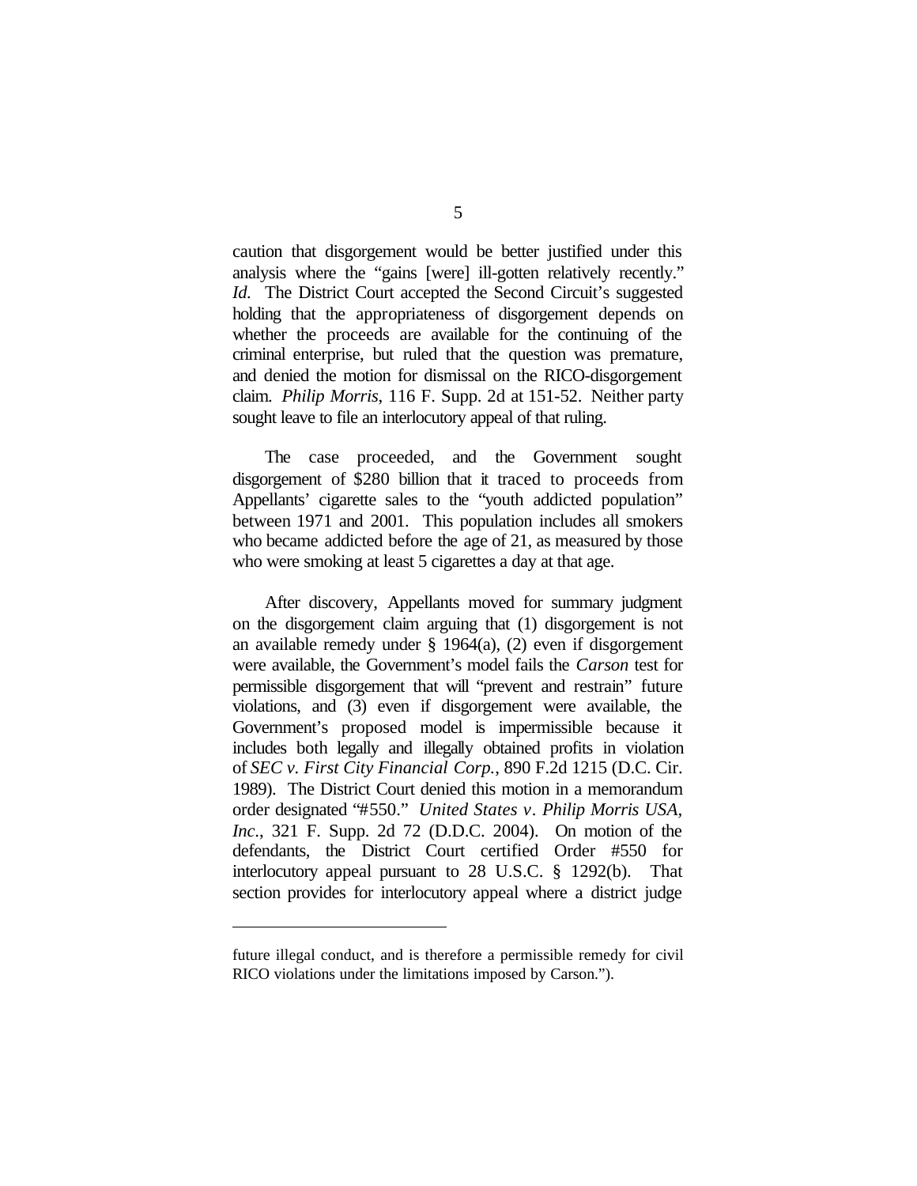caution that disgorgement would be better justified under this analysis where the "gains [were] ill-gotten relatively recently." *Id.* The District Court accepted the Second Circuit's suggested holding that the appropriateness of disgorgement depends on whether the proceeds are available for the continuing of the criminal enterprise, but ruled that the question was premature, and denied the motion for dismissal on the RICO-disgorgement claim. *Philip Morris*, 116 F. Supp. 2d at 151-52. Neither party sought leave to file an interlocutory appeal of that ruling.

The case proceeded, and the Government sought disgorgement of $280 billion that it traced to proceeds from Appellants' cigarette sales to the "youth addicted population" between 1971 and 2001. This population includes all smokers who became addicted before the age of 21, as measured by those who were smoking at least 5 cigarettes a day at that age.

After discovery, Appellants moved for summary judgment on the disgorgement claim arguing that (1) disgorgement is not an available remedy under § 1964(a), (2) even if disgorgement were available, the Government's model fails the *Carson* test for permissible disgorgement that will "prevent and restrain" future violations, and (3) even if disgorgement were available, the Government's proposed model is impermissible because it includes both legally and illegally obtained profits in violation of *SEC v. First City Financial Corp.*, 890 F.2d 1215 (D.C. Cir. 1989). The District Court denied this motion in a memorandum order designated "#550." *United States v. Philip Morris USA, Inc.*, 321 F. Supp. 2d 72 (D.D.C. 2004). On motion of the defendants, the District Court certified Order #550 for interlocutory appeal pursuant to 28 U.S.C. § 1292(b). That section provides for interlocutory appeal where a district judge

---

future illegal conduct, and is therefore a permissible remedy for civil RICO violations under the limitations imposed by Carson.").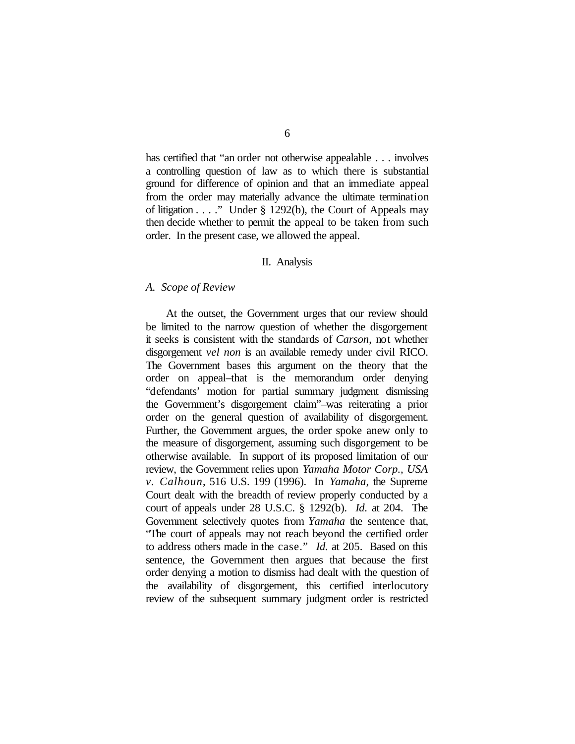has certified that "an order not otherwise appealable . . . involves a controlling question of law as to which there is substantial ground for difference of opinion and that an immediate appeal from the order may materially advance the ultimate termination of litigation . . . ." Under § 1292(b), the Court of Appeals may then decide whether to permit the appeal to be taken from such order. In the present case, we allowed the appeal.

## II. Analysis

### *A. Scope of Review*

At the outset, the Government urges that our review should be limited to the narrow question of whether the disgorgement it seeks is consistent with the standards of *Carson*, not whether disgorgement *vel non* is an available remedy under civil RICO. The Government bases this argument on the theory that the order on appeal–that is the memorandum order denying "defendants' motion for partial summary judgment dismissing the Government's disgorgement claim"–was reiterating a prior order on the general question of availability of disgorgement. Further, the Government argues, the order spoke anew only to the measure of disgorgement, assuming such disgorgement to be otherwise available. In support of its proposed limitation of our review, the Government relies upon *Yamaha Motor Corp., USA v. Calhoun*, 516 U.S. 199 (1996). In *Yamaha*, the Supreme Court dealt with the breadth of review properly conducted by a court of appeals under 28 U.S.C. § 1292(b). *Id.* at 204. The Government selectively quotes from *Yamaha* the sentence that, "The court of appeals may not reach beyond the certified order to address others made in the case." *Id.* at 205. Based on this sentence, the Government then argues that because the first order denying a motion to dismiss had dealt with the question of the availability of disgorgement, this certified interlocutory review of the subsequent summary judgment order is restricted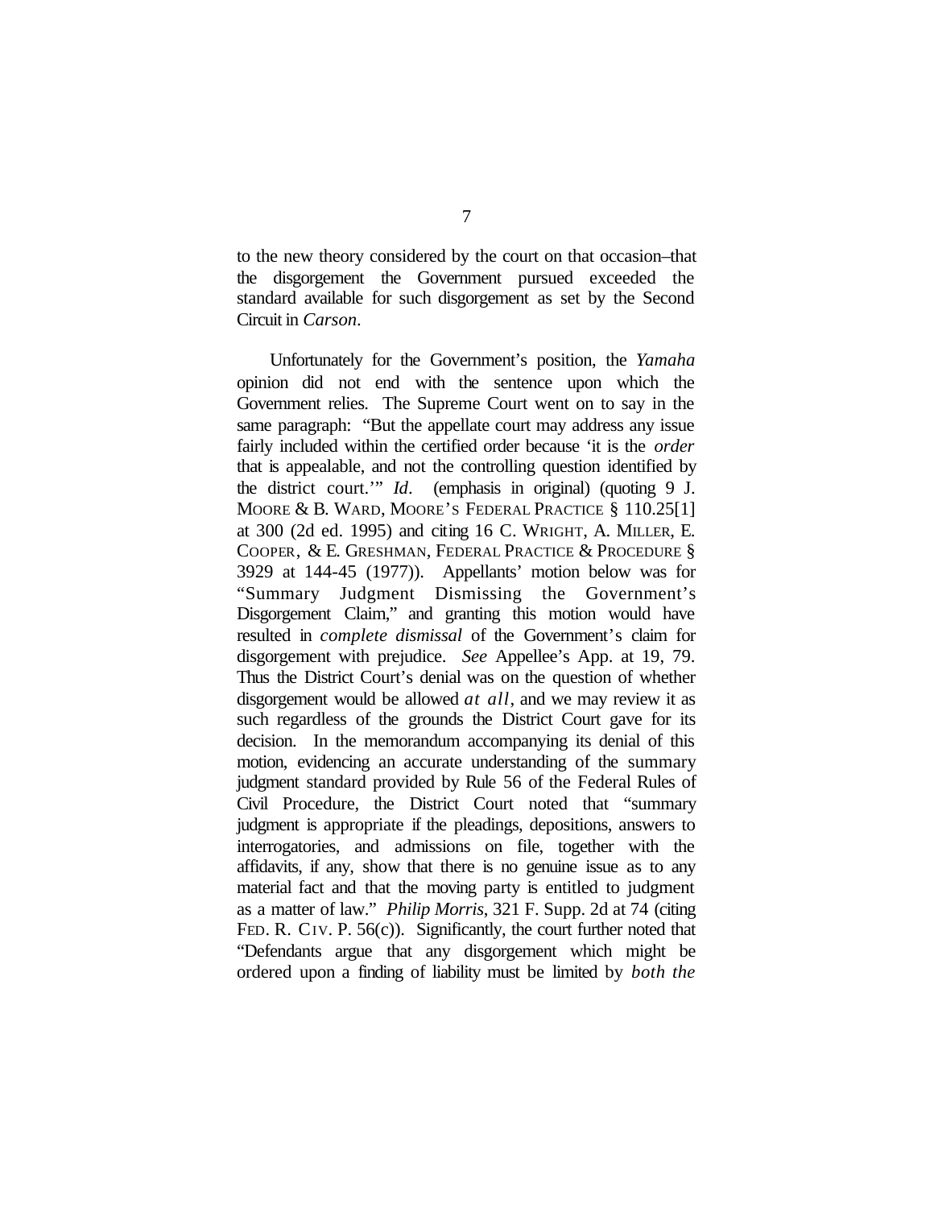to the new theory considered by the court on that occasion–that the disgorgement the Government pursued exceeded the standard available for such disgorgement as set by the Second Circuit in *Carson*.

Unfortunately for the Government's position, the *Yamaha* opinion did not end with the sentence upon which the Government relies. The Supreme Court went on to say in the same paragraph: "But the appellate court may address any issue fairly included within the certified order because 'it is the *order* that is appealable, and not the controlling question identified by the district court.'" *Id*. (emphasis in original) (quoting 9 J. MOORE & B. WARD, MOORE'S FEDERAL PRACTICE § 110.25[1] at 300 (2d ed. 1995) and citing 16 C. WRIGHT, A. MILLER, E. COOPER, & E. GRESHMAN, FEDERAL PRACTICE & PROCEDURE § 3929 at 144-45 (1977)). Appellants' motion below was for "Summary Judgment Dismissing the Government's Disgorgement Claim," and granting this motion would have resulted in *complete dismissal* of the Government's claim for disgorgement with prejudice. *See* Appellee's App. at 19, 79. Thus the District Court's denial was on the question of whether disgorgement would be allowed *at all*, and we may review it as such regardless of the grounds the District Court gave for its decision. In the memorandum accompanying its denial of this motion, evidencing an accurate understanding of the summary judgment standard provided by Rule 56 of the Federal Rules of Civil Procedure, the District Court noted that "summary judgment is appropriate if the pleadings, depositions, answers to interrogatories, and admissions on file, together with the affidavits, if any, show that there is no genuine issue as to any material fact and that the moving party is entitled to judgment as a matter of law." *Philip Morris*, 321 F. Supp. 2d at 74 (citing FED. R. CIV. P. 56(c)). Significantly, the court further noted that "Defendants argue that any disgorgement which might be ordered upon a finding of liability must be limited by *both the*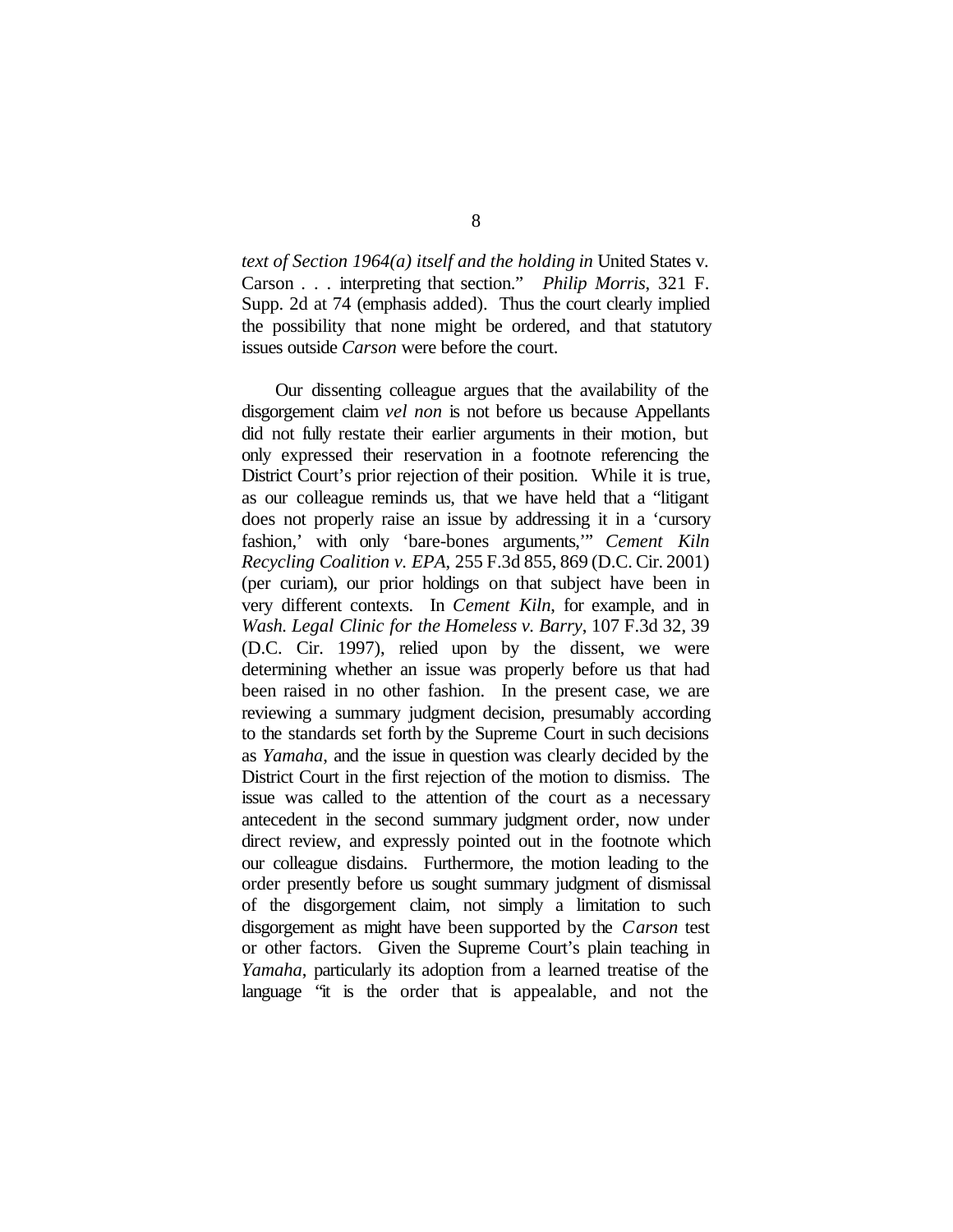*text of Section 1964(a) itself and the holding in* United States v. Carson . . . interpreting that section." *Philip Morris*, 321 F. Supp. 2d at 74 (emphasis added). Thus the court clearly implied the possibility that none might be ordered, and that statutory issues outside *Carson* were before the court.

Our dissenting colleague argues that the availability of the disgorgement claim *vel non* is not before us because Appellants did not fully restate their earlier arguments in their motion, but only expressed their reservation in a footnote referencing the District Court's prior rejection of their position. While it is true, as our colleague reminds us, that we have held that a "litigant does not properly raise an issue by addressing it in a 'cursory fashion,' with only 'bare-bones arguments,'" *Cement Kiln Recycling Coalition v. EPA*, 255 F.3d 855, 869 (D.C. Cir. 2001) (per curiam), our prior holdings on that subject have been in very different contexts. In *Cement Kiln*, for example, and in *Wash. Legal Clinic for the Homeless v. Barry*, 107 F.3d 32, 39 (D.C. Cir. 1997), relied upon by the dissent, we were determining whether an issue was properly before us that had been raised in no other fashion. In the present case, we are reviewing a summary judgment decision, presumably according to the standards set forth by the Supreme Court in such decisions as *Yamaha*, and the issue in question was clearly decided by the District Court in the first rejection of the motion to dismiss. The issue was called to the attention of the court as a necessary antecedent in the second summary judgment order, now under direct review, and expressly pointed out in the footnote which our colleague disdains. Furthermore, the motion leading to the order presently before us sought summary judgment of dismissal of the disgorgement claim, not simply a limitation to such disgorgement as might have been supported by the *Carson* test or other factors. Given the Supreme Court's plain teaching in *Yamaha*, particularly its adoption from a learned treatise of the language "it is the order that is appealable, and not the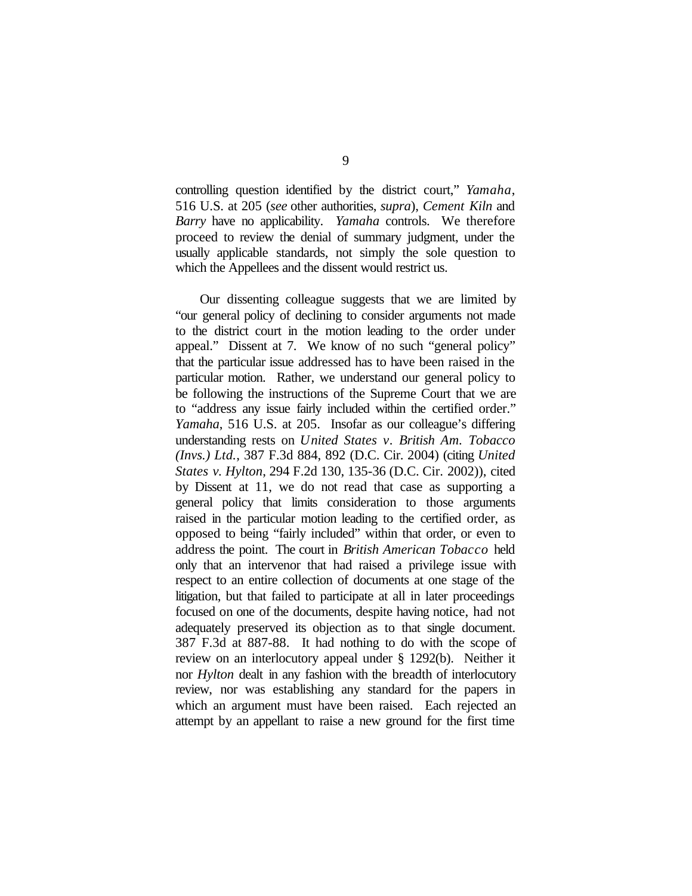controlling question identified by the district court," *Yamaha*, 516 U.S. at 205 (*see* other authorities, *supra*), *Cement Kiln* and *Barry* have no applicability. *Yamaha* controls. We therefore proceed to review the denial of summary judgment, under the usually applicable standards, not simply the sole question to which the Appellees and the dissent would restrict us.

Our dissenting colleague suggests that we are limited by "our general policy of declining to consider arguments not made to the district court in the motion leading to the order under appeal." Dissent at 7. We know of no such "general policy" that the particular issue addressed has to have been raised in the particular motion. Rather, we understand our general policy to be following the instructions of the Supreme Court that we are to "address any issue fairly included within the certified order." *Yamaha*, 516 U.S. at 205. Insofar as our colleague's differing understanding rests on *United States v. British Am. Tobacco (Invs.) Ltd.*, 387 F.3d 884, 892 (D.C. Cir. 2004) (citing *United States v. Hylton*, 294 F.2d 130, 135-36 (D.C. Cir. 2002)), cited by Dissent at 11, we do not read that case as supporting a general policy that limits consideration to those arguments raised in the particular motion leading to the certified order, as opposed to being "fairly included" within that order, or even to address the point. The court in *British American Tobacco* held only that an intervenor that had raised a privilege issue with respect to an entire collection of documents at one stage of the litigation, but that failed to participate at all in later proceedings focused on one of the documents, despite having notice, had not adequately preserved its objection as to that single document. 387 F.3d at 887-88. It had nothing to do with the scope of review on an interlocutory appeal under § 1292(b). Neither it nor *Hylton* dealt in any fashion with the breadth of interlocutory review, nor was establishing any standard for the papers in which an argument must have been raised. Each rejected an attempt by an appellant to raise a new ground for the first time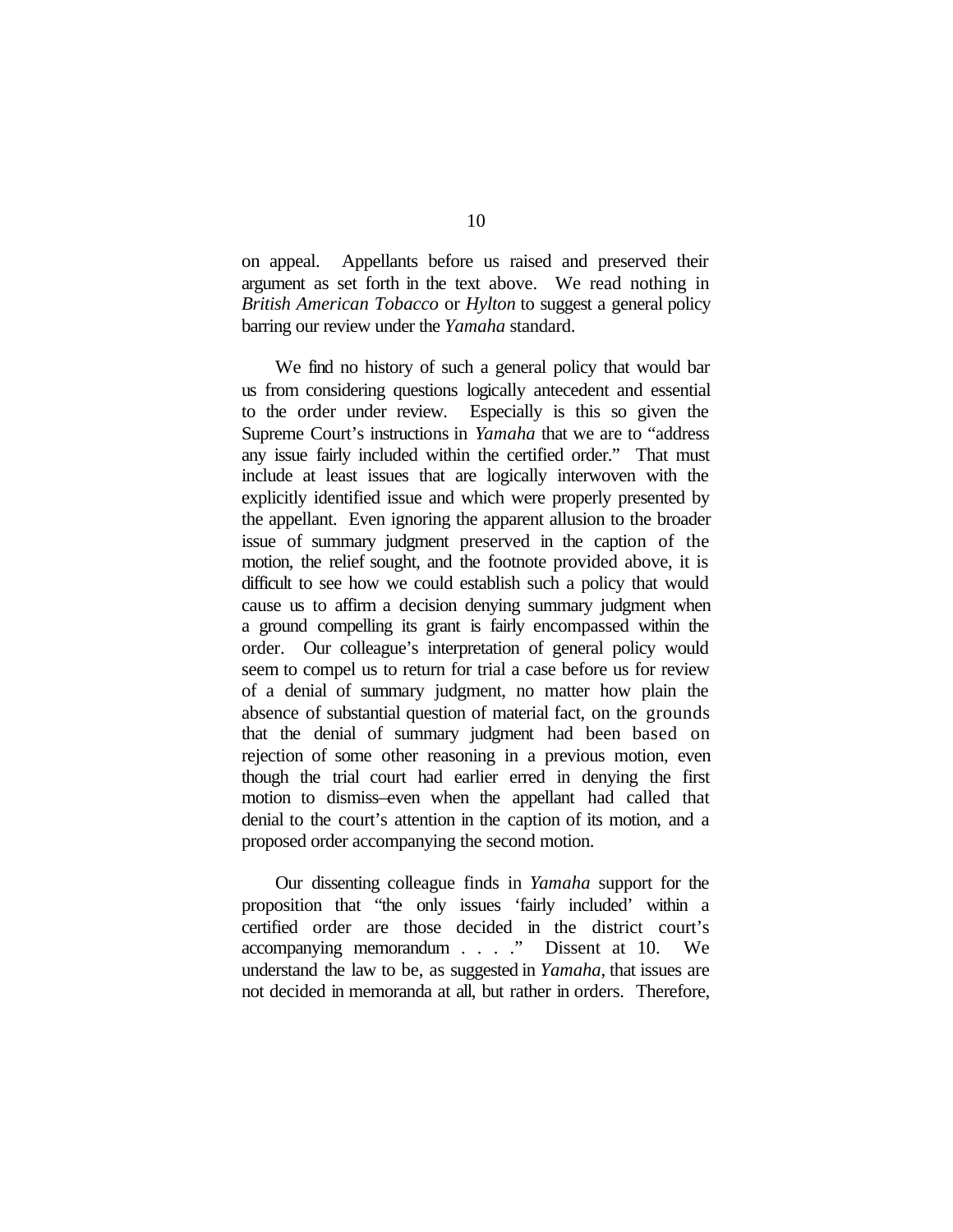on appeal. Appellants before us raised and preserved their argument as set forth in the text above. We read nothing in *British American Tobacco* or *Hylton* to suggest a general policy barring our review under the *Yamaha* standard.

We find no history of such a general policy that would bar us from considering questions logically antecedent and essential to the order under review. Especially is this so given the Supreme Court's instructions in *Yamaha* that we are to "address any issue fairly included within the certified order." That must include at least issues that are logically interwoven with the explicitly identified issue and which were properly presented by the appellant. Even ignoring the apparent allusion to the broader issue of summary judgment preserved in the caption of the motion, the relief sought, and the footnote provided above, it is difficult to see how we could establish such a policy that would cause us to affirm a decision denying summary judgment when a ground compelling its grant is fairly encompassed within the order. Our colleague's interpretation of general policy would seem to compel us to return for trial a case before us for review of a denial of summary judgment, no matter how plain the absence of substantial question of material fact, on the grounds that the denial of summary judgment had been based on rejection of some other reasoning in a previous motion, even though the trial court had earlier erred in denying the first motion to dismiss–even when the appellant had called that denial to the court's attention in the caption of its motion, and a proposed order accompanying the second motion.

Our dissenting colleague finds in *Yamaha* support for the proposition that "the only issues 'fairly included' within a certified order are those decided in the district court's accompanying memorandum . . . ." Dissent at 10. We understand the law to be, as suggested in *Yamaha*, that issues are not decided in memoranda at all, but rather in orders. Therefore,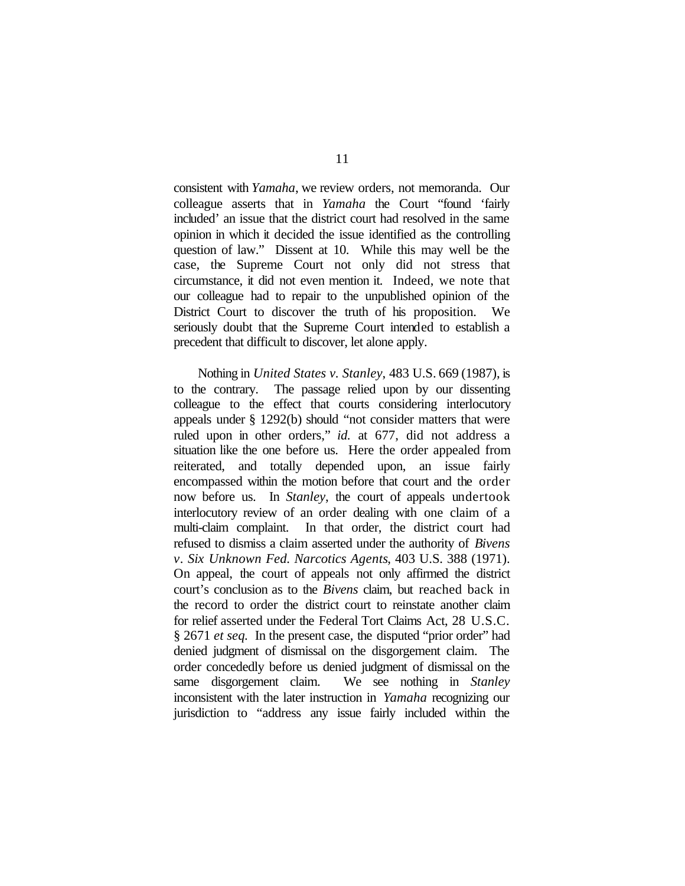consistent with *Yamaha*, we review orders, not memoranda. Our colleague asserts that in *Yamaha* the Court "found 'fairly included' an issue that the district court had resolved in the same opinion in which it decided the issue identified as the controlling question of law." Dissent at 10. While this may well be the case, the Supreme Court not only did not stress that circumstance, it did not even mention it. Indeed, we note that our colleague had to repair to the unpublished opinion of the District Court to discover the truth of his proposition. We seriously doubt that the Supreme Court intended to establish a precedent that difficult to discover, let alone apply.

Nothing in *United States v. Stanley*, 483 U.S. 669 (1987), is to the contrary. The passage relied upon by our dissenting colleague to the effect that courts considering interlocutory appeals under § 1292(b) should "not consider matters that were ruled upon in other orders," *id.* at 677, did not address a situation like the one before us. Here the order appealed from reiterated, and totally depended upon, an issue fairly encompassed within the motion before that court and the order now before us. In *Stanley*, the court of appeals undertook interlocutory review of an order dealing with one claim of a multi-claim complaint. In that order, the district court had refused to dismiss a claim asserted under the authority of *Bivens v. Six Unknown Fed. Narcotics Agents*, 403 U.S. 388 (1971). On appeal, the court of appeals not only affirmed the district court's conclusion as to the *Bivens* claim, but reached back in the record to order the district court to reinstate another claim for relief asserted under the Federal Tort Claims Act, 28 U.S.C. § 2671 *et seq.* In the present case, the disputed "prior order" had denied judgment of dismissal on the disgorgement claim. The order concededly before us denied judgment of dismissal on the same disgorgement claim. We see nothing in *Stanley* inconsistent with the later instruction in *Yamaha* recognizing our jurisdiction to "address any issue fairly included within the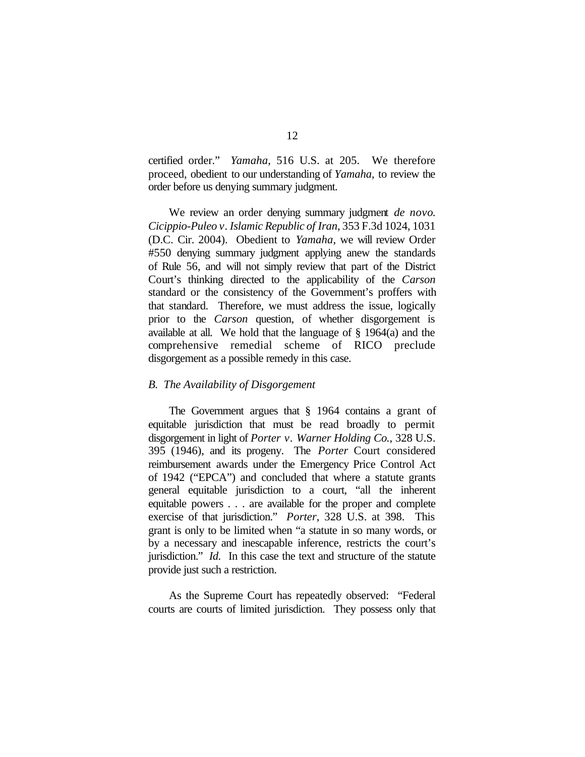certified order." *Yamaha*, 516 U.S. at 205. We therefore proceed, obedient to our understanding of *Yamaha*, to review the order before us denying summary judgment.

We review an order denying summary judgment *de novo*. *Cicippio-Puleo v. Islamic Republic of Iran*, 353 F.3d 1024, 1031 (D.C. Cir. 2004). Obedient to *Yamaha*, we will review Order #550 denying summary judgment applying anew the standards of Rule 56, and will not simply review that part of the District Court's thinking directed to the applicability of the *Carson* standard or the consistency of the Government's proffers with that standard. Therefore, we must address the issue, logically prior to the *Carson* question, of whether disgorgement is available at all. We hold that the language of § 1964(a) and the comprehensive remedial scheme of RICO preclude disgorgement as a possible remedy in this case.

*B. The Availability of Disgorgement*

The Government argues that § 1964 contains a grant of equitable jurisdiction that must be read broadly to permit disgorgement in light of *Porter v. Warner Holding Co.*, 328 U.S. 395 (1946), and its progeny. The *Porter* Court considered reimbursement awards under the Emergency Price Control Act of 1942 ("EPCA") and concluded that where a statute grants general equitable jurisdiction to a court, "all the inherent equitable powers . . . are available for the proper and complete exercise of that jurisdiction." *Porter*, 328 U.S. at 398. This grant is only to be limited when "a statute in so many words, or by a necessary and inescapable inference, restricts the court's jurisdiction." *Id.* In this case the text and structure of the statute provide just such a restriction.

As the Supreme Court has repeatedly observed: "Federal courts are courts of limited jurisdiction. They possess only that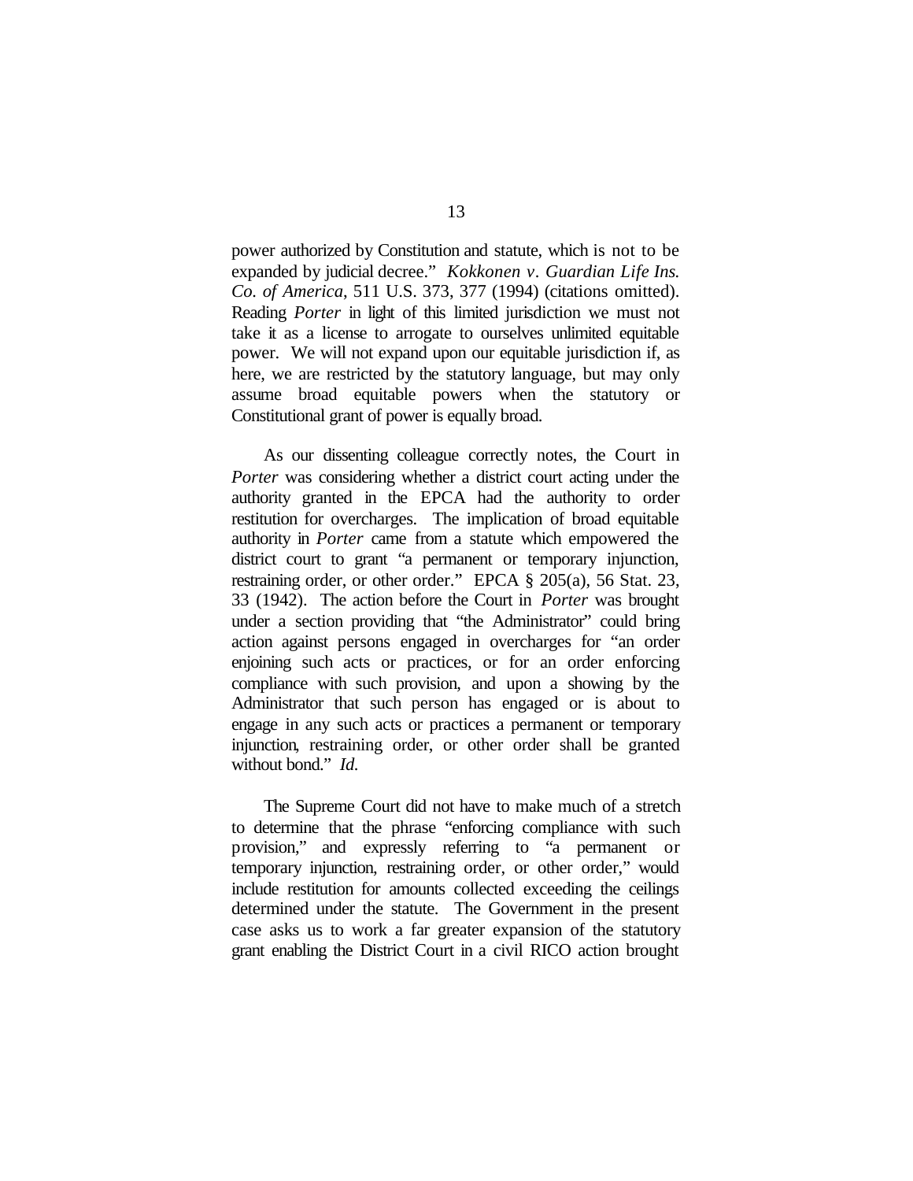power authorized by Constitution and statute, which is not to be expanded by judicial decree." *Kokkonen v. Guardian Life Ins. Co. of America*, 511 U.S. 373, 377 (1994) (citations omitted). Reading *Porter* in light of this limited jurisdiction we must not take it as a license to arrogate to ourselves unlimited equitable power. We will not expand upon our equitable jurisdiction if, as here, we are restricted by the statutory language, but may only assume broad equitable powers when the statutory or Constitutional grant of power is equally broad.

As our dissenting colleague correctly notes, the Court in *Porter* was considering whether a district court acting under the authority granted in the EPCA had the authority to order restitution for overcharges. The implication of broad equitable authority in *Porter* came from a statute which empowered the district court to grant "a permanent or temporary injunction, restraining order, or other order." EPCA § 205(a), 56 Stat. 23, 33 (1942). The action before the Court in *Porter* was brought under a section providing that "the Administrator" could bring action against persons engaged in overcharges for "an order enjoining such acts or practices, or for an order enforcing compliance with such provision, and upon a showing by the Administrator that such person has engaged or is about to engage in any such acts or practices a permanent or temporary injunction, restraining order, or other order shall be granted without bond." *Id.*

The Supreme Court did not have to make much of a stretch to determine that the phrase "enforcing compliance with such provision," and expressly referring to "a permanent or temporary injunction, restraining order, or other order," would include restitution for amounts collected exceeding the ceilings determined under the statute. The Government in the present case asks us to work a far greater expansion of the statutory grant enabling the District Court in a civil RICO action brought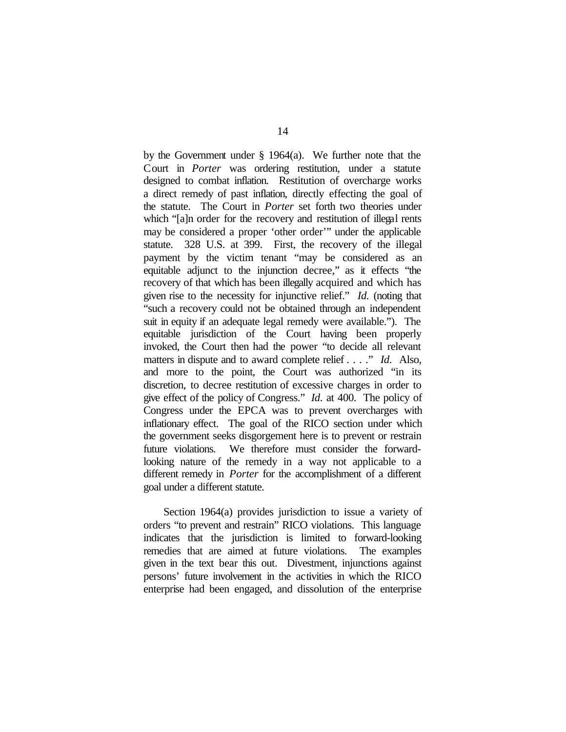by the Government under § 1964(a). We further note that the Court in *Porter* was ordering restitution, under a statute designed to combat inflation. Restitution of overcharge works a direct remedy of past inflation, directly effecting the goal of the statute. The Court in *Porter* set forth two theories under which "[a]n order for the recovery and restitution of illegal rents may be considered a proper 'other order'" under the applicable statute. 328 U.S. at 399. First, the recovery of the illegal payment by the victim tenant "may be considered as an equitable adjunct to the injunction decree," as it effects "the recovery of that which has been illegally acquired and which has given rise to the necessity for injunctive relief." *Id.* (noting that "such a recovery could not be obtained through an independent suit in equity if an adequate legal remedy were available."). The equitable jurisdiction of the Court having been properly invoked, the Court then had the power "to decide all relevant matters in dispute and to award complete relief . . . ." *Id.* Also, and more to the point, the Court was authorized "in its discretion, to decree restitution of excessive charges in order to give effect of the policy of Congress." *Id.* at 400. The policy of Congress under the EPCA was to prevent overcharges with inflationary effect. The goal of the RICO section under which the government seeks disgorgement here is to prevent or restrain future violations. We therefore must consider the forward-looking nature of the remedy in a way not applicable to a different remedy in *Porter* for the accomplishment of a different goal under a different statute.

Section 1964(a) provides jurisdiction to issue a variety of orders "to prevent and restrain" RICO violations. This language indicates that the jurisdiction is limited to forward-looking remedies that are aimed at future violations. The examples given in the text bear this out. Divestment, injunctions against persons' future involvement in the activities in which the RICO enterprise had been engaged, and dissolution of the enterprise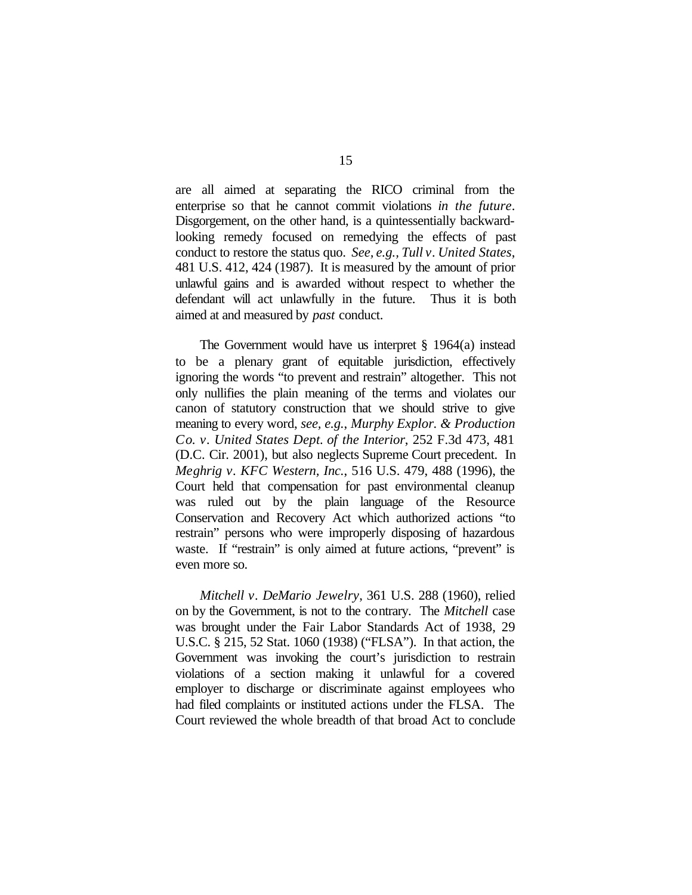are all aimed at separating the RICO criminal from the enterprise so that he cannot commit violations *in the future*. Disgorgement, on the other hand, is a quintessentially backward-looking remedy focused on remedying the effects of past conduct to restore the status quo. *See, e.g., Tull v. United States*, 481 U.S. 412, 424 (1987). It is measured by the amount of prior unlawful gains and is awarded without respect to whether the defendant will act unlawfully in the future. Thus it is both aimed at and measured by *past* conduct.

The Government would have us interpret § 1964(a) instead to be a plenary grant of equitable jurisdiction, effectively ignoring the words "to prevent and restrain" altogether. This not only nullifies the plain meaning of the terms and violates our canon of statutory construction that we should strive to give meaning to every word, *see, e.g.*, *Murphy Explor. & Production Co. v. United States Dept. of the Interior*, 252 F.3d 473, 481 (D.C. Cir. 2001), but also neglects Supreme Court precedent. In *Meghrig v. KFC Western, Inc.*, 516 U.S. 479, 488 (1996), the Court held that compensation for past environmental cleanup was ruled out by the plain language of the Resource Conservation and Recovery Act which authorized actions "to restrain" persons who were improperly disposing of hazardous waste. If "restrain" is only aimed at future actions, "prevent" is even more so.

*Mitchell v. DeMario Jewelry*, 361 U.S. 288 (1960), relied on by the Government, is not to the contrary. The *Mitchell* case was brought under the Fair Labor Standards Act of 1938, 29 U.S.C. § 215, 52 Stat. 1060 (1938) ("FLSA"). In that action, the Government was invoking the court's jurisdiction to restrain violations of a section making it unlawful for a covered employer to discharge or discriminate against employees who had filed complaints or instituted actions under the FLSA. The Court reviewed the whole breadth of that broad Act to conclude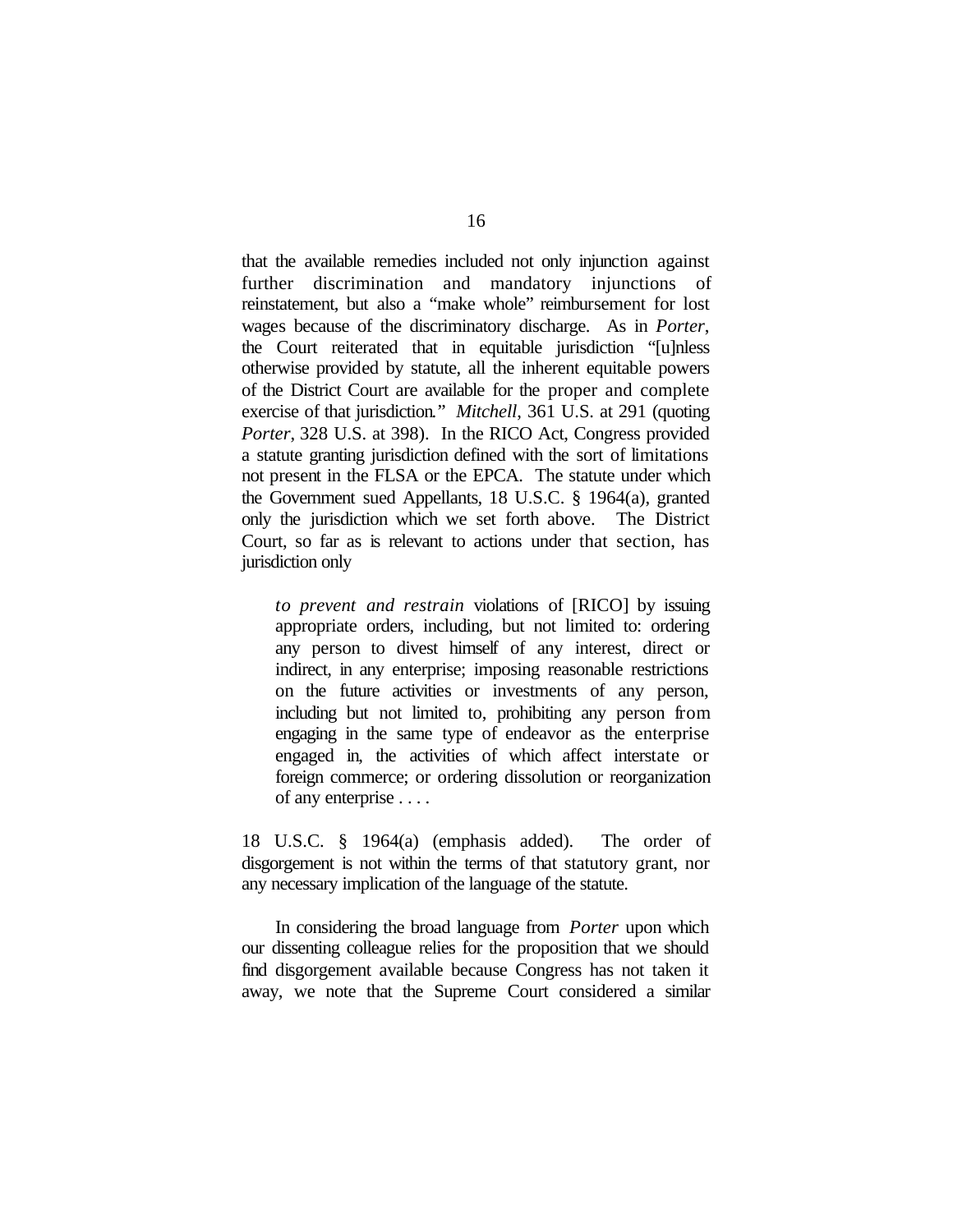that the available remedies included not only injunction against further discrimination and mandatory injunctions of reinstatement, but also a "make whole" reimbursement for lost wages because of the discriminatory discharge. As in *Porter*, the Court reiterated that in equitable jurisdiction "[u]nless otherwise provided by statute, all the inherent equitable powers of the District Court are available for the proper and complete exercise of that jurisdiction." *Mitchell*, 361 U.S. at 291 (quoting *Porter*, 328 U.S. at 398). In the RICO Act, Congress provided a statute granting jurisdiction defined with the sort of limitations not present in the FLSA or the EPCA. The statute under which the Government sued Appellants, 18 U.S.C. § 1964(a), granted only the jurisdiction which we set forth above. The District Court, so far as is relevant to actions under that section, has jurisdiction only

> *to prevent and restrain* violations of [RICO] by issuing appropriate orders, including, but not limited to: ordering any person to divest himself of any interest, direct or indirect, in any enterprise; imposing reasonable restrictions on the future activities or investments of any person, including but not limited to, prohibiting any person from engaging in the same type of endeavor as the enterprise engaged in, the activities of which affect interstate or foreign commerce; or ordering dissolution or reorganization of any enterprise . . . .

18 U.S.C. § 1964(a) (emphasis added). The order of disgorgement is not within the terms of that statutory grant, nor any necessary implication of the language of the statute.

In considering the broad language from *Porter* upon which our dissenting colleague relies for the proposition that we should find disgorgement available because Congress has not taken it away, we note that the Supreme Court considered a similar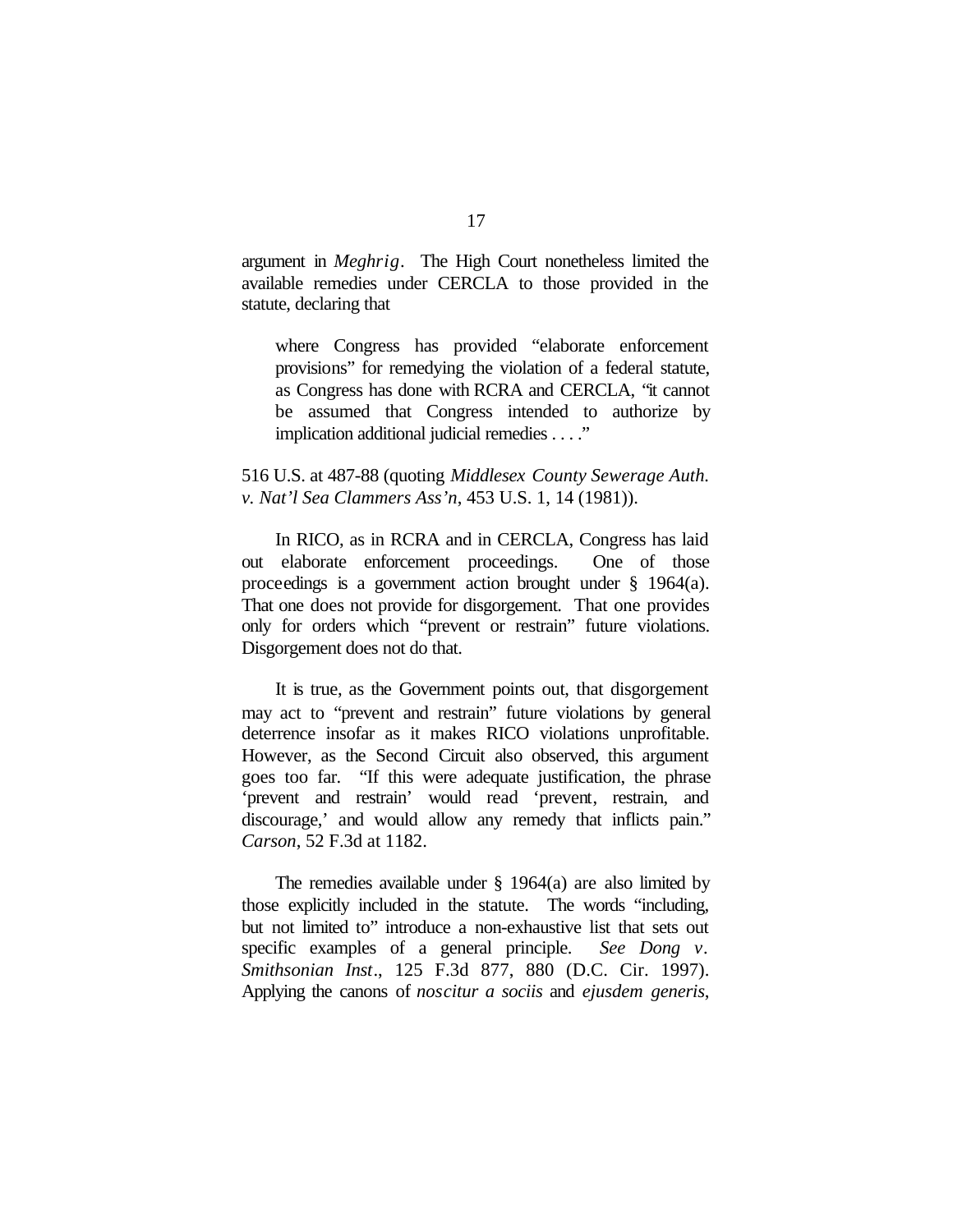argument in *Meghrig*. The High Court nonetheless limited the available remedies under CERCLA to those provided in the statute, declaring that

> where Congress has provided "elaborate enforcement provisions" for remedying the violation of a federal statute, as Congress has done with RCRA and CERCLA, "it cannot be assumed that Congress intended to authorize by implication additional judicial remedies . . . ."

516 U.S. at 487-88 (quoting *Middlesex County Sewerage Auth. v. Nat'l Sea Clammers Ass'n*, 453 U.S. 1, 14 (1981)).

In RICO, as in RCRA and in CERCLA, Congress has laid out elaborate enforcement proceedings. One of those proceedings is a government action brought under § 1964(a). That one does not provide for disgorgement. That one provides only for orders which "prevent or restrain" future violations. Disgorgement does not do that.

It is true, as the Government points out, that disgorgement may act to "prevent and restrain" future violations by general deterrence insofar as it makes RICO violations unprofitable. However, as the Second Circuit also observed, this argument goes too far. "If this were adequate justification, the phrase 'prevent and restrain' would read 'prevent, restrain, and discourage,' and would allow any remedy that inflicts pain." *Carson*, 52 F.3d at 1182.

The remedies available under § 1964(a) are also limited by those explicitly included in the statute. The words "including, but not limited to" introduce a non-exhaustive list that sets out specific examples of a general principle. *See Dong v. Smithsonian Inst*., 125 F.3d 877, 880 (D.C. Cir. 1997). Applying the canons of *noscitur a sociis* and *ejusdem generis*,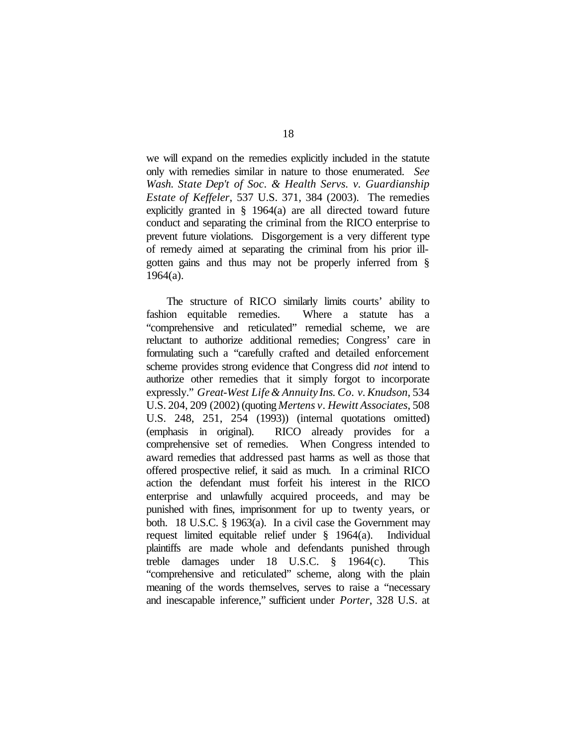we will expand on the remedies explicitly included in the statute only with remedies similar in nature to those enumerated. *See Wash. State Dep't of Soc. & Health Servs. v. Guardianship Estate of Keffeler*, 537 U.S. 371, 384 (2003). The remedies explicitly granted in § 1964(a) are all directed toward future conduct and separating the criminal from the RICO enterprise to prevent future violations. Disgorgement is a very different type of remedy aimed at separating the criminal from his prior ill-gotten gains and thus may not be properly inferred from § 1964(a).

The structure of RICO similarly limits courts' ability to fashion equitable remedies. Where a statute has a "comprehensive and reticulated" remedial scheme, we are reluctant to authorize additional remedies; Congress' care in formulating such a "carefully crafted and detailed enforcement scheme provides strong evidence that Congress did *not* intend to authorize other remedies that it simply forgot to incorporate expressly." *Great-West Life & Annuity Ins. Co. v. Knudson*, 534 U.S. 204, 209 (2002) (quoting *Mertens v. Hewitt Associates*, 508 U.S. 248, 251, 254 (1993)) (internal quotations omitted) (emphasis in original). RICO already provides for a comprehensive set of remedies. When Congress intended to award remedies that addressed past harms as well as those that offered prospective relief, it said as much. In a criminal RICO action the defendant must forfeit his interest in the RICO enterprise and unlawfully acquired proceeds, and may be punished with fines, imprisonment for up to twenty years, or both. 18 U.S.C. § 1963(a). In a civil case the Government may request limited equitable relief under § 1964(a). Individual plaintiffs are made whole and defendants punished through treble damages under 18 U.S.C. § 1964(c). This "comprehensive and reticulated" scheme, along with the plain meaning of the words themselves, serves to raise a "necessary and inescapable inference," sufficient under *Porter*, 328 U.S. at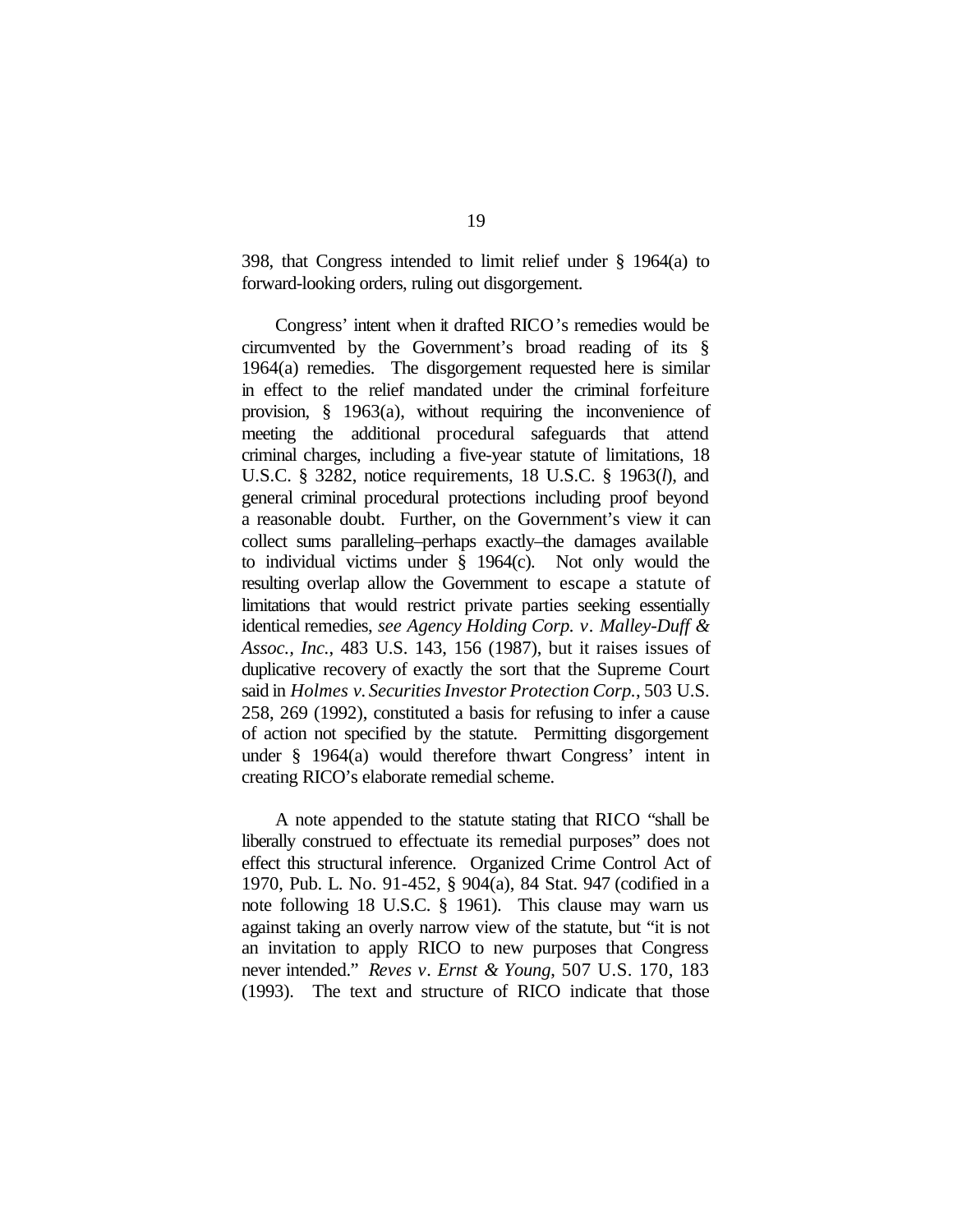398, that Congress intended to limit relief under § 1964(a) to forward-looking orders, ruling out disgorgement.

Congress' intent when it drafted RICO's remedies would be circumvented by the Government's broad reading of its § 1964(a) remedies. The disgorgement requested here is similar in effect to the relief mandated under the criminal forfeiture provision, § 1963(a), without requiring the inconvenience of meeting the additional procedural safeguards that attend criminal charges, including a five-year statute of limitations, 18 U.S.C. § 3282, notice requirements, 18 U.S.C. § 1963(*l*), and general criminal procedural protections including proof beyond a reasonable doubt. Further, on the Government's view it can collect sums paralleling–perhaps exactly–the damages available to individual victims under § 1964(c). Not only would the resulting overlap allow the Government to escape a statute of limitations that would restrict private parties seeking essentially identical remedies, *see Agency Holding Corp. v. Malley-Duff & Assoc., Inc.*, 483 U.S. 143, 156 (1987), but it raises issues of duplicative recovery of exactly the sort that the Supreme Court said in *Holmes v. Securities Investor Protection Corp.*, 503 U.S. 258, 269 (1992), constituted a basis for refusing to infer a cause of action not specified by the statute. Permitting disgorgement under § 1964(a) would therefore thwart Congress' intent in creating RICO's elaborate remedial scheme.

A note appended to the statute stating that RICO "shall be liberally construed to effectuate its remedial purposes" does not effect this structural inference. Organized Crime Control Act of 1970, Pub. L. No. 91-452, § 904(a), 84 Stat. 947 (codified in a note following 18 U.S.C. § 1961). This clause may warn us against taking an overly narrow view of the statute, but "it is not an invitation to apply RICO to new purposes that Congress never intended." *Reves v. Ernst & Young*, 507 U.S. 170, 183 (1993). The text and structure of RICO indicate that those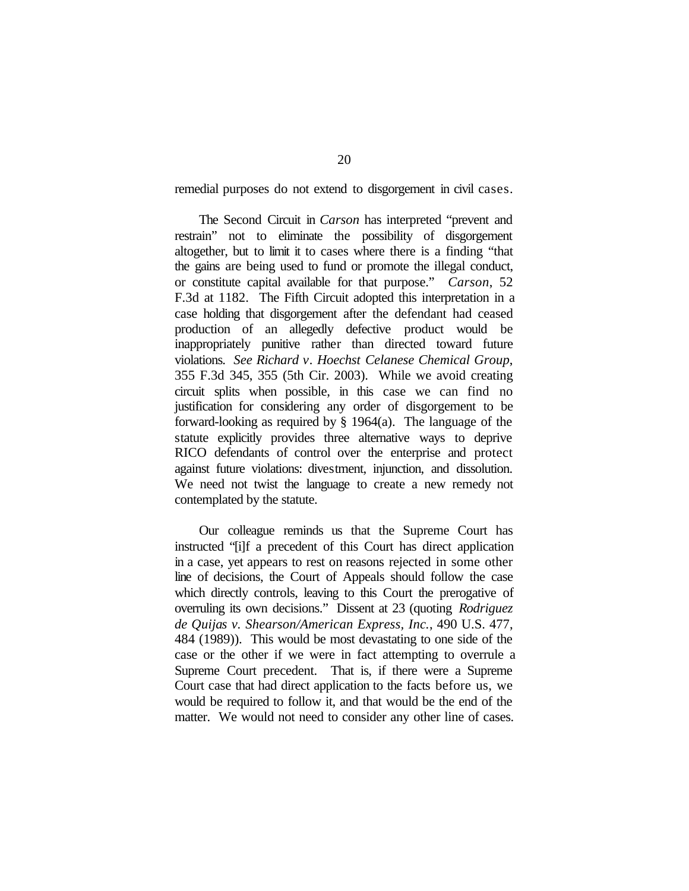remedial purposes do not extend to disgorgement in civil cases.

The Second Circuit in *Carson* has interpreted "prevent and restrain" not to eliminate the possibility of disgorgement altogether, but to limit it to cases where there is a finding "that the gains are being used to fund or promote the illegal conduct, or constitute capital available for that purpose." *Carson*, 52 F.3d at 1182. The Fifth Circuit adopted this interpretation in a case holding that disgorgement after the defendant had ceased production of an allegedly defective product would be inappropriately punitive rather than directed toward future violations. *See Richard v. Hoechst Celanese Chemical Group*, 355 F.3d 345, 355 (5th Cir. 2003). While we avoid creating circuit splits when possible, in this case we can find no justification for considering any order of disgorgement to be forward-looking as required by § 1964(a). The language of the statute explicitly provides three alternative ways to deprive RICO defendants of control over the enterprise and protect against future violations: divestment, injunction, and dissolution. We need not twist the language to create a new remedy not contemplated by the statute.

Our colleague reminds us that the Supreme Court has instructed "[i]f a precedent of this Court has direct application in a case, yet appears to rest on reasons rejected in some other line of decisions, the Court of Appeals should follow the case which directly controls, leaving to this Court the prerogative of overruling its own decisions." Dissent at 23 (quoting *Rodriguez de Quijas v. Shearson/American Express, Inc.*, 490 U.S. 477, 484 (1989)). This would be most devastating to one side of the case or the other if we were in fact attempting to overrule a Supreme Court precedent. That is, if there were a Supreme Court case that had direct application to the facts before us, we would be required to follow it, and that would be the end of the matter. We would not need to consider any other line of cases.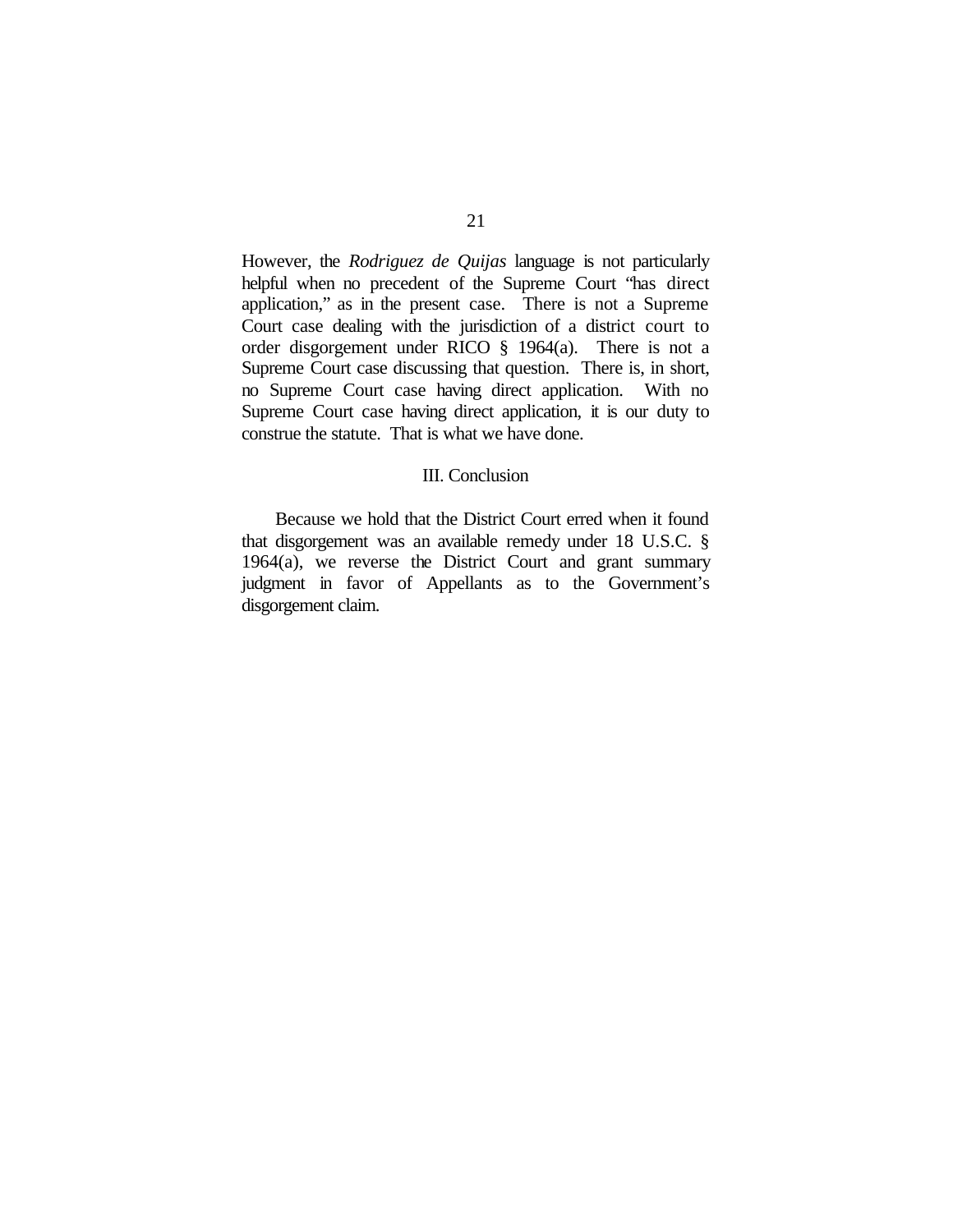However, the *Rodriguez de Quijas* language is not particularly helpful when no precedent of the Supreme Court "has direct application," as in the present case. There is not a Supreme Court case dealing with the jurisdiction of a district court to order disgorgement under RICO § 1964(a). There is not a Supreme Court case discussing that question. There is, in short, no Supreme Court case having direct application. With no Supreme Court case having direct application, it is our duty to construe the statute. That is what we have done.

## III. Conclusion

Because we hold that the District Court erred when it found that disgorgement was an available remedy under 18 U.S.C. § 1964(a), we reverse the District Court and grant summary judgment in favor of Appellants as to the Government's disgorgement claim.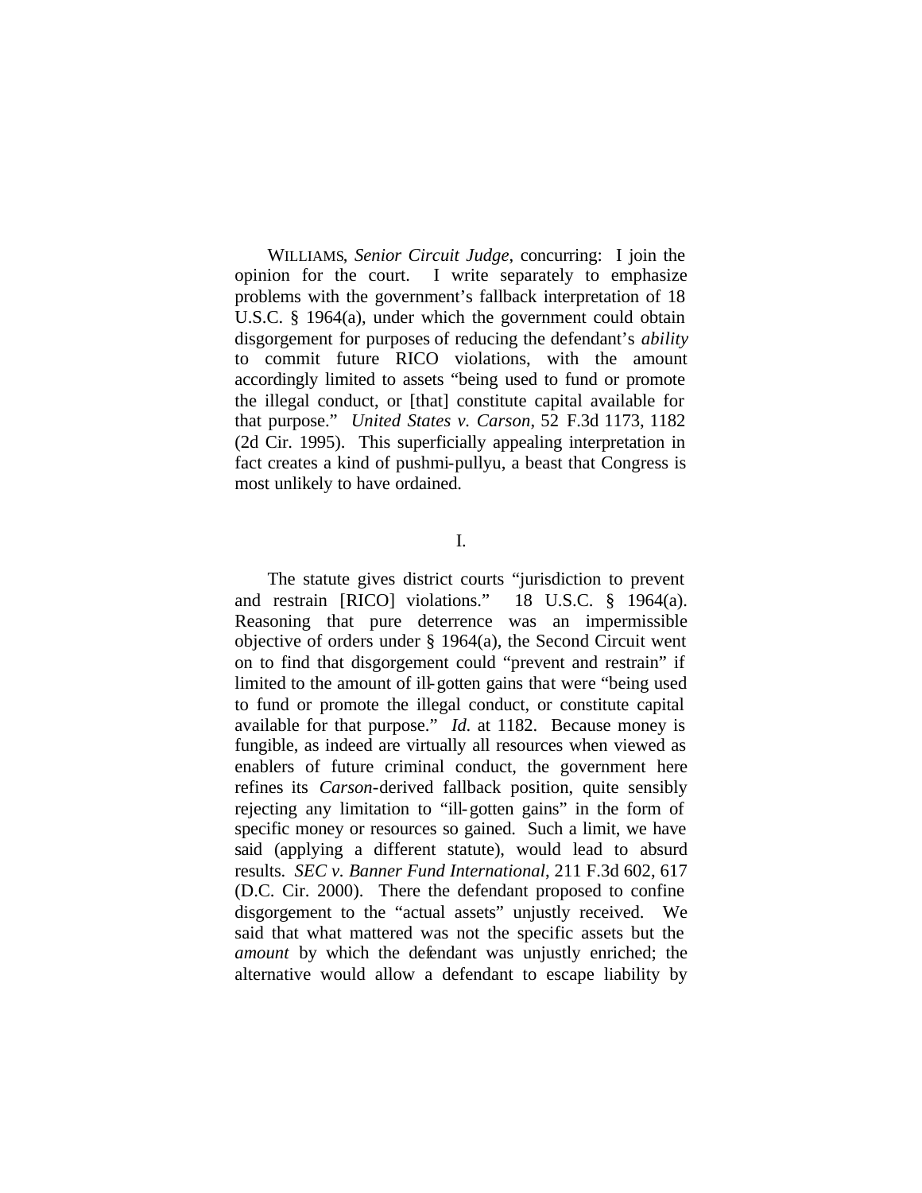WILLIAMS, *Senior Circuit Judge*, concurring: I join the opinion for the court. I write separately to emphasize problems with the government's fallback interpretation of 18 U.S.C. § 1964(a), under which the government could obtain disgorgement for purposes of reducing the defendant's *ability* to commit future RICO violations, with the amount accordingly limited to assets "being used to fund or promote the illegal conduct, or [that] constitute capital available for that purpose." *United States v. Carson*, 52 F.3d 1173, 1182 (2d Cir. 1995). This superficially appealing interpretation in fact creates a kind of pushmi-pullyu, a beast that Congress is most unlikely to have ordained.

I.

The statute gives district courts "jurisdiction to prevent and restrain [RICO] violations." 18 U.S.C. § 1964(a). Reasoning that pure deterrence was an impermissible objective of orders under § 1964(a), the Second Circuit went on to find that disgorgement could "prevent and restrain" if limited to the amount of ill-gotten gains that were "being used to fund or promote the illegal conduct, or constitute capital available for that purpose." *Id.* at 1182. Because money is fungible, as indeed are virtually all resources when viewed as enablers of future criminal conduct, the government here refines its *Carson*-derived fallback position, quite sensibly rejecting any limitation to "ill-gotten gains" in the form of specific money or resources so gained. Such a limit, we have said (applying a different statute), would lead to absurd results. *SEC v. Banner Fund International*, 211 F.3d 602, 617 (D.C. Cir. 2000). There the defendant proposed to confine disgorgement to the "actual assets" unjustly received. We said that what mattered was not the specific assets but the *amount* by which the defendant was unjustly enriched; the alternative would allow a defendant to escape liability by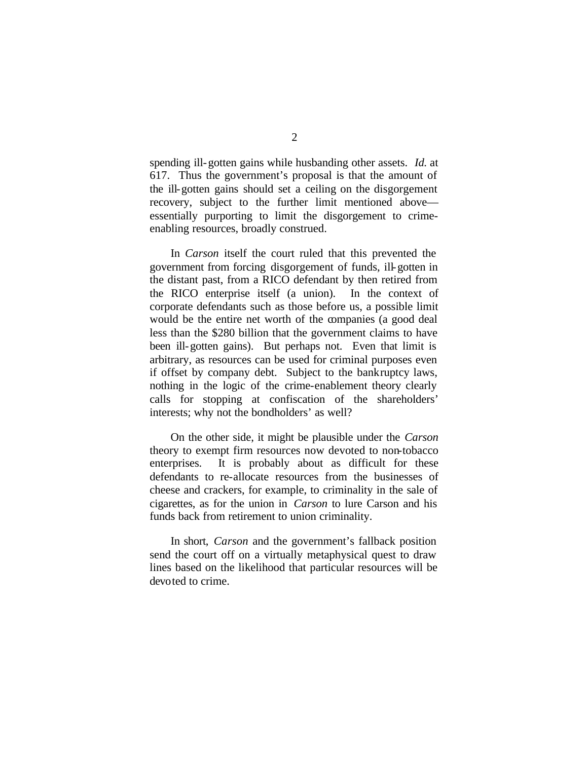spending ill-gotten gains while husbanding other assets. *Id.* at 617. Thus the government's proposal is that the amount of the ill-gotten gains should set a ceiling on the disgorgement recovery, subject to the further limit mentioned above—essentially purporting to limit the disgorgement to crime-enabling resources, broadly construed.

In *Carson* itself the court ruled that this prevented the government from forcing disgorgement of funds, ill-gotten in the distant past, from a RICO defendant by then retired from the RICO enterprise itself (a union). In the context of corporate defendants such as those before us, a possible limit would be the entire net worth of the companies (a good deal less than the $280 billion that the government claims to have been ill-gotten gains). But perhaps not. Even that limit is arbitrary, as resources can be used for criminal purposes even if offset by company debt. Subject to the bankruptcy laws, nothing in the logic of the crime-enablement theory clearly calls for stopping at confiscation of the shareholders' interests; why not the bondholders' as well?

On the other side, it might be plausible under the *Carson* theory to exempt firm resources now devoted to non-tobacco enterprises. It is probably about as difficult for these defendants to re-allocate resources from the businesses of cheese and crackers, for example, to criminality in the sale of cigarettes, as for the union in *Carson* to lure Carson and his funds back from retirement to union criminality.

In short, *Carson* and the government's fallback position send the court off on a virtually metaphysical quest to draw lines based on the likelihood that particular resources will be devoted to crime.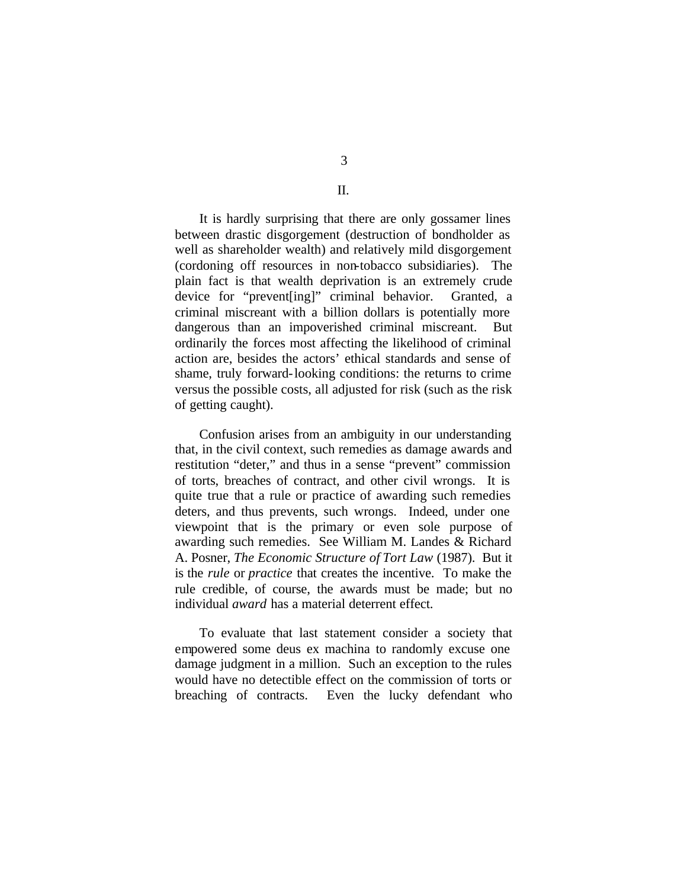## II.

It is hardly surprising that there are only gossamer lines between drastic disgorgement (destruction of bondholder as well as shareholder wealth) and relatively mild disgorgement (cordoning off resources in non-tobacco subsidiaries). The plain fact is that wealth deprivation is an extremely crude device for "prevent[ing]" criminal behavior. Granted, a criminal miscreant with a billion dollars is potentially more dangerous than an impoverished criminal miscreant. But ordinarily the forces most affecting the likelihood of criminal action are, besides the actors' ethical standards and sense of shame, truly forward-looking conditions: the returns to crime versus the possible costs, all adjusted for risk (such as the risk of getting caught).

Confusion arises from an ambiguity in our understanding that, in the civil context, such remedies as damage awards and restitution "deter," and thus in a sense "prevent" commission of torts, breaches of contract, and other civil wrongs. It is quite true that a rule or practice of awarding such remedies deters, and thus prevents, such wrongs. Indeed, under one viewpoint that is the primary or even sole purpose of awarding such remedies. See William M. Landes & Richard A. Posner, *The Economic Structure of Tort Law* (1987). But it is the *rule* or *practice* that creates the incentive. To make the rule credible, of course, the awards must be made; but no individual *award* has a material deterrent effect.

To evaluate that last statement consider a society that empowered some deus ex machina to randomly excuse one damage judgment in a million. Such an exception to the rules would have no detectible effect on the commission of torts or breaching of contracts. Even the lucky defendant who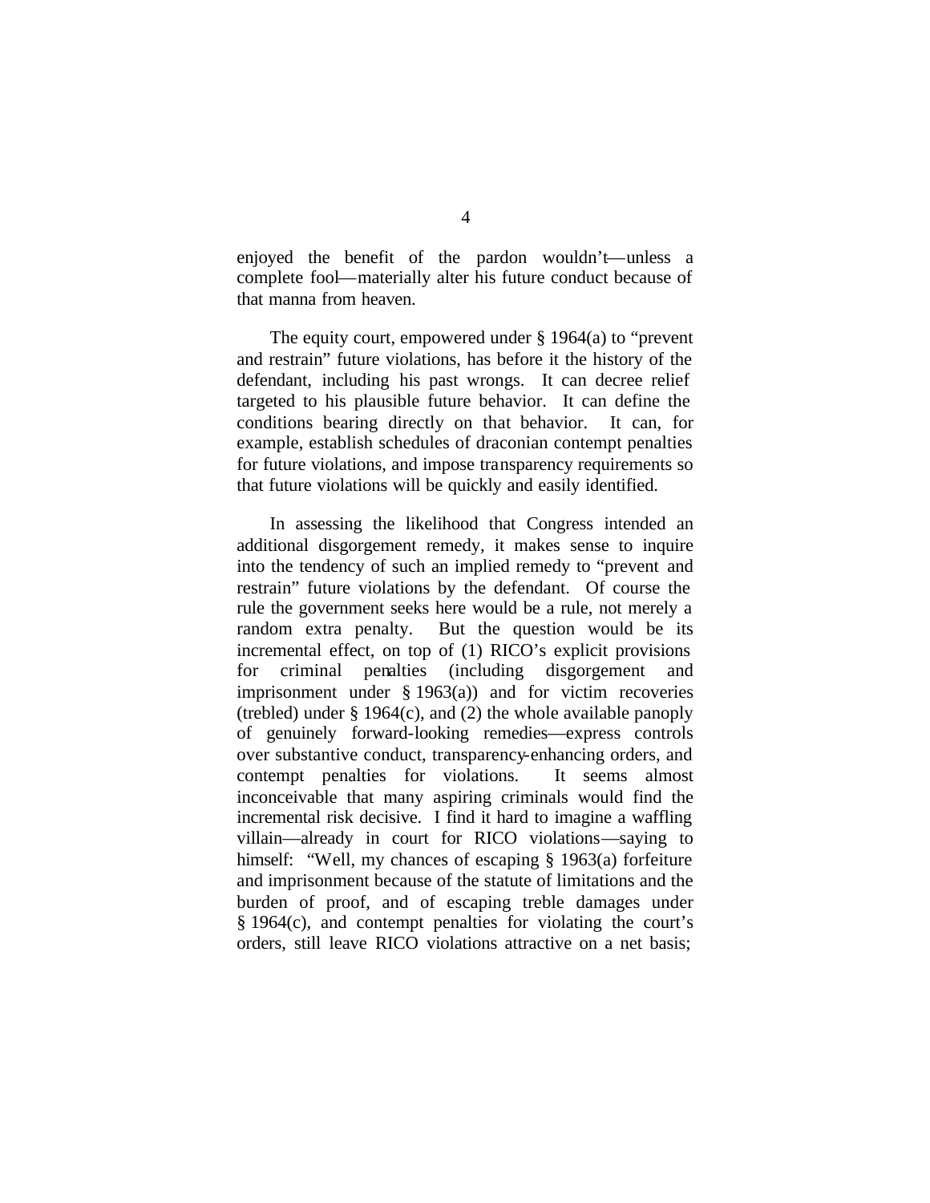enjoyed the benefit of the pardon wouldn't—unless a complete fool—materially alter his future conduct because of that manna from heaven.

The equity court, empowered under § 1964(a) to "prevent and restrain" future violations, has before it the history of the defendant, including his past wrongs. It can decree relief targeted to his plausible future behavior. It can define the conditions bearing directly on that behavior. It can, for example, establish schedules of draconian contempt penalties for future violations, and impose transparency requirements so that future violations will be quickly and easily identified.

In assessing the likelihood that Congress intended an additional disgorgement remedy, it makes sense to inquire into the tendency of such an implied remedy to "prevent and restrain" future violations by the defendant. Of course the rule the government seeks here would be a rule, not merely a random extra penalty. But the question would be its incremental effect, on top of (1) RICO's explicit provisions for criminal penalties (including disgorgement and imprisonment under § 1963(a)) and for victim recoveries (trebled) under § 1964(c), and (2) the whole available panoply of genuinely forward-looking remedies—express controls over substantive conduct, transparency-enhancing orders, and contempt penalties for violations. It seems almost inconceivable that many aspiring criminals would find the incremental risk decisive. I find it hard to imagine a waffling villain—already in court for RICO violations—saying to himself: "Well, my chances of escaping § 1963(a) forfeiture and imprisonment because of the statute of limitations and the burden of proof, and of escaping treble damages under § 1964(c), and contempt penalties for violating the court's orders, still leave RICO violations attractive on a net basis;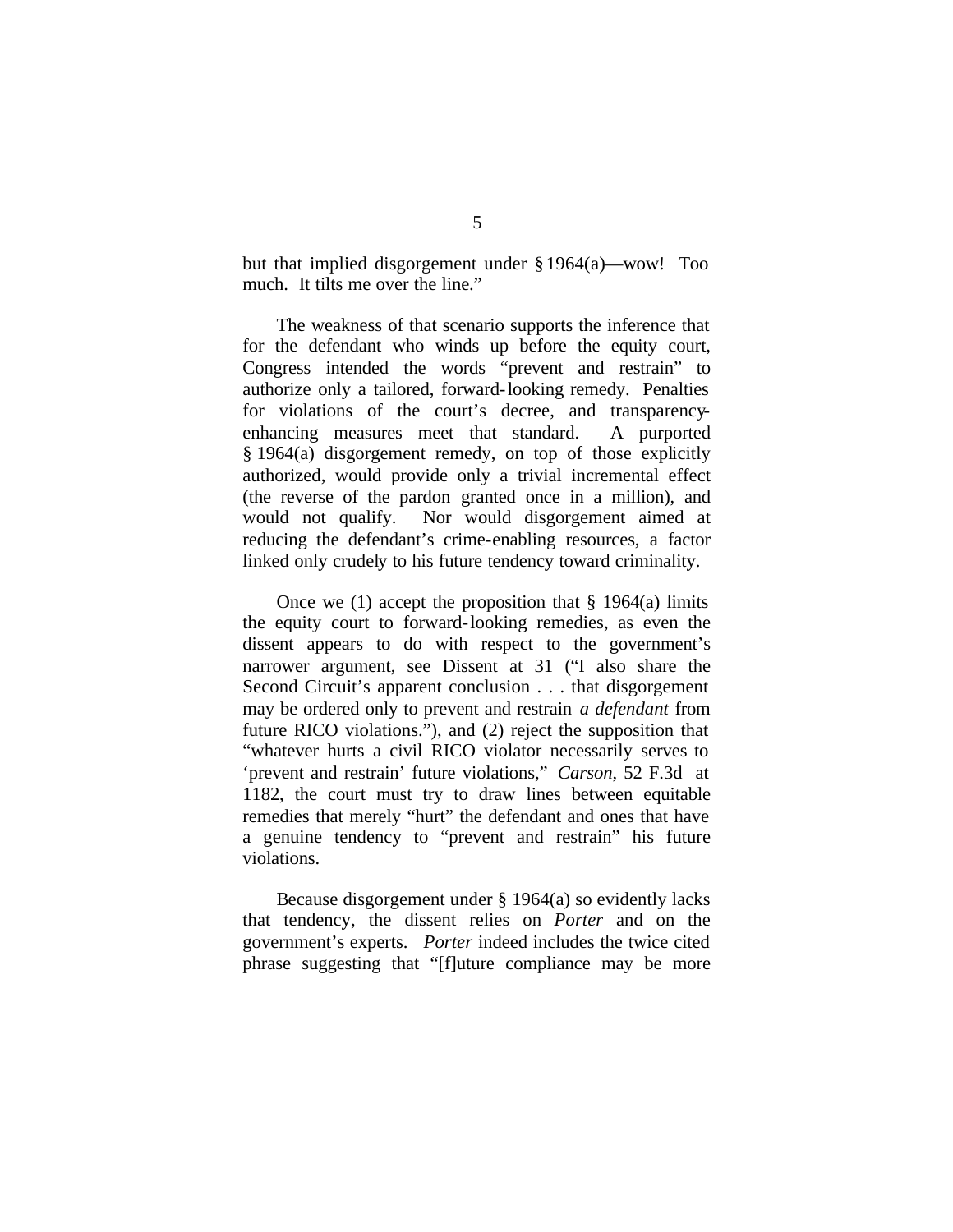but that implied disgorgement under § 1964(a)—wow! Too much. It tilts me over the line."

The weakness of that scenario supports the inference that for the defendant who winds up before the equity court, Congress intended the words "prevent and restrain" to authorize only a tailored, forward-looking remedy. Penalties for violations of the court's decree, and transparency-enhancing measures meet that standard. A purported § 1964(a) disgorgement remedy, on top of those explicitly authorized, would provide only a trivial incremental effect (the reverse of the pardon granted once in a million), and would not qualify. Nor would disgorgement aimed at reducing the defendant's crime-enabling resources, a factor linked only crudely to his future tendency toward criminality.

Once we (1) accept the proposition that § 1964(a) limits the equity court to forward-looking remedies, as even the dissent appears to do with respect to the government's narrower argument, see Dissent at 31 ("I also share the Second Circuit's apparent conclusion . . . that disgorgement may be ordered only to prevent and restrain *a defendant* from future RICO violations."), and (2) reject the supposition that "whatever hurts a civil RICO violator necessarily serves to 'prevent and restrain' future violations," *Carson*, 52 F.3d at 1182, the court must try to draw lines between equitable remedies that merely "hurt" the defendant and ones that have a genuine tendency to "prevent and restrain" his future violations.

Because disgorgement under § 1964(a) so evidently lacks that tendency, the dissent relies on *Porter* and on the government's experts. *Porter* indeed includes the twice cited phrase suggesting that "[f]uture compliance may be more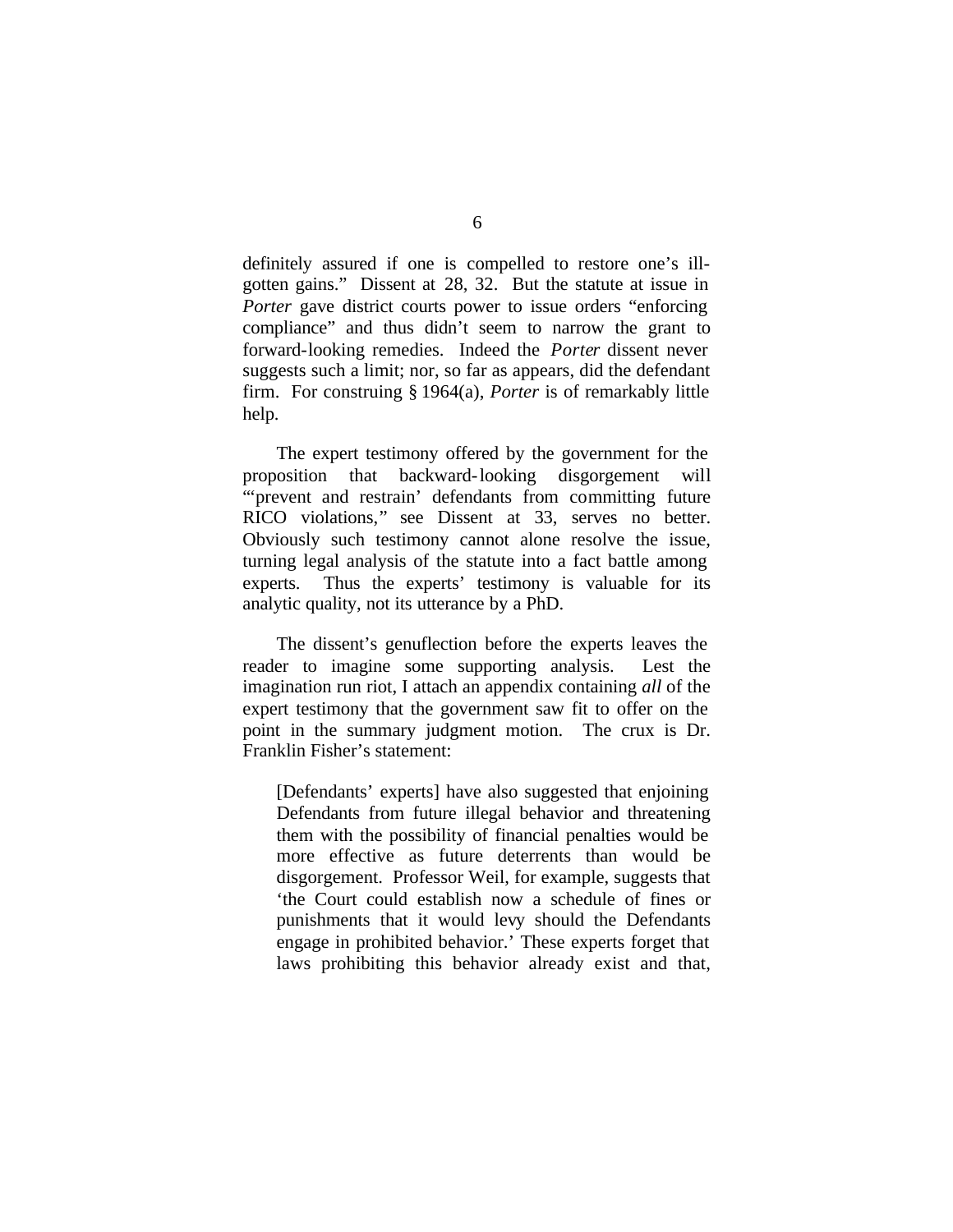definitely assured if one is compelled to restore one's ill-gotten gains." Dissent at 28, 32. But the statute at issue in *Porter* gave district courts power to issue orders "enforcing compliance" and thus didn't seem to narrow the grant to forward-looking remedies. Indeed the *Porter* dissent never suggests such a limit; nor, so far as appears, did the defendant firm. For construing § 1964(a), *Porter* is of remarkably little help.

The expert testimony offered by the government for the proposition that backward-looking disgorgement will "'prevent and restrain' defendants from committing future RICO violations," see Dissent at 33, serves no better. Obviously such testimony cannot alone resolve the issue, turning legal analysis of the statute into a fact battle among experts. Thus the experts' testimony is valuable for its analytic quality, not its utterance by a PhD.

The dissent's genuflection before the experts leaves the reader to imagine some supporting analysis. Lest the imagination run riot, I attach an appendix containing *all* of the expert testimony that the government saw fit to offer on the point in the summary judgment motion. The crux is Dr. Franklin Fisher's statement:

> [Defendants' experts] have also suggested that enjoining Defendants from future illegal behavior and threatening them with the possibility of financial penalties would be more effective as future deterrents than would be disgorgement. Professor Weil, for example, suggests that 'the Court could establish now a schedule of fines or punishments that it would levy should the Defendants engage in prohibited behavior.' These experts forget that laws prohibiting this behavior already exist and that,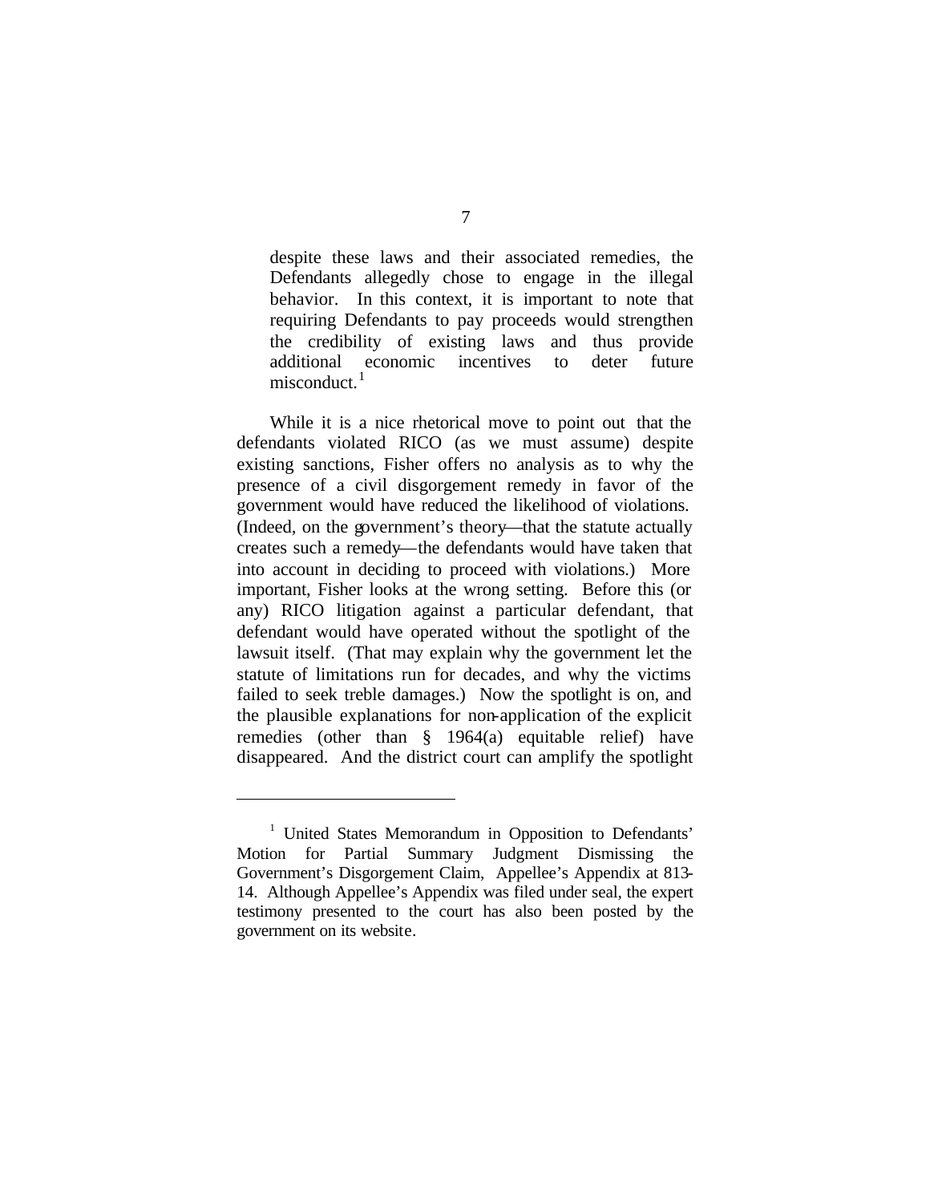> despite these laws and their associated remedies, the Defendants allegedly chose to engage in the illegal behavior. In this context, it is important to note that requiring Defendants to pay proceeds would strengthen the credibility of existing laws and thus provide additional economic incentives to deter future misconduct.[1]

While it is a nice rhetorical move to point out that the defendants violated RICO (as we must assume) despite existing sanctions, Fisher offers no analysis as to why the presence of a civil disgorgement remedy in favor of the government would have reduced the likelihood of violations. (Indeed, on the government's theory—that the statute actually creates such a remedy—the defendants would have taken that into account in deciding to proceed with violations.) More important, Fisher looks at the wrong setting. Before this (or any) RICO litigation against a particular defendant, that defendant would have operated without the spotlight of the lawsuit itself. (That may explain why the government let the statute of limitations run for decades, and why the victims failed to seek treble damages.) Now the spotlight is on, and the plausible explanations for non-application of the explicit remedies (other than § 1964(a) equitable relief) have disappeared. And the district court can amplify the spotlight

---

[1] United States Memorandum in Opposition to Defendants' Motion for Partial Summary Judgment Dismissing the Government's Disgorgement Claim, Appellee's Appendix at 813-14. Although Appellee's Appendix was filed under seal, the expert testimony presented to the court has also been posted by the government on its website.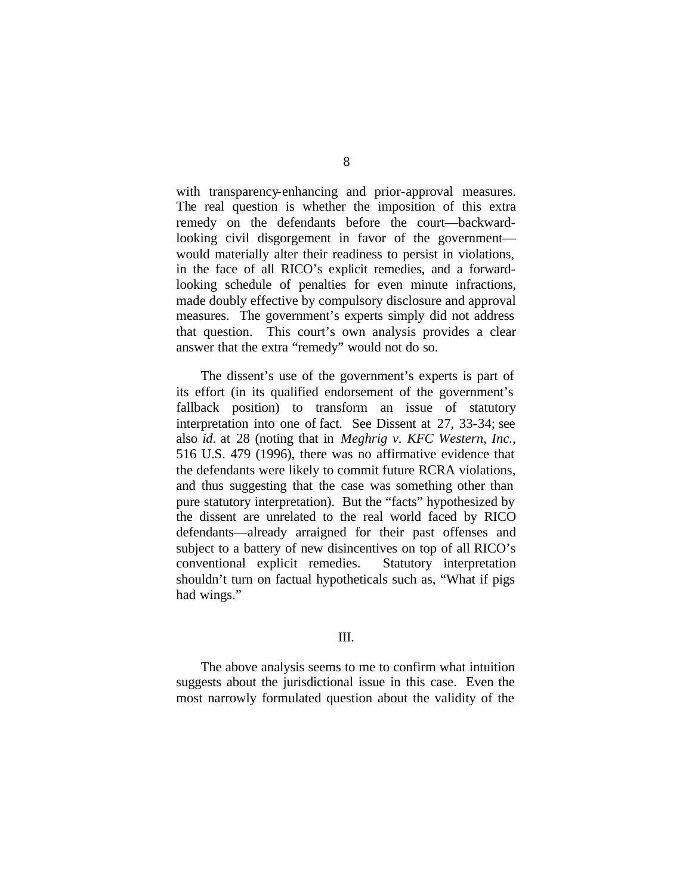with transparency-enhancing and prior-approval measures. The real question is whether the imposition of this extra remedy on the defendants before the court—backward-looking civil disgorgement in favor of the government—would materially alter their readiness to persist in violations, in the face of all RICO's explicit remedies, and a forward-looking schedule of penalties for even minute infractions, made doubly effective by compulsory disclosure and approval measures. The government's experts simply did not address that question. This court's own analysis provides a clear answer that the extra "remedy" would not do so.

The dissent's use of the government's experts is part of its effort (in its qualified endorsement of the government's fallback position) to transform an issue of statutory interpretation into one of fact. See Dissent at 27, 33-34; see also *id*. at 28 (noting that in *Meghrig v. KFC Western, Inc.*, 516 U.S. 479 (1996), there was no affirmative evidence that the defendants were likely to commit future RCRA violations, and thus suggesting that the case was something other than pure statutory interpretation). But the "facts" hypothesized by the dissent are unrelated to the real world faced by RICO defendants—already arraigned for their past offenses and subject to a battery of new disincentives on top of all RICO's conventional explicit remedies. Statutory interpretation shouldn't turn on factual hypotheticals such as, "What if pigs had wings."

III.

The above analysis seems to me to confirm what intuition suggests about the jurisdictional issue in this case. Even the most narrowly formulated question about the validity of the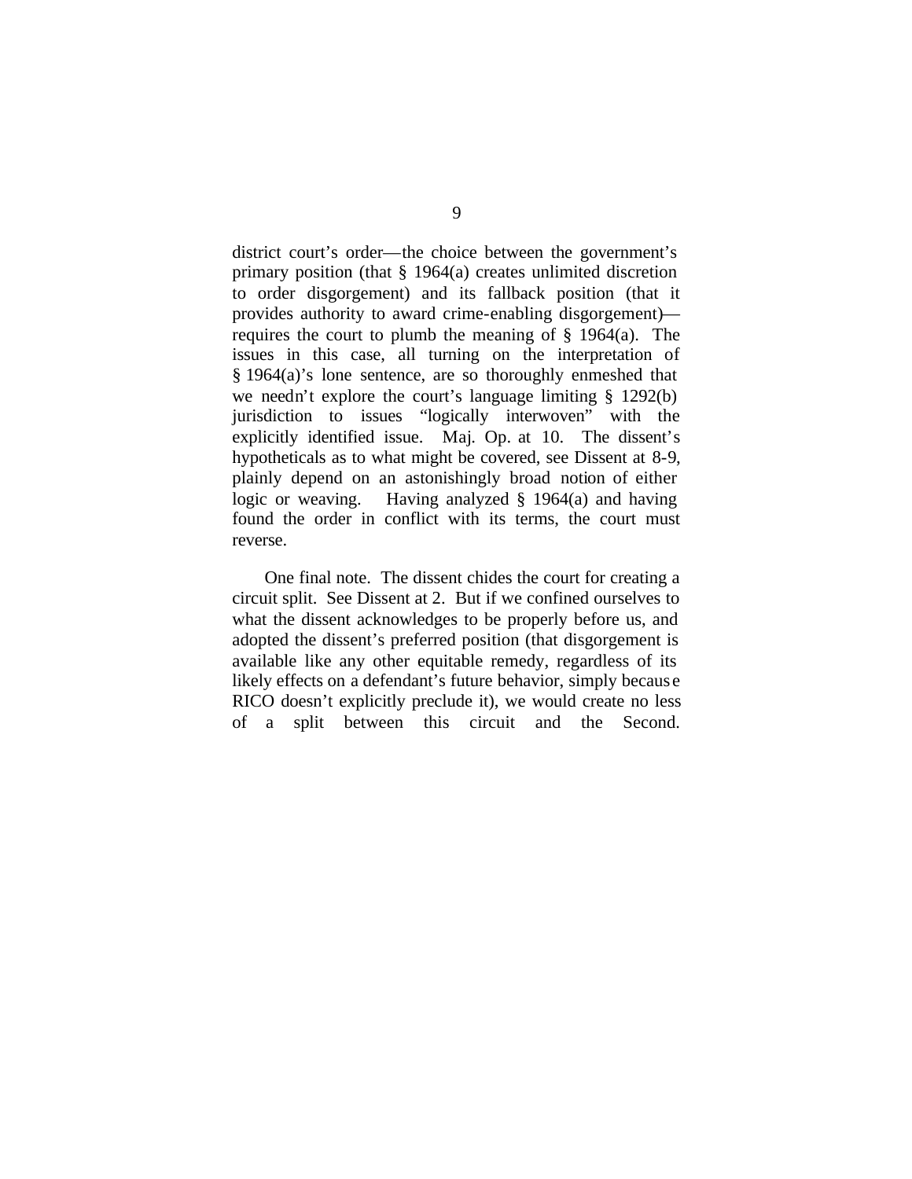district court's order—the choice between the government's primary position (that § 1964(a) creates unlimited discretion to order disgorgement) and its fallback position (that it provides authority to award crime-enabling disgorgement)—requires the court to plumb the meaning of § 1964(a). The issues in this case, all turning on the interpretation of § 1964(a)'s lone sentence, are so thoroughly enmeshed that we needn't explore the court's language limiting § 1292(b) jurisdiction to issues "logically interwoven" with the explicitly identified issue. Maj. Op. at 10. The dissent's hypotheticals as to what might be covered, see Dissent at 8-9, plainly depend on an astonishingly broad notion of either logic or weaving. Having analyzed § 1964(a) and having found the order in conflict with its terms, the court must reverse.

One final note. The dissent chides the court for creating a circuit split. See Dissent at 2. But if we confined ourselves to what the dissent acknowledges to be properly before us, and adopted the dissent's preferred position (that disgorgement is available like any other equitable remedy, regardless of its likely effects on a defendant's future behavior, simply because RICO doesn't explicitly preclude it), we would create no less of a split between this circuit and the Second.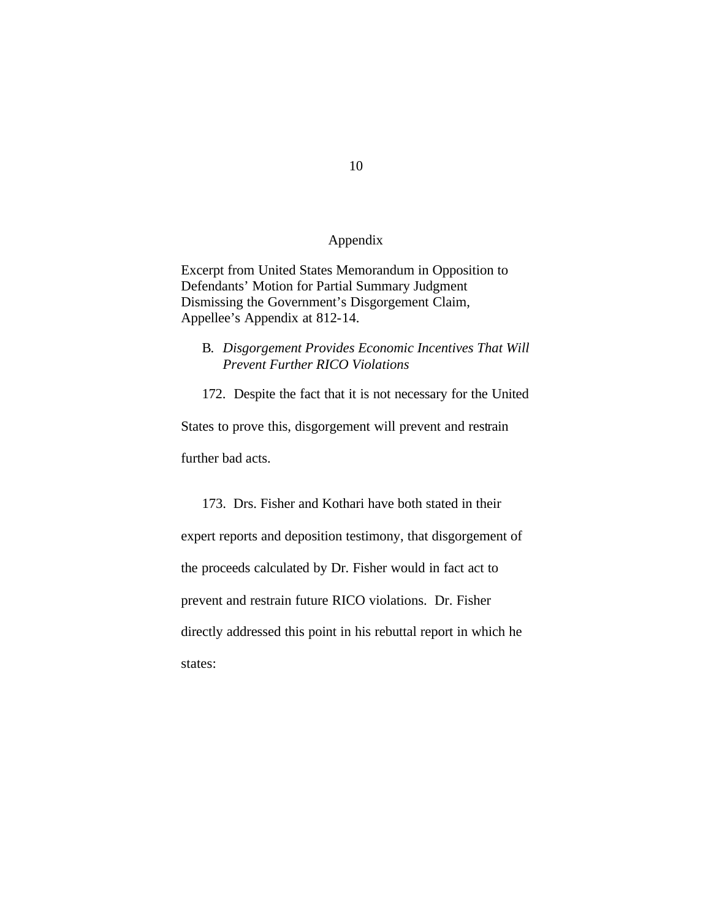# Appendix

Excerpt from United States Memorandum in Opposition to Defendants' Motion for Partial Summary Judgment Dismissing the Government's Disgorgement Claim, Appellee's Appendix at 812-14.

B. *Disgorgement Provides Economic Incentives That Will Prevent Further RICO Violations*

172. Despite the fact that it is not necessary for the United States to prove this, disgorgement will prevent and restrain further bad acts.

173. Drs. Fisher and Kothari have both stated in their expert reports and deposition testimony, that disgorgement of the proceeds calculated by Dr. Fisher would in fact act to prevent and restrain future RICO violations. Dr. Fisher directly addressed this point in his rebuttal report in which he states: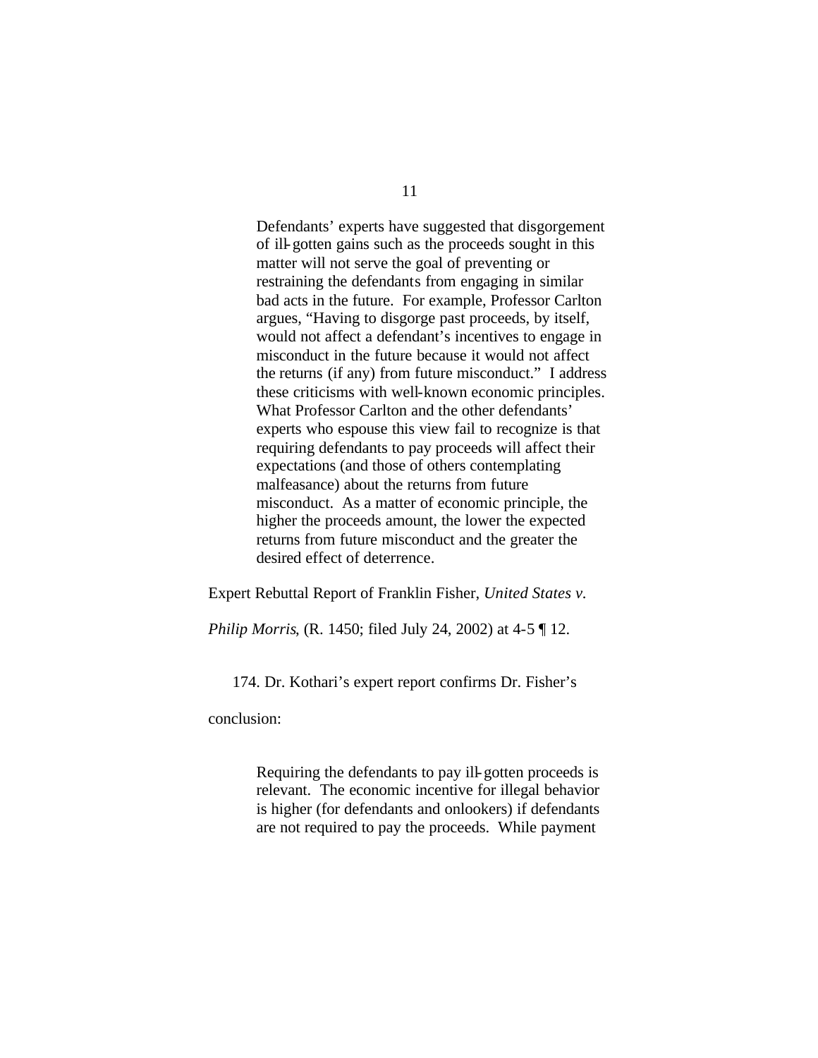> Defendants' experts have suggested that disgorgement of ill-gotten gains such as the proceeds sought in this matter will not serve the goal of preventing or restraining the defendants from engaging in similar bad acts in the future. For example, Professor Carlton argues, "Having to disgorge past proceeds, by itself, would not affect a defendant's incentives to engage in misconduct in the future because it would not affect the returns (if any) from future misconduct." I address these criticisms with well-known economic principles. What Professor Carlton and the other defendants' experts who espouse this view fail to recognize is that requiring defendants to pay proceeds will affect their expectations (and those of others contemplating malfeasance) about the returns from future misconduct. As a matter of economic principle, the higher the proceeds amount, the lower the expected returns from future misconduct and the greater the desired effect of deterrence.

Expert Rebuttal Report of Franklin Fisher, *United States v. Philip Morris*, (R. 1450; filed July 24, 2002) at 4-5 ¶ 12.

174. Dr. Kothari's expert report confirms Dr. Fisher's conclusion:

> Requiring the defendants to pay ill-gotten proceeds is relevant. The economic incentive for illegal behavior is higher (for defendants and onlookers) if defendants are not required to pay the proceeds. While payment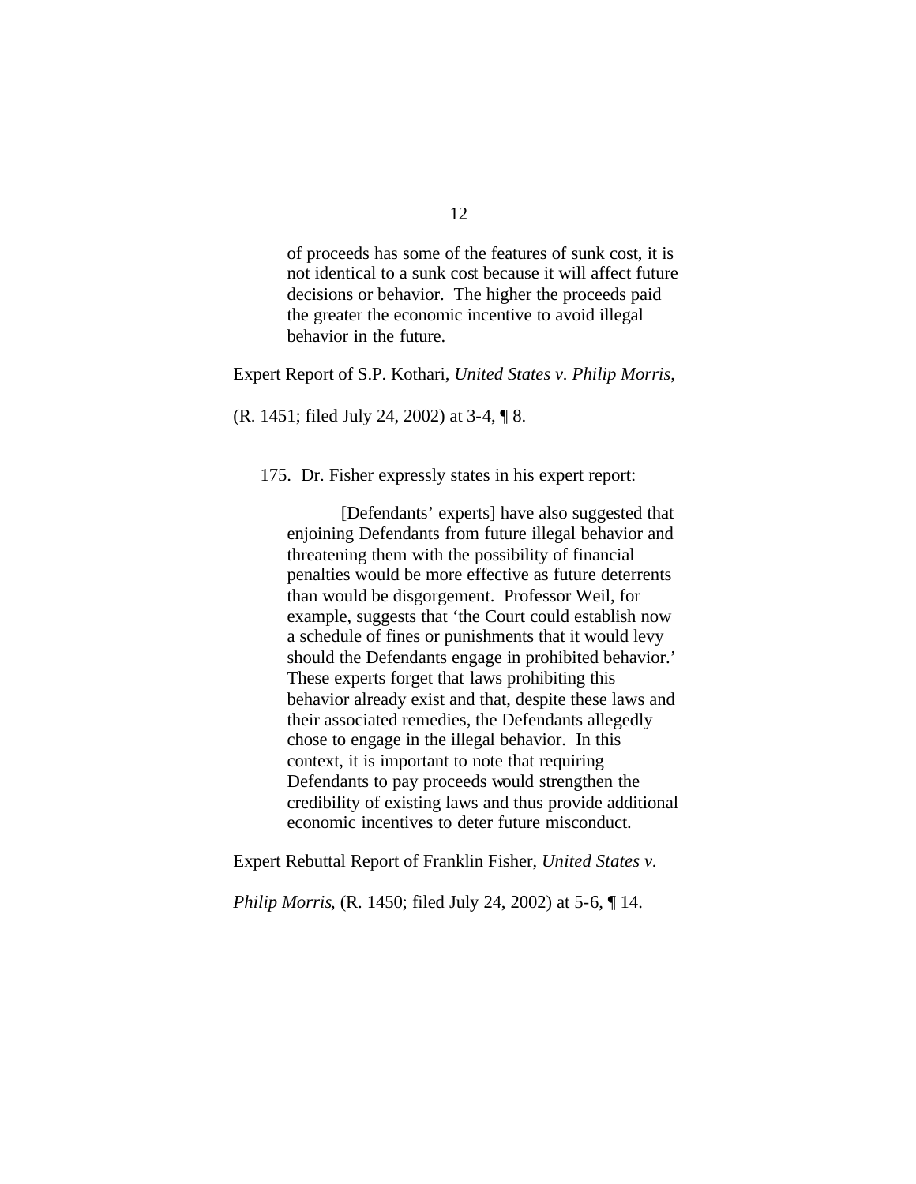> of proceeds has some of the features of sunk cost, it is not identical to a sunk cost because it will affect future decisions or behavior. The higher the proceeds paid the greater the economic incentive to avoid illegal behavior in the future.

Expert Report of S.P. Kothari, *United States v. Philip Morris*, (R. 1451; filed July 24, 2002) at 3-4, ¶ 8.

175. Dr. Fisher expressly states in his expert report:

> [Defendants' experts] have also suggested that enjoining Defendants from future illegal behavior and threatening them with the possibility of financial penalties would be more effective as future deterrents than would be disgorgement. Professor Weil, for example, suggests that 'the Court could establish now a schedule of fines or punishments that it would levy should the Defendants engage in prohibited behavior.' These experts forget that laws prohibiting this behavior already exist and that, despite these laws and their associated remedies, the Defendants allegedly chose to engage in the illegal behavior. In this context, it is important to note that requiring Defendants to pay proceeds would strengthen the credibility of existing laws and thus provide additional economic incentives to deter future misconduct.

Expert Rebuttal Report of Franklin Fisher, *United States v. Philip Morris*, (R. 1450; filed July 24, 2002) at 5-6, ¶ 14.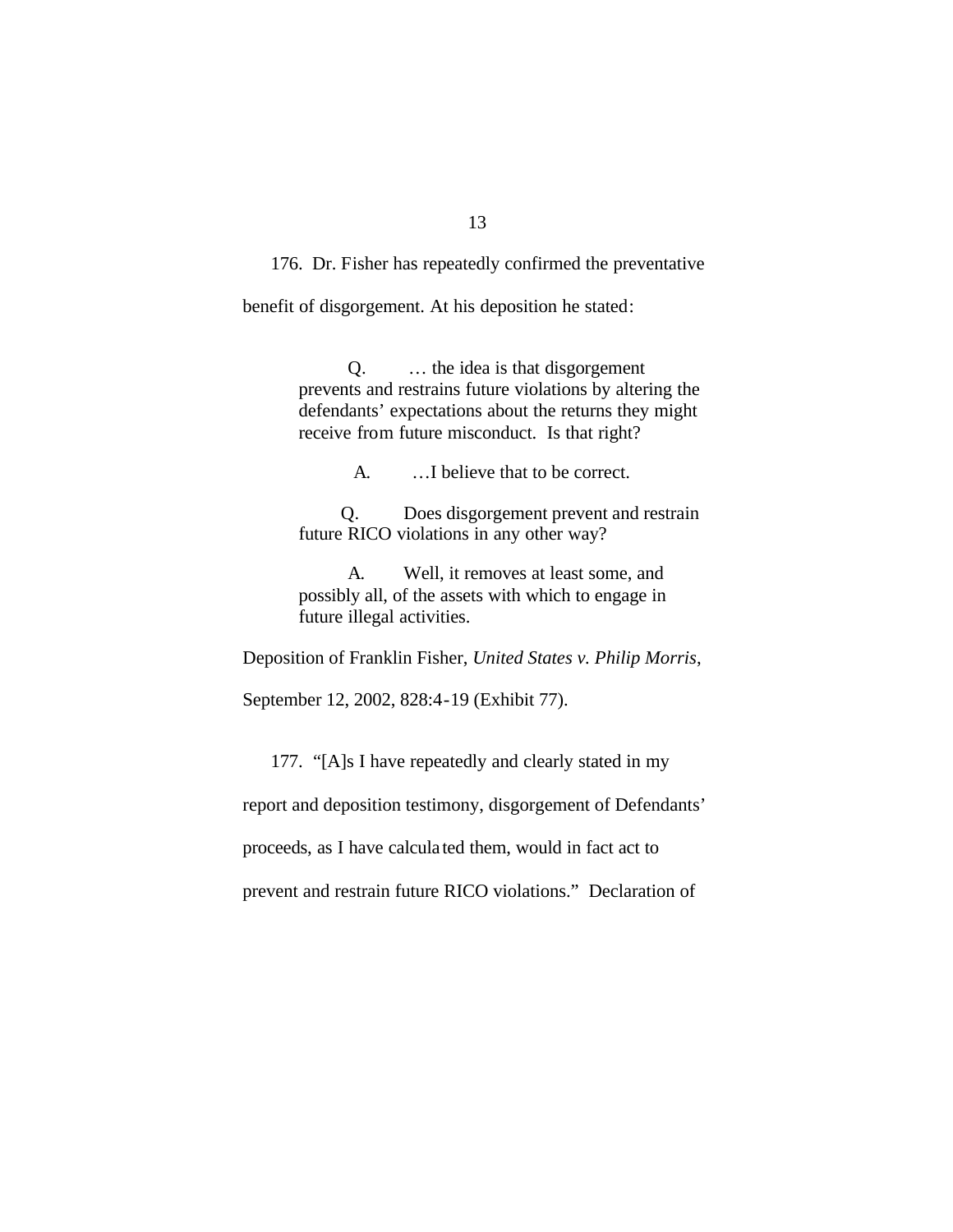176. Dr. Fisher has repeatedly confirmed the preventative benefit of disgorgement. At his deposition he stated:

> Q. … the idea is that disgorgement prevents and restrains future violations by altering the defendants' expectations about the returns they might receive from future misconduct. Is that right?
>
> A. …I believe that to be correct.
>
> Q. Does disgorgement prevent and restrain future RICO violations in any other way?
>
> A. Well, it removes at least some, and possibly all, of the assets with which to engage in future illegal activities.

Deposition of Franklin Fisher, *United States v. Philip Morris*, September 12, 2002, 828:4-19 (Exhibit 77).

177. "[A]s I have repeatedly and clearly stated in my report and deposition testimony, disgorgement of Defendants' proceeds, as I have calculated them, would in fact act to prevent and restrain future RICO violations." Declaration of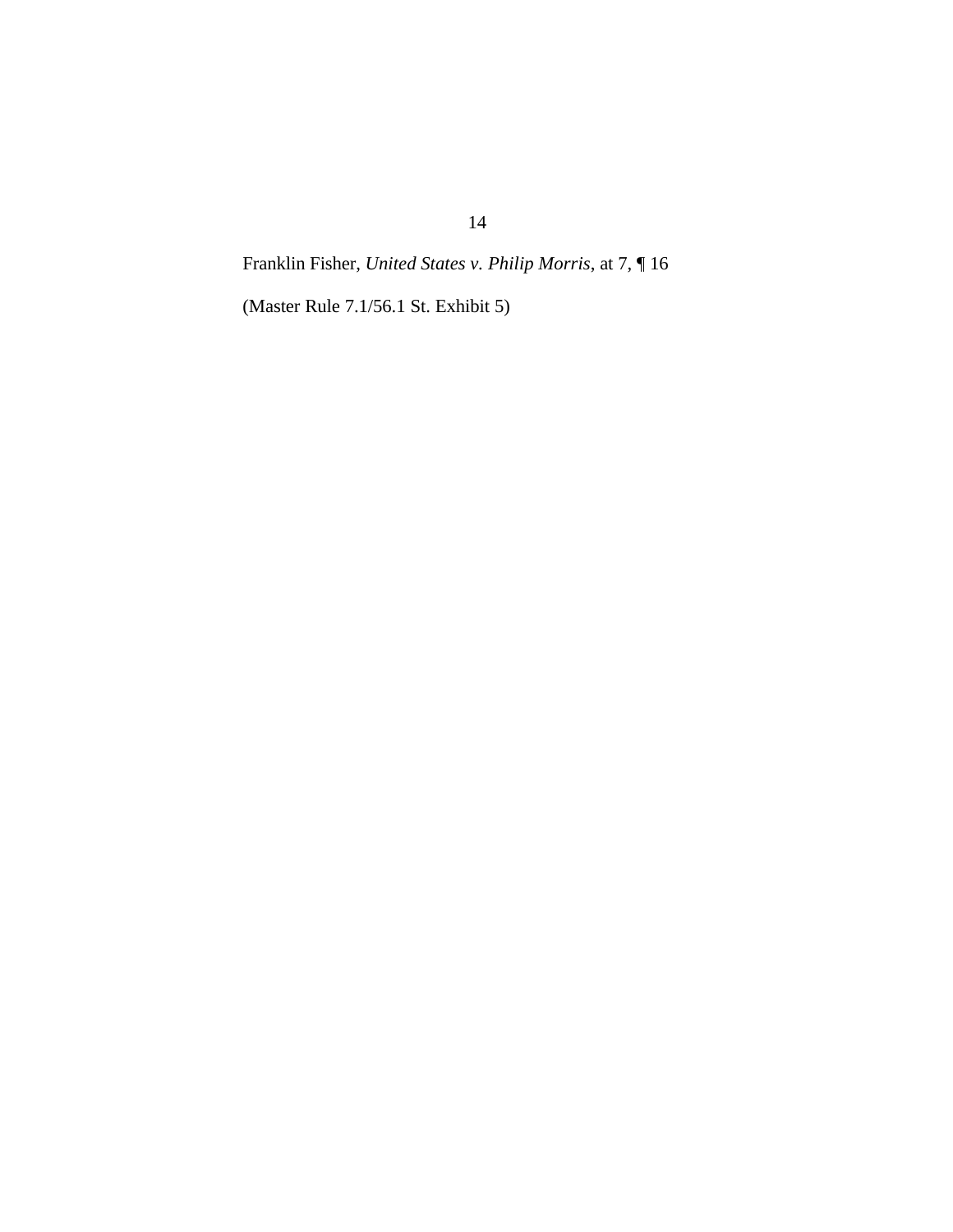14

Franklin Fisher, *United States v. Philip Morris*, at 7, ¶ 16

(Master Rule 7.1/56.1 St. Exhibit 5)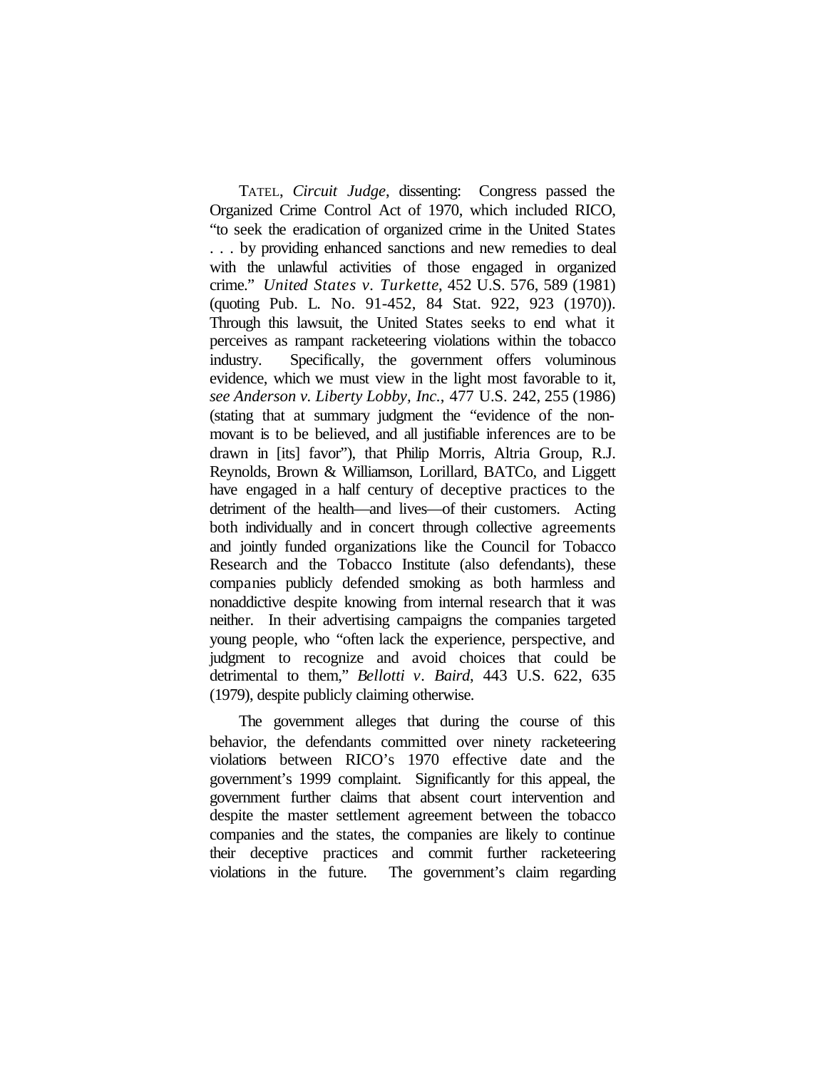TATEL, *Circuit Judge*, dissenting: Congress passed the Organized Crime Control Act of 1970, which included RICO, "to seek the eradication of organized crime in the United States . . . by providing enhanced sanctions and new remedies to deal with the unlawful activities of those engaged in organized crime." *United States v. Turkette*, 452 U.S. 576, 589 (1981) (quoting Pub. L. No. 91-452, 84 Stat. 922, 923 (1970)). Through this lawsuit, the United States seeks to end what it perceives as rampant racketeering violations within the tobacco industry. Specifically, the government offers voluminous evidence, which we must view in the light most favorable to it, *see Anderson v. Liberty Lobby, Inc.*, 477 U.S. 242, 255 (1986) (stating that at summary judgment the "evidence of the non-movant is to be believed, and all justifiable inferences are to be drawn in [its] favor"), that Philip Morris, Altria Group, R.J. Reynolds, Brown & Williamson, Lorillard, BATCo, and Liggett have engaged in a half century of deceptive practices to the detriment of the health—and lives—of their customers. Acting both individually and in concert through collective agreements and jointly funded organizations like the Council for Tobacco Research and the Tobacco Institute (also defendants), these companies publicly defended smoking as both harmless and nonaddictive despite knowing from internal research that it was neither. In their advertising campaigns the companies targeted young people, who "often lack the experience, perspective, and judgment to recognize and avoid choices that could be detrimental to them," *Bellotti v. Baird*, 443 U.S. 622, 635 (1979), despite publicly claiming otherwise.

The government alleges that during the course of this behavior, the defendants committed over ninety racketeering violations between RICO's 1970 effective date and the government's 1999 complaint. Significantly for this appeal, the government further claims that absent court intervention and despite the master settlement agreement between the tobacco companies and the states, the companies are likely to continue their deceptive practices and commit further racketeering violations in the future. The government's claim regarding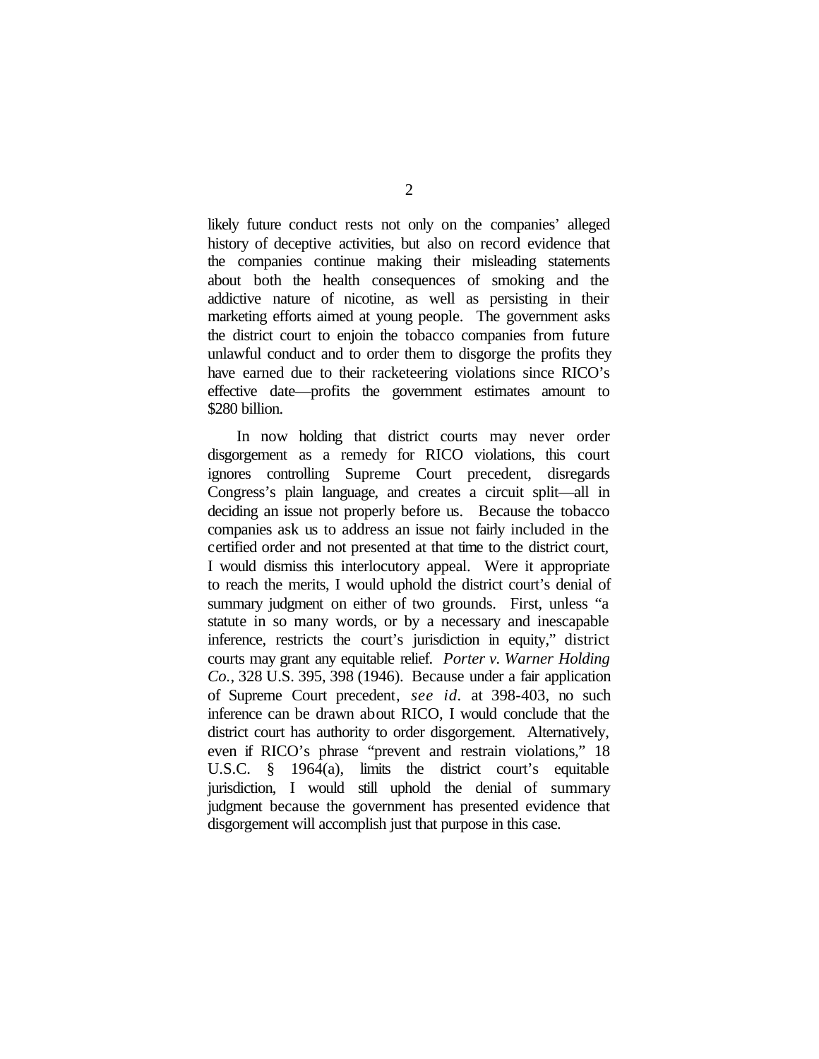likely future conduct rests not only on the companies' alleged history of deceptive activities, but also on record evidence that the companies continue making their misleading statements about both the health consequences of smoking and the addictive nature of nicotine, as well as persisting in their marketing efforts aimed at young people. The government asks the district court to enjoin the tobacco companies from future unlawful conduct and to order them to disgorge the profits they have earned due to their racketeering violations since RICO's effective date—profits the government estimates amount to $280 billion.

In now holding that district courts may never order disgorgement as a remedy for RICO violations, this court ignores controlling Supreme Court precedent, disregards Congress's plain language, and creates a circuit split—all in deciding an issue not properly before us. Because the tobacco companies ask us to address an issue not fairly included in the certified order and not presented at that time to the district court, I would dismiss this interlocutory appeal. Were it appropriate to reach the merits, I would uphold the district court's denial of summary judgment on either of two grounds. First, unless "a statute in so many words, or by a necessary and inescapable inference, restricts the court's jurisdiction in equity," district courts may grant any equitable relief. *Porter v. Warner Holding Co.*, 328 U.S. 395, 398 (1946). Because under a fair application of Supreme Court precedent, *see id.* at 398-403, no such inference can be drawn about RICO, I would conclude that the district court has authority to order disgorgement. Alternatively, even if RICO's phrase "prevent and restrain violations," 18 U.S.C. § 1964(a), limits the district court's equitable jurisdiction, I would still uphold the denial of summary judgment because the government has presented evidence that disgorgement will accomplish just that purpose in this case.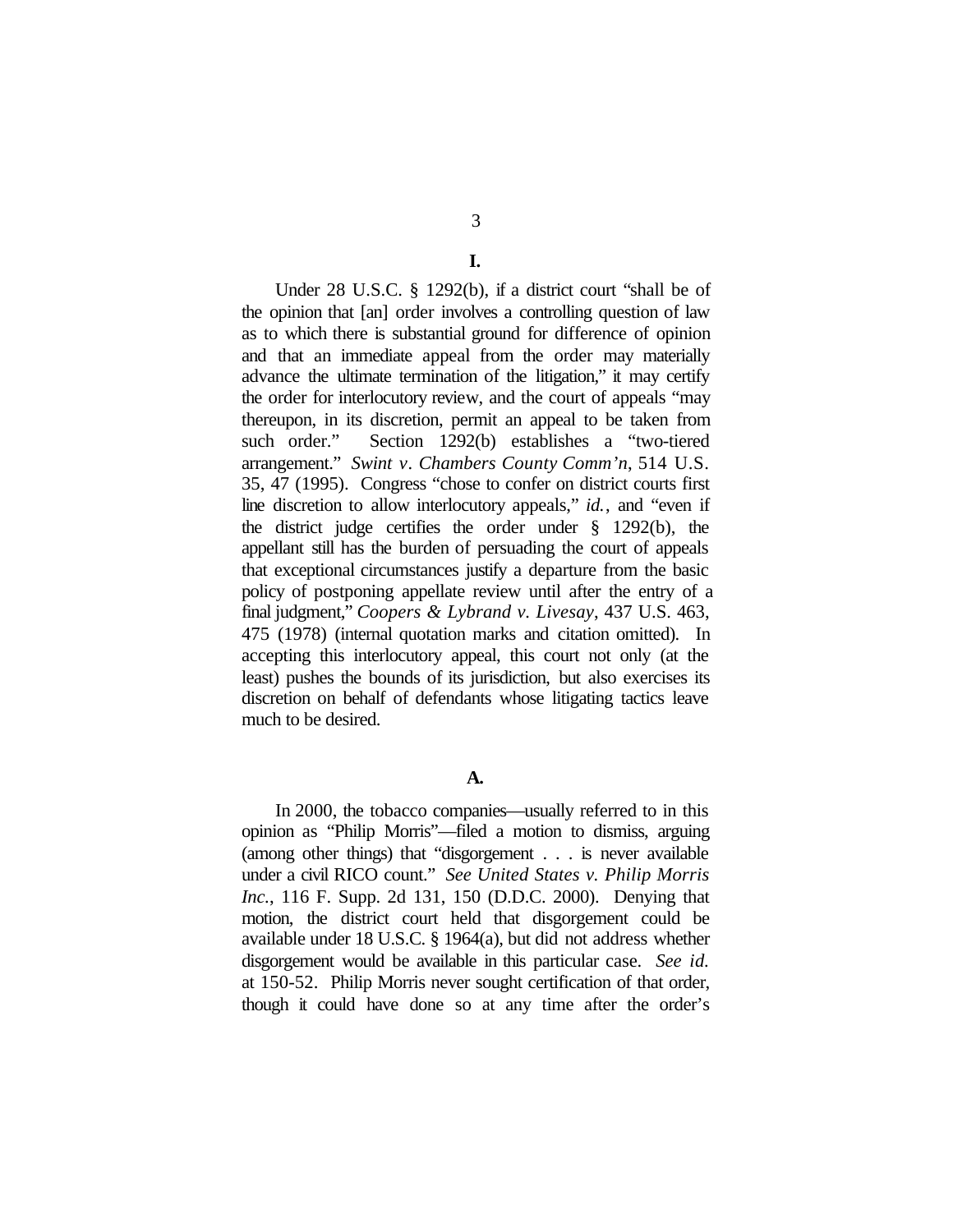# I.

Under 28 U.S.C. § 1292(b), if a district court "shall be of the opinion that [an] order involves a controlling question of law as to which there is substantial ground for difference of opinion and that an immediate appeal from the order may materially advance the ultimate termination of the litigation," it may certify the order for interlocutory review, and the court of appeals "may thereupon, in its discretion, permit an appeal to be taken from such order." Section 1292(b) establishes a "two-tiered arrangement." *Swint v. Chambers County Comm'n*, 514 U.S. 35, 47 (1995). Congress "chose to confer on district courts first line discretion to allow interlocutory appeals," *id.*, and "even if the district judge certifies the order under § 1292(b), the appellant still has the burden of persuading the court of appeals that exceptional circumstances justify a departure from the basic policy of postponing appellate review until after the entry of a final judgment," *Coopers & Lybrand v. Livesay*, 437 U.S. 463, 475 (1978) (internal quotation marks and citation omitted). In accepting this interlocutory appeal, this court not only (at the least) pushes the bounds of its jurisdiction, but also exercises its discretion on behalf of defendants whose litigating tactics leave much to be desired.

## A.

In 2000, the tobacco companies—usually referred to in this opinion as "Philip Morris"—filed a motion to dismiss, arguing (among other things) that "disgorgement . . . is never available under a civil RICO count." *See United States v. Philip Morris Inc.*, 116 F. Supp. 2d 131, 150 (D.D.C. 2000). Denying that motion, the district court held that disgorgement could be available under 18 U.S.C. § 1964(a), but did not address whether disgorgement would be available in this particular case. *See id.* at 150-52. Philip Morris never sought certification of that order, though it could have done so at any time after the order's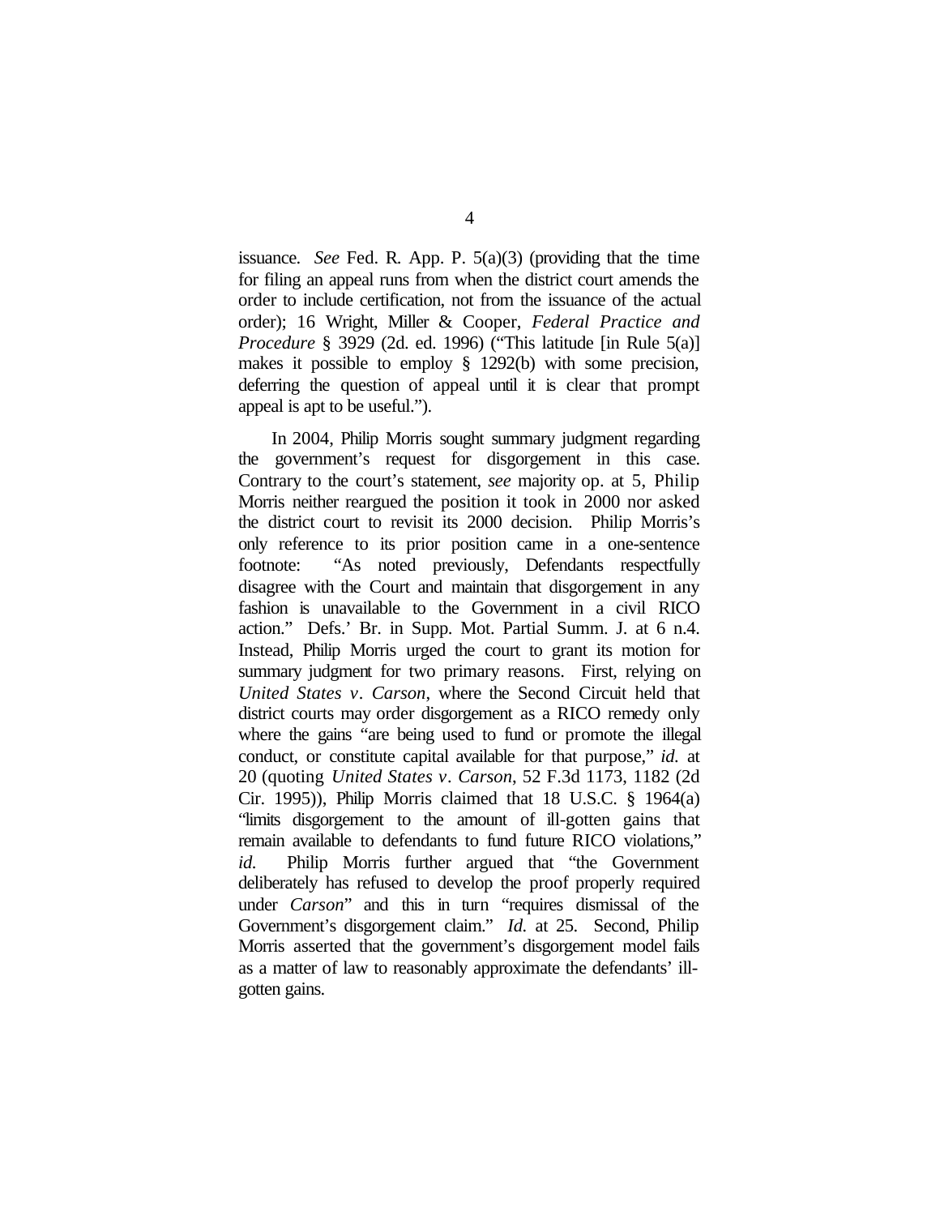issuance. *See* Fed. R. App. P. 5(a)(3) (providing that the time for filing an appeal runs from when the district court amends the order to include certification, not from the issuance of the actual order); 16 Wright, Miller & Cooper, *Federal Practice and Procedure* § 3929 (2d. ed. 1996) ("This latitude [in Rule 5(a)] makes it possible to employ § 1292(b) with some precision, deferring the question of appeal until it is clear that prompt appeal is apt to be useful.").

In 2004, Philip Morris sought summary judgment regarding the government's request for disgorgement in this case. Contrary to the court's statement, *see* majority op. at 5, Philip Morris neither reargued the position it took in 2000 nor asked the district court to revisit its 2000 decision. Philip Morris's only reference to its prior position came in a one-sentence footnote: "As noted previously, Defendants respectfully disagree with the Court and maintain that disgorgement in any fashion is unavailable to the Government in a civil RICO action." Defs.' Br. in Supp. Mot. Partial Summ. J. at 6 n.4. Instead, Philip Morris urged the court to grant its motion for summary judgment for two primary reasons. First, relying on *United States v. Carson*, where the Second Circuit held that district courts may order disgorgement as a RICO remedy only where the gains "are being used to fund or promote the illegal conduct, or constitute capital available for that purpose," *id.* at 20 (quoting *United States v. Carson*, 52 F.3d 1173, 1182 (2d Cir. 1995)), Philip Morris claimed that 18 U.S.C. § 1964(a) "limits disgorgement to the amount of ill-gotten gains that remain available to defendants to fund future RICO violations," *id.* Philip Morris further argued that "the Government deliberately has refused to develop the proof properly required under *Carson*" and this in turn "requires dismissal of the Government's disgorgement claim." *Id.* at 25. Second, Philip Morris asserted that the government's disgorgement model fails as a matter of law to reasonably approximate the defendants' ill-gotten gains.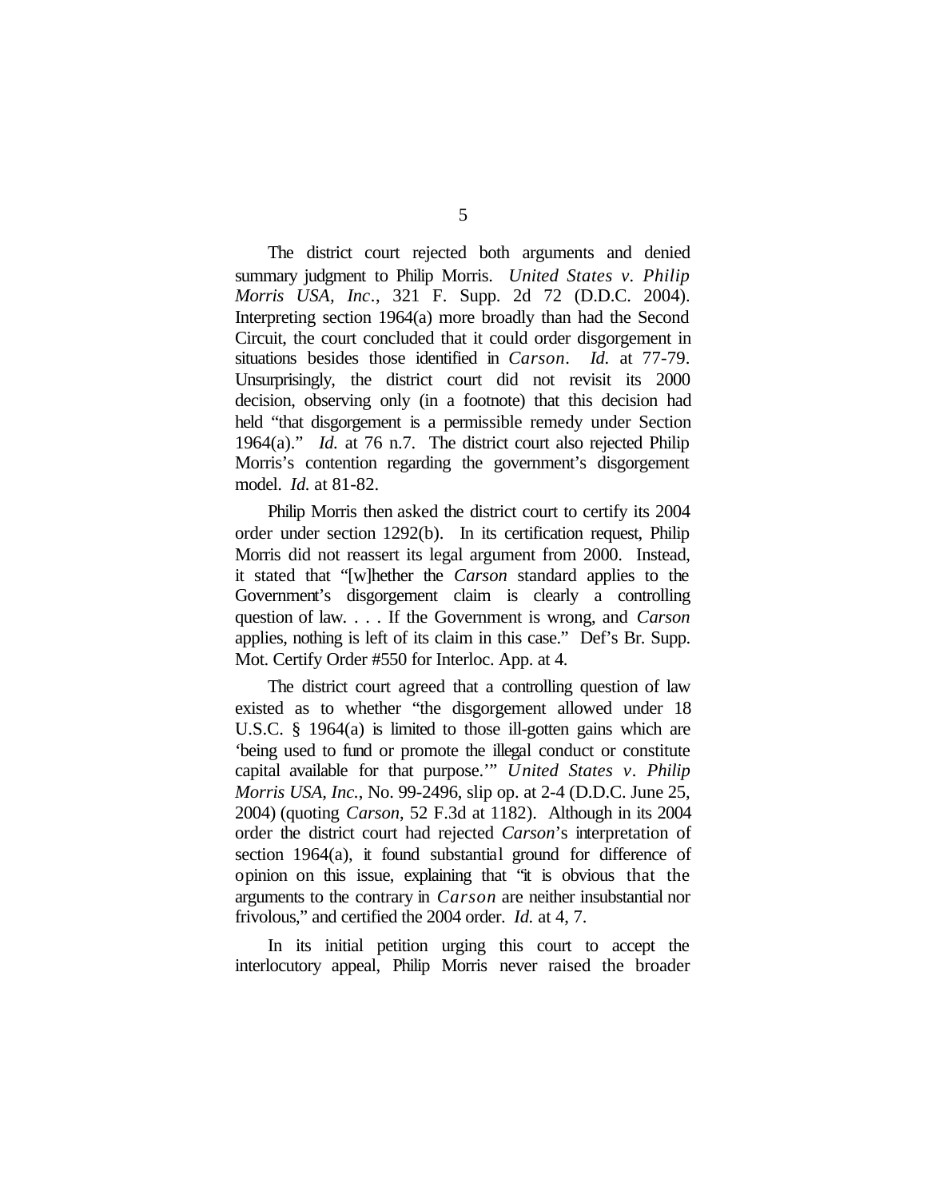The district court rejected both arguments and denied summary judgment to Philip Morris. *United States v. Philip Morris USA, Inc.*, 321 F. Supp. 2d 72 (D.D.C. 2004). Interpreting section 1964(a) more broadly than had the Second Circuit, the court concluded that it could order disgorgement in situations besides those identified in *Carson*. *Id.* at 77-79. Unsurprisingly, the district court did not revisit its 2000 decision, observing only (in a footnote) that this decision had held "that disgorgement is a permissible remedy under Section 1964(a)." *Id.* at 76 n.7. The district court also rejected Philip Morris's contention regarding the government's disgorgement model. *Id.* at 81-82.

Philip Morris then asked the district court to certify its 2004 order under section 1292(b). In its certification request, Philip Morris did not reassert its legal argument from 2000. Instead, it stated that "[w]hether the *Carson* standard applies to the Government's disgorgement claim is clearly a controlling question of law. . . . If the Government is wrong, and *Carson* applies, nothing is left of its claim in this case." Def's Br. Supp. Mot. Certify Order #550 for Interloc. App. at 4.

The district court agreed that a controlling question of law existed as to whether "the disgorgement allowed under 18 U.S.C. § 1964(a) is limited to those ill-gotten gains which are 'being used to fund or promote the illegal conduct or constitute capital available for that purpose.'" *United States v. Philip Morris USA, Inc.*, No. 99-2496, slip op. at 2-4 (D.D.C. June 25, 2004) (quoting *Carson*, 52 F.3d at 1182). Although in its 2004 order the district court had rejected *Carson*'s interpretation of section 1964(a), it found substantial ground for difference of opinion on this issue, explaining that "it is obvious that the arguments to the contrary in *Carson* are neither insubstantial nor frivolous," and certified the 2004 order. *Id.* at 4, 7.

In its initial petition urging this court to accept the interlocutory appeal, Philip Morris never raised the broader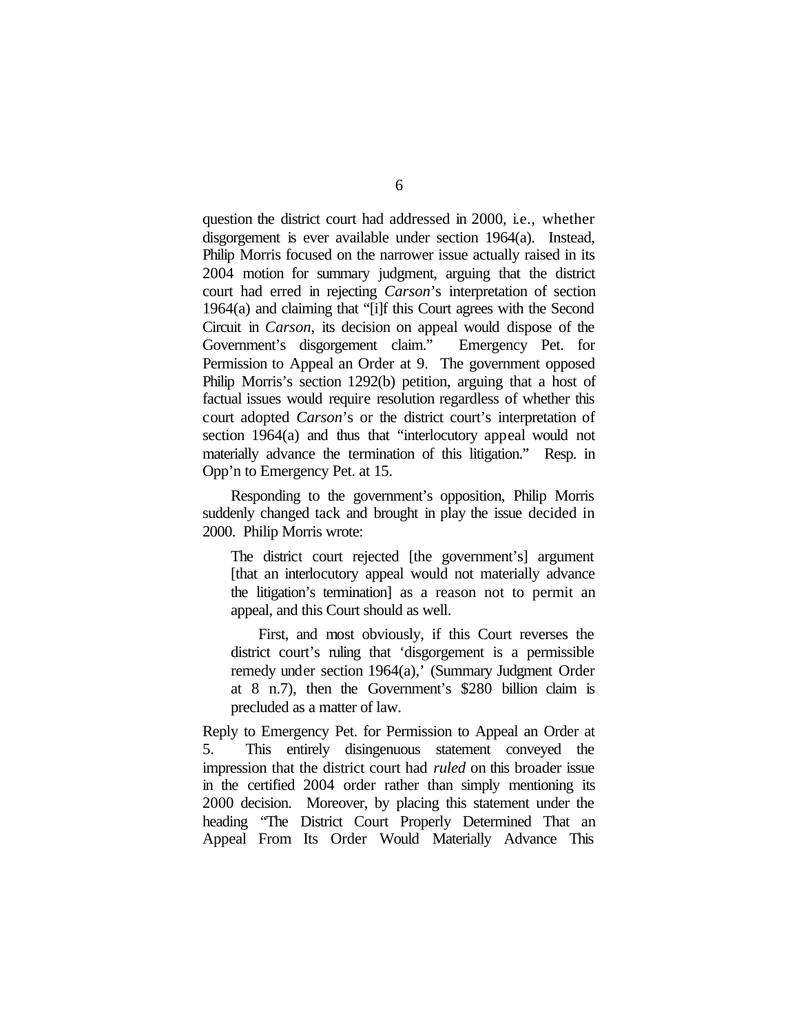question the district court had addressed in 2000, i.e., whether disgorgement is ever available under section 1964(a). Instead, Philip Morris focused on the narrower issue actually raised in its 2004 motion for summary judgment, arguing that the district court had erred in rejecting *Carson*'s interpretation of section 1964(a) and claiming that "[i]f this Court agrees with the Second Circuit in *Carson*, its decision on appeal would dispose of the Government's disgorgement claim." Emergency Pet. for Permission to Appeal an Order at 9. The government opposed Philip Morris's section 1292(b) petition, arguing that a host of factual issues would require resolution regardless of whether this court adopted *Carson*'s or the district court's interpretation of section 1964(a) and thus that "interlocutory appeal would not materially advance the termination of this litigation." Resp. in Opp'n to Emergency Pet. at 15.

Responding to the government's opposition, Philip Morris suddenly changed tack and brought in play the issue decided in 2000. Philip Morris wrote:

> The district court rejected [the government's] argument [that an interlocutory appeal would not materially advance the litigation's termination] as a reason not to permit an appeal, and this Court should as well.
>
> First, and most obviously, if this Court reverses the district court's ruling that 'disgorgement is a permissible remedy under section 1964(a),' (Summary Judgment Order at 8 n.7), then the Government's $280 billion claim is precluded as a matter of law.

Reply to Emergency Pet. for Permission to Appeal an Order at 5. This entirely disingenuous statement conveyed the impression that the district court had *ruled* on this broader issue in the certified 2004 order rather than simply mentioning its 2000 decision. Moreover, by placing this statement under the heading "The District Court Properly Determined That an Appeal From Its Order Would Materially Advance This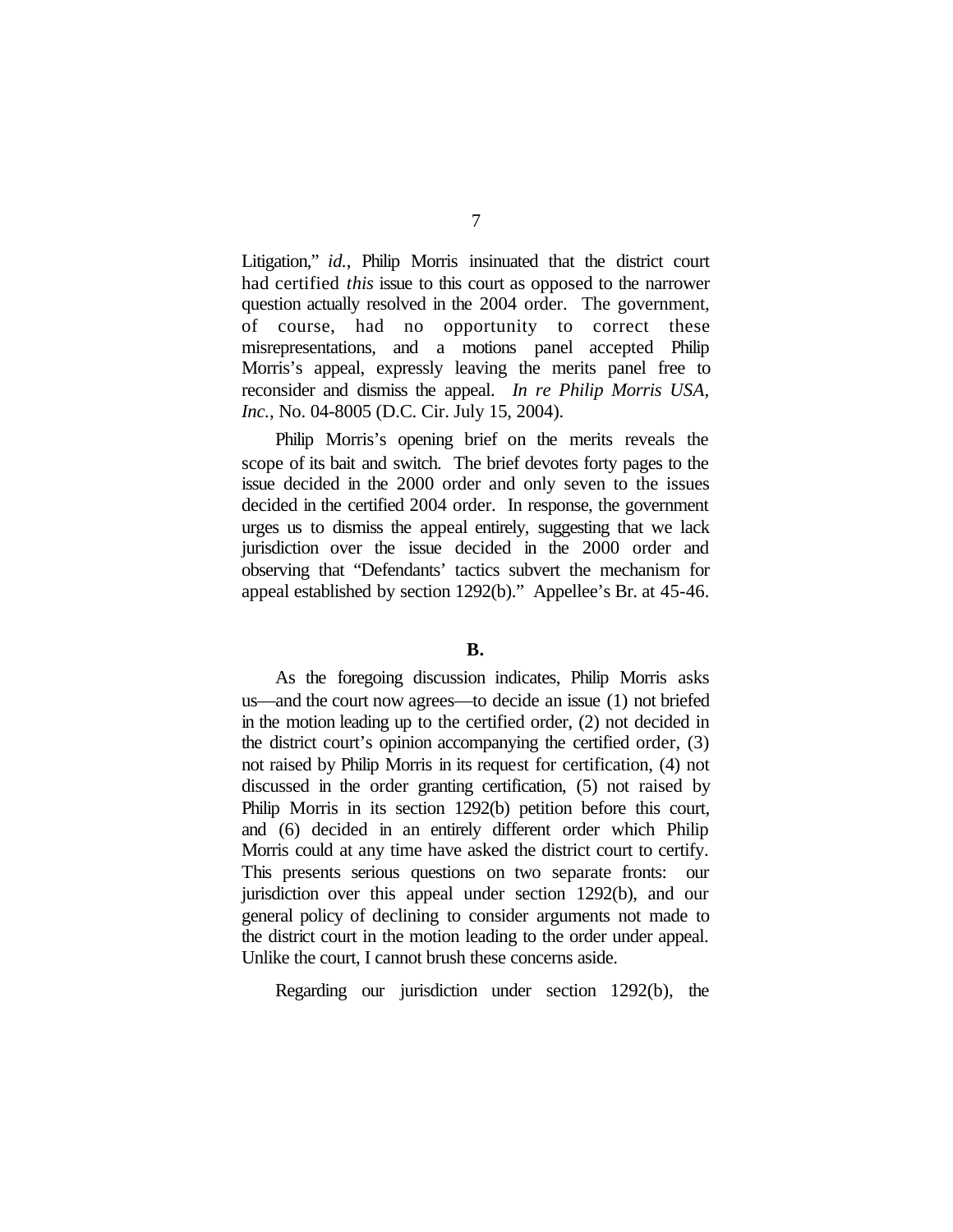Litigation," *id.*, Philip Morris insinuated that the district court had certified *this* issue to this court as opposed to the narrower question actually resolved in the 2004 order. The government, of course, had no opportunity to correct these misrepresentations, and a motions panel accepted Philip Morris's appeal, expressly leaving the merits panel free to reconsider and dismiss the appeal. *In re Philip Morris USA, Inc.*, No. 04-8005 (D.C. Cir. July 15, 2004).

Philip Morris's opening brief on the merits reveals the scope of its bait and switch. The brief devotes forty pages to the issue decided in the 2000 order and only seven to the issues decided in the certified 2004 order. In response, the government urges us to dismiss the appeal entirely, suggesting that we lack jurisdiction over the issue decided in the 2000 order and observing that "Defendants' tactics subvert the mechanism for appeal established by section 1292(b)." Appellee's Br. at 45-46.

**B.**

As the foregoing discussion indicates, Philip Morris asks us—and the court now agrees—to decide an issue (1) not briefed in the motion leading up to the certified order, (2) not decided in the district court's opinion accompanying the certified order, (3) not raised by Philip Morris in its request for certification, (4) not discussed in the order granting certification, (5) not raised by Philip Morris in its section 1292(b) petition before this court, and (6) decided in an entirely different order which Philip Morris could at any time have asked the district court to certify. This presents serious questions on two separate fronts: our jurisdiction over this appeal under section 1292(b), and our general policy of declining to consider arguments not made to the district court in the motion leading to the order under appeal. Unlike the court, I cannot brush these concerns aside.

Regarding our jurisdiction under section 1292(b), the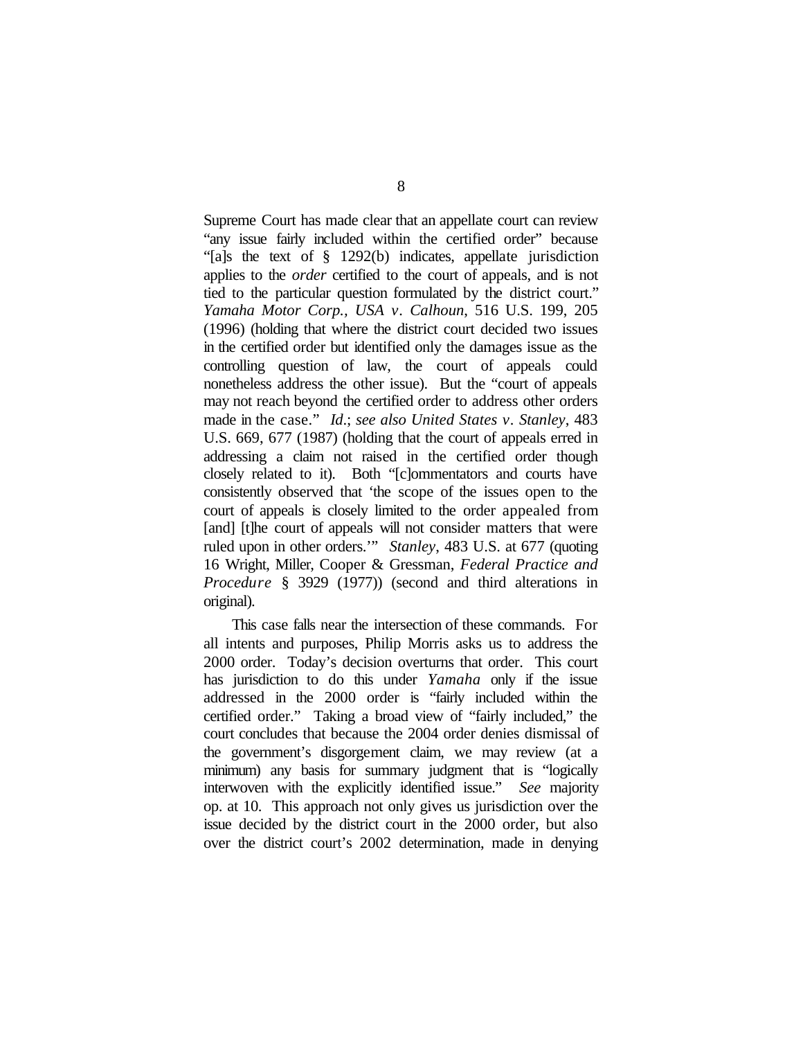Supreme Court has made clear that an appellate court can review "any issue fairly included within the certified order" because "[a]s the text of § 1292(b) indicates, appellate jurisdiction applies to the *order* certified to the court of appeals, and is not tied to the particular question formulated by the district court." *Yamaha Motor Corp., USA v. Calhoun*, 516 U.S. 199, 205 (1996) (holding that where the district court decided two issues in the certified order but identified only the damages issue as the controlling question of law, the court of appeals could nonetheless address the other issue). But the "court of appeals may not reach beyond the certified order to address other orders made in the case." *Id.*; *see also United States v. Stanley*, 483 U.S. 669, 677 (1987) (holding that the court of appeals erred in addressing a claim not raised in the certified order though closely related to it). Both "[c]ommentators and courts have consistently observed that 'the scope of the issues open to the court of appeals is closely limited to the order appealed from [and] [t]he court of appeals will not consider matters that were ruled upon in other orders.'" *Stanley*, 483 U.S. at 677 (quoting 16 Wright, Miller, Cooper & Gressman, *Federal Practice and Procedure* § 3929 (1977)) (second and third alterations in original).

This case falls near the intersection of these commands. For all intents and purposes, Philip Morris asks us to address the 2000 order. Today's decision overturns that order. This court has jurisdiction to do this under *Yamaha* only if the issue addressed in the 2000 order is "fairly included within the certified order." Taking a broad view of "fairly included," the court concludes that because the 2004 order denies dismissal of the government's disgorgement claim, we may review (at a minimum) any basis for summary judgment that is "logically interwoven with the explicitly identified issue." *See* majority op. at 10. This approach not only gives us jurisdiction over the issue decided by the district court in the 2000 order, but also over the district court's 2002 determination, made in denying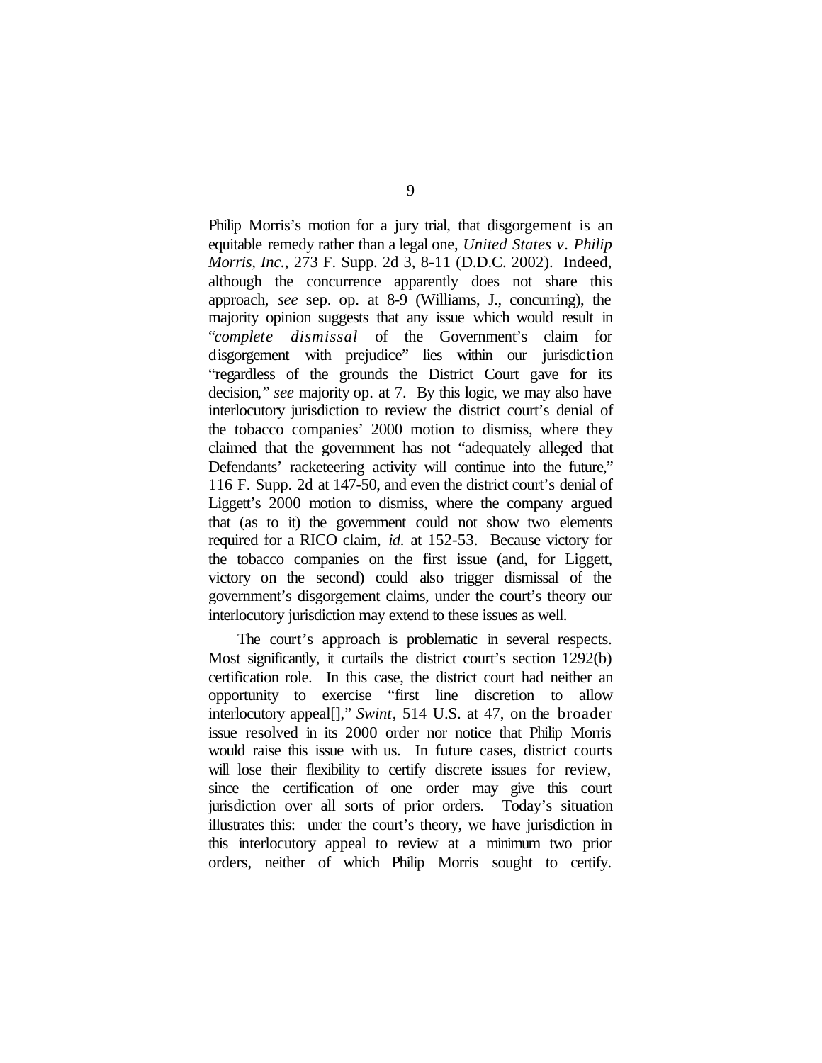Philip Morris's motion for a jury trial, that disgorgement is an equitable remedy rather than a legal one, *United States v. Philip Morris, Inc.*, 273 F. Supp. 2d 3, 8-11 (D.D.C. 2002). Indeed, although the concurrence apparently does not share this approach, *see* sep. op. at 8-9 (Williams, J., concurring), the majority opinion suggests that any issue which would result in "*complete dismissal* of the Government's claim for disgorgement with prejudice" lies within our jurisdiction "regardless of the grounds the District Court gave for its decision," *see* majority op. at 7. By this logic, we may also have interlocutory jurisdiction to review the district court's denial of the tobacco companies' 2000 motion to dismiss, where they claimed that the government has not "adequately alleged that Defendants' racketeering activity will continue into the future," 116 F. Supp. 2d at 147-50, and even the district court's denial of Liggett's 2000 motion to dismiss, where the company argued that (as to it) the government could not show two elements required for a RICO claim, *id.* at 152-53. Because victory for the tobacco companies on the first issue (and, for Liggett, victory on the second) could also trigger dismissal of the government's disgorgement claims, under the court's theory our interlocutory jurisdiction may extend to these issues as well.

The court's approach is problematic in several respects. Most significantly, it curtails the district court's section 1292(b) certification role. In this case, the district court had neither an opportunity to exercise "first line discretion to allow interlocutory appeal[]," *Swint*, 514 U.S. at 47, on the broader issue resolved in its 2000 order nor notice that Philip Morris would raise this issue with us. In future cases, district courts will lose their flexibility to certify discrete issues for review, since the certification of one order may give this court jurisdiction over all sorts of prior orders. Today's situation illustrates this: under the court's theory, we have jurisdiction in this interlocutory appeal to review at a minimum two prior orders, neither of which Philip Morris sought to certify.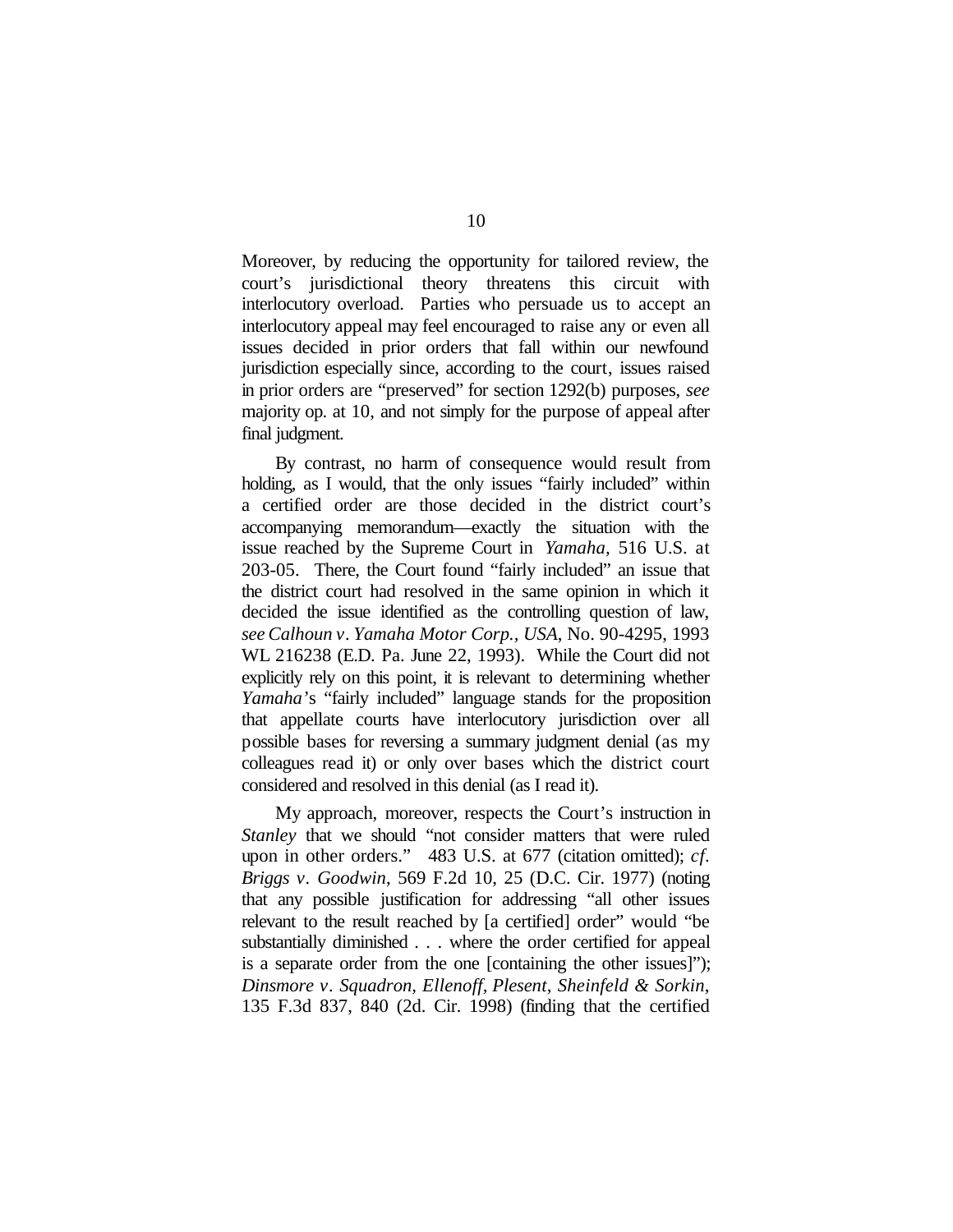Moreover, by reducing the opportunity for tailored review, the court's jurisdictional theory threatens this circuit with interlocutory overload. Parties who persuade us to accept an interlocutory appeal may feel encouraged to raise any or even all issues decided in prior orders that fall within our newfound jurisdiction especially since, according to the court, issues raised in prior orders are "preserved" for section 1292(b) purposes, *see* majority op. at 10, and not simply for the purpose of appeal after final judgment.

By contrast, no harm of consequence would result from holding, as I would, that the only issues "fairly included" within a certified order are those decided in the district court's accompanying memorandum—exactly the situation with the issue reached by the Supreme Court in *Yamaha*, 516 U.S. at 203-05. There, the Court found "fairly included" an issue that the district court had resolved in the same opinion in which it decided the issue identified as the controlling question of law, *see Calhoun v. Yamaha Motor Corp., USA*, No. 90-4295, 1993 WL 216238 (E.D. Pa. June 22, 1993). While the Court did not explicitly rely on this point, it is relevant to determining whether *Yamaha*'s "fairly included" language stands for the proposition that appellate courts have interlocutory jurisdiction over all possible bases for reversing a summary judgment denial (as my colleagues read it) or only over bases which the district court considered and resolved in this denial (as I read it).

My approach, moreover, respects the Court's instruction in *Stanley* that we should "not consider matters that were ruled upon in other orders." 483 U.S. at 677 (citation omitted); *cf. Briggs v. Goodwin*, 569 F.2d 10, 25 (D.C. Cir. 1977) (noting that any possible justification for addressing "all other issues relevant to the result reached by [a certified] order" would "be substantially diminished . . . where the order certified for appeal is a separate order from the one [containing the other issues]"); *Dinsmore v. Squadron, Ellenoff, Plesent, Sheinfeld & Sorkin*, 135 F.3d 837, 840 (2d. Cir. 1998) (finding that the certified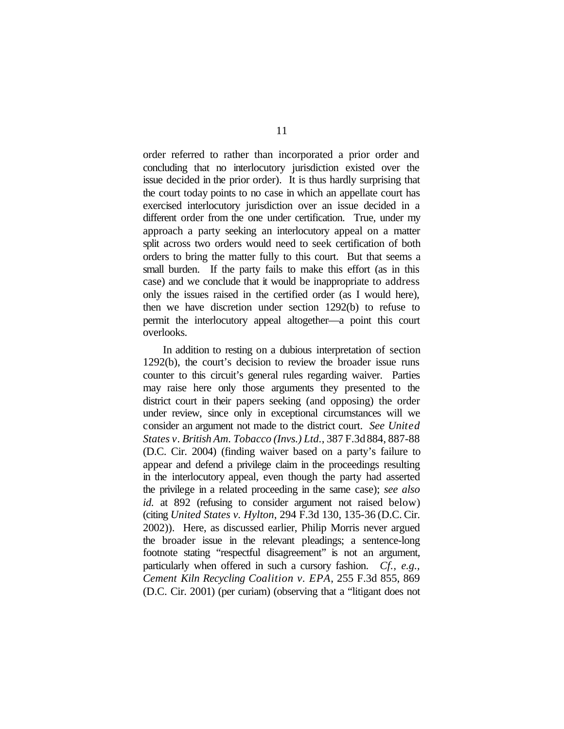order referred to rather than incorporated a prior order and concluding that no interlocutory jurisdiction existed over the issue decided in the prior order). It is thus hardly surprising that the court today points to no case in which an appellate court has exercised interlocutory jurisdiction over an issue decided in a different order from the one under certification. True, under my approach a party seeking an interlocutory appeal on a matter split across two orders would need to seek certification of both orders to bring the matter fully to this court. But that seems a small burden. If the party fails to make this effort (as in this case) and we conclude that it would be inappropriate to address only the issues raised in the certified order (as I would here), then we have discretion under section 1292(b) to refuse to permit the interlocutory appeal altogether—a point this court overlooks.

In addition to resting on a dubious interpretation of section 1292(b), the court's decision to review the broader issue runs counter to this circuit's general rules regarding waiver. Parties may raise here only those arguments they presented to the district court in their papers seeking (and opposing) the order under review, since only in exceptional circumstances will we consider an argument not made to the district court. *See United States v. British Am. Tobacco (Invs.) Ltd.*, 387 F.3d 884, 887-88 (D.C. Cir. 2004) (finding waiver based on a party's failure to appear and defend a privilege claim in the proceedings resulting in the interlocutory appeal, even though the party had asserted the privilege in a related proceeding in the same case); *see also id.* at 892 (refusing to consider argument not raised below) (citing *United States v. Hylton*, 294 F.3d 130, 135-36 (D.C. Cir. 2002)). Here, as discussed earlier, Philip Morris never argued the broader issue in the relevant pleadings; a sentence-long footnote stating "respectful disagreement" is not an argument, particularly when offered in such a cursory fashion. *Cf., e.g., Cement Kiln Recycling Coalition v. EPA*, 255 F.3d 855, 869 (D.C. Cir. 2001) (per curiam) (observing that a "litigant does not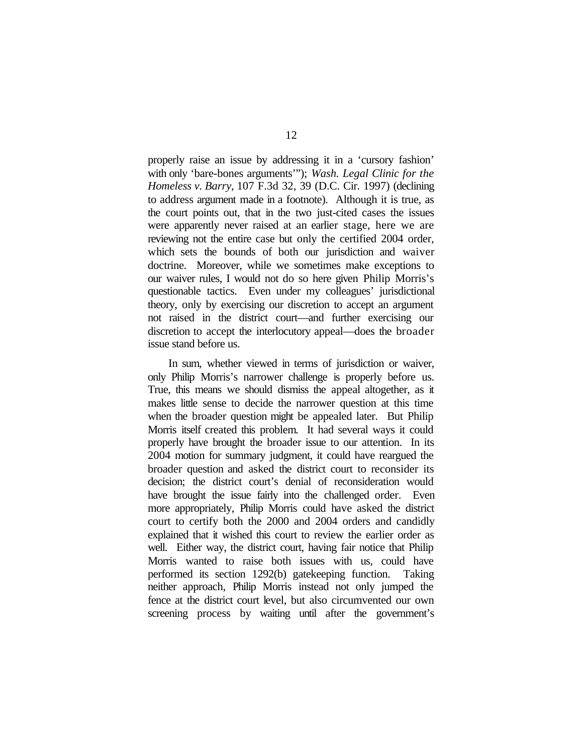properly raise an issue by addressing it in a 'cursory fashion' with only 'bare-bones arguments'"); *Wash. Legal Clinic for the Homeless v. Barry*, 107 F.3d 32, 39 (D.C. Cir. 1997) (declining to address argument made in a footnote). Although it is true, as the court points out, that in the two just-cited cases the issues were apparently never raised at an earlier stage, here we are reviewing not the entire case but only the certified 2004 order, which sets the bounds of both our jurisdiction and waiver doctrine. Moreover, while we sometimes make exceptions to our waiver rules, I would not do so here given Philip Morris's questionable tactics. Even under my colleagues' jurisdictional theory, only by exercising our discretion to accept an argument not raised in the district court—and further exercising our discretion to accept the interlocutory appeal—does the broader issue stand before us.

In sum, whether viewed in terms of jurisdiction or waiver, only Philip Morris's narrower challenge is properly before us. True, this means we should dismiss the appeal altogether, as it makes little sense to decide the narrower question at this time when the broader question might be appealed later. But Philip Morris itself created this problem. It had several ways it could properly have brought the broader issue to our attention. In its 2004 motion for summary judgment, it could have reargued the broader question and asked the district court to reconsider its decision; the district court's denial of reconsideration would have brought the issue fairly into the challenged order. Even more appropriately, Philip Morris could have asked the district court to certify both the 2000 and 2004 orders and candidly explained that it wished this court to review the earlier order as well. Either way, the district court, having fair notice that Philip Morris wanted to raise both issues with us, could have performed its section 1292(b) gatekeeping function. Taking neither approach, Philip Morris instead not only jumped the fence at the district court level, but also circumvented our own screening process by waiting until after the government's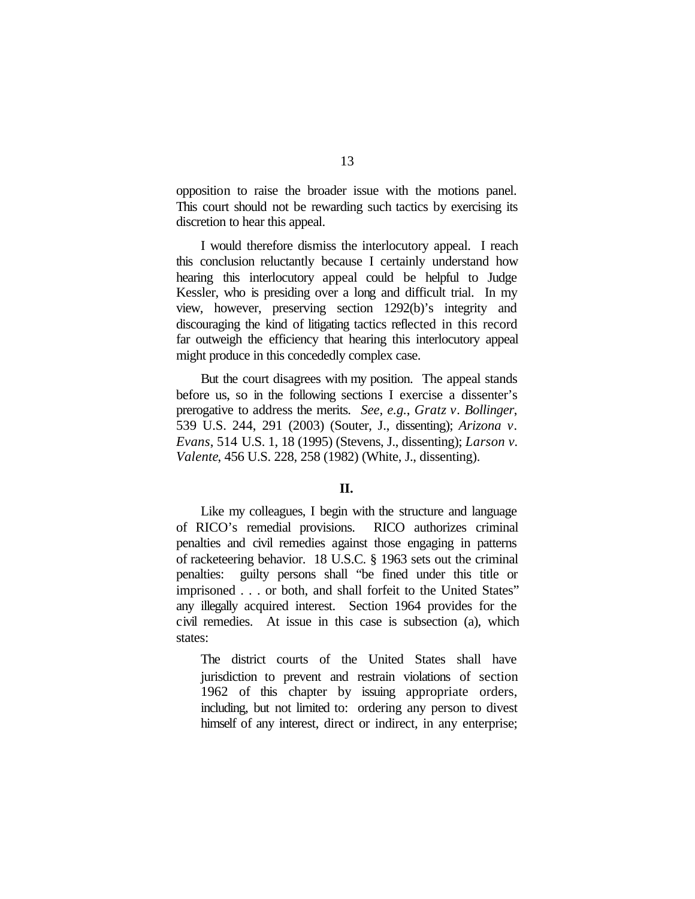opposition to raise the broader issue with the motions panel. This court should not be rewarding such tactics by exercising its discretion to hear this appeal.

I would therefore dismiss the interlocutory appeal. I reach this conclusion reluctantly because I certainly understand how hearing this interlocutory appeal could be helpful to Judge Kessler, who is presiding over a long and difficult trial. In my view, however, preserving section 1292(b)'s integrity and discouraging the kind of litigating tactics reflected in this record far outweigh the efficiency that hearing this interlocutory appeal might produce in this concededly complex case.

But the court disagrees with my position. The appeal stands before us, so in the following sections I exercise a dissenter's prerogative to address the merits. *See, e.g.*, *Gratz v. Bollinger*, 539 U.S. 244, 291 (2003) (Souter, J., dissenting); *Arizona v. Evans*, 514 U.S. 1, 18 (1995) (Stevens, J., dissenting); *Larson v. Valente*, 456 U.S. 228, 258 (1982) (White, J., dissenting).

**II.**

Like my colleagues, I begin with the structure and language of RICO's remedial provisions. RICO authorizes criminal penalties and civil remedies against those engaging in patterns of racketeering behavior. 18 U.S.C. § 1963 sets out the criminal penalties: guilty persons shall "be fined under this title or imprisoned . . . or both, and shall forfeit to the United States" any illegally acquired interest. Section 1964 provides for the civil remedies. At issue in this case is subsection (a), which states:

> The district courts of the United States shall have jurisdiction to prevent and restrain violations of section 1962 of this chapter by issuing appropriate orders, including, but not limited to: ordering any person to divest himself of any interest, direct or indirect, in any enterprise;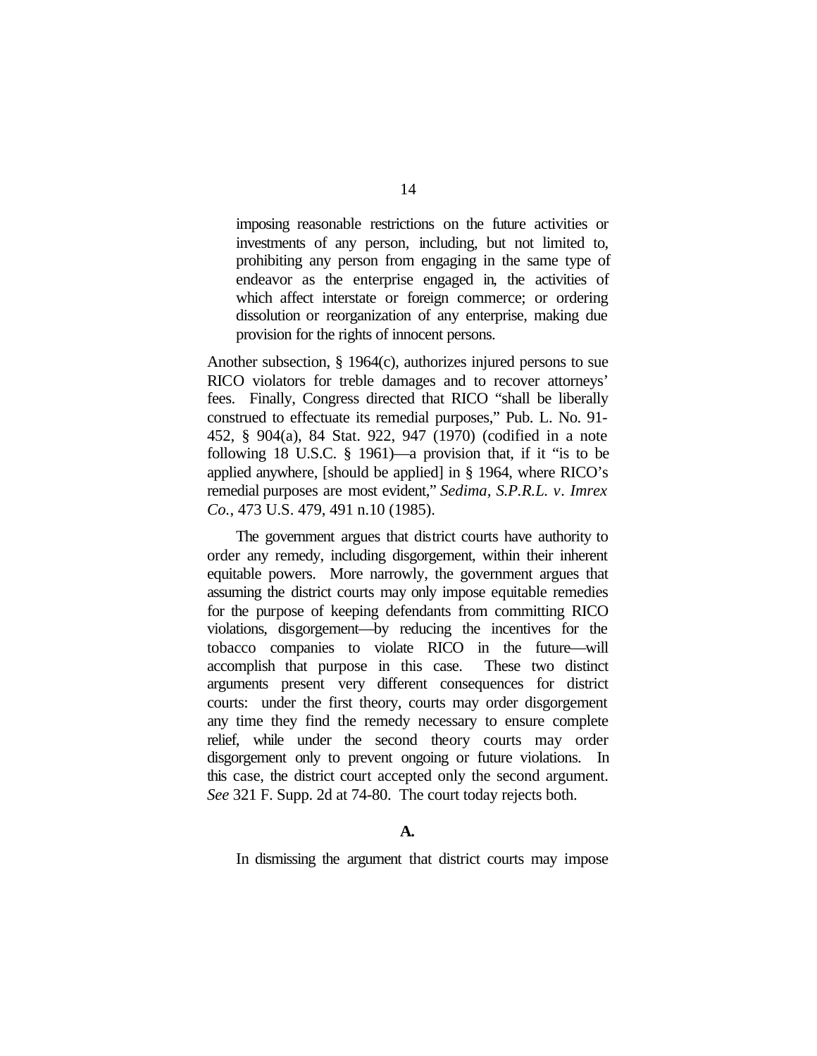> imposing reasonable restrictions on the future activities or investments of any person, including, but not limited to, prohibiting any person from engaging in the same type of endeavor as the enterprise engaged in, the activities of which affect interstate or foreign commerce; or ordering dissolution or reorganization of any enterprise, making due provision for the rights of innocent persons.

Another subsection, § 1964(c), authorizes injured persons to sue RICO violators for treble damages and to recover attorneys' fees. Finally, Congress directed that RICO "shall be liberally construed to effectuate its remedial purposes," Pub. L. No. 91-452, § 904(a), 84 Stat. 922, 947 (1970) (codified in a note following 18 U.S.C. § 1961)—a provision that, if it "is to be applied anywhere, [should be applied] in § 1964, where RICO's remedial purposes are most evident," *Sedima, S.P.R.L. v. Imrex Co.*, 473 U.S. 479, 491 n.10 (1985).

The government argues that district courts have authority to order any remedy, including disgorgement, within their inherent equitable powers. More narrowly, the government argues that assuming the district courts may only impose equitable remedies for the purpose of keeping defendants from committing RICO violations, disgorgement—by reducing the incentives for the tobacco companies to violate RICO in the future—will accomplish that purpose in this case. These two distinct arguments present very different consequences for district courts: under the first theory, courts may order disgorgement any time they find the remedy necessary to ensure complete relief, while under the second theory courts may order disgorgement only to prevent ongoing or future violations. In this case, the district court accepted only the second argument. *See* 321 F. Supp. 2d at 74-80. The court today rejects both.

**A.**

In dismissing the argument that district courts may impose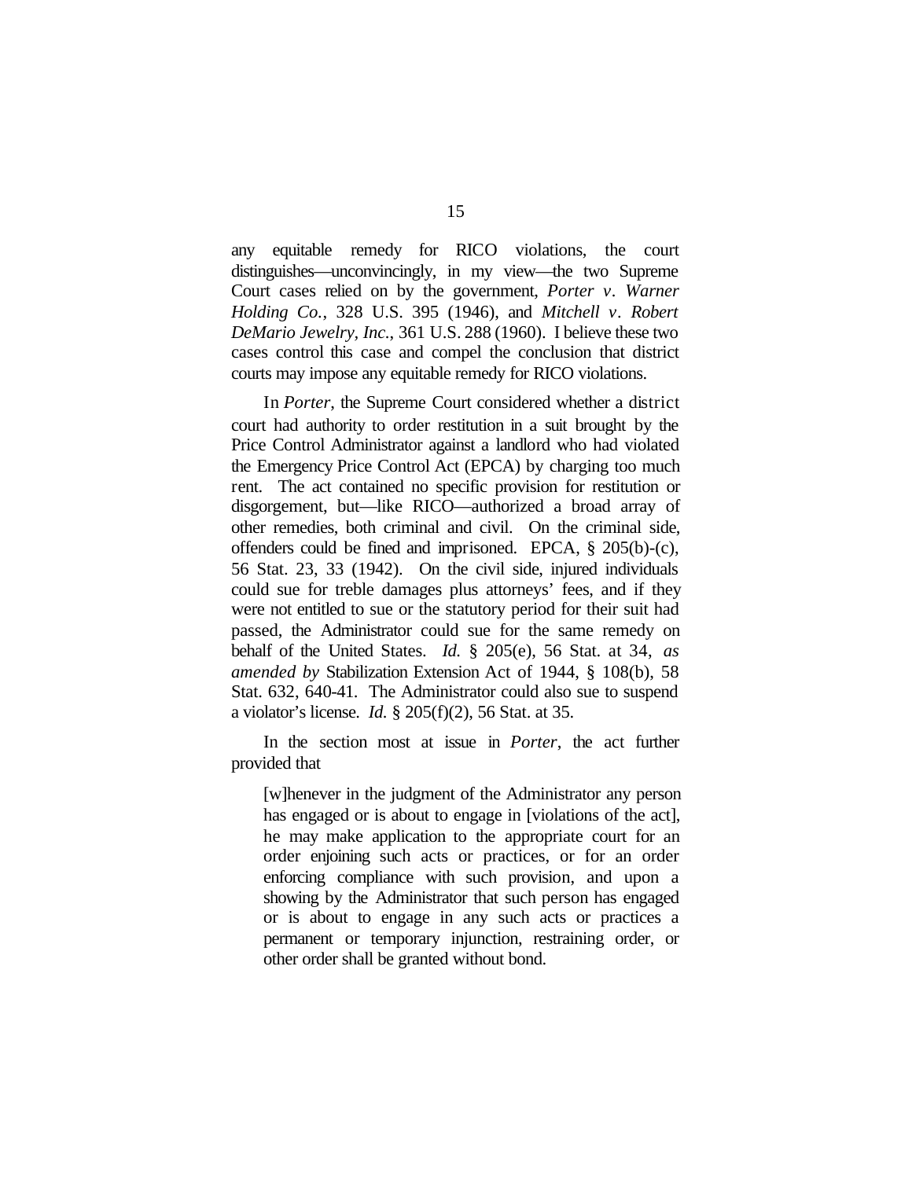any equitable remedy for RICO violations, the court distinguishes—unconvincingly, in my view—the two Supreme Court cases relied on by the government, *Porter v. Warner Holding Co.*, 328 U.S. 395 (1946), and *Mitchell v. Robert DeMario Jewelry, Inc.*, 361 U.S. 288 (1960). I believe these two cases control this case and compel the conclusion that district courts may impose any equitable remedy for RICO violations.

In *Porter*, the Supreme Court considered whether a district court had authority to order restitution in a suit brought by the Price Control Administrator against a landlord who had violated the Emergency Price Control Act (EPCA) by charging too much rent. The act contained no specific provision for restitution or disgorgement, but—like RICO—authorized a broad array of other remedies, both criminal and civil. On the criminal side, offenders could be fined and imprisoned. EPCA, § 205(b)-(c), 56 Stat. 23, 33 (1942). On the civil side, injured individuals could sue for treble damages plus attorneys' fees, and if they were not entitled to sue or the statutory period for their suit had passed, the Administrator could sue for the same remedy on behalf of the United States. *Id.* § 205(e), 56 Stat. at 34, *as amended by* Stabilization Extension Act of 1944, § 108(b), 58 Stat. 632, 640-41. The Administrator could also sue to suspend a violator's license. *Id.* § 205(f)(2), 56 Stat. at 35.

In the section most at issue in *Porter*, the act further provided that

> [w]henever in the judgment of the Administrator any person has engaged or is about to engage in [violations of the act], he may make application to the appropriate court for an order enjoining such acts or practices, or for an order enforcing compliance with such provision, and upon a showing by the Administrator that such person has engaged or is about to engage in any such acts or practices a permanent or temporary injunction, restraining order, or other order shall be granted without bond.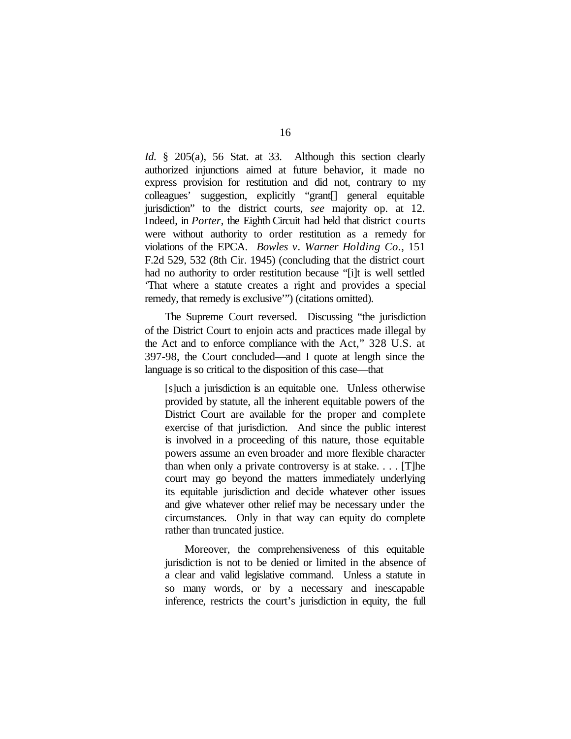*Id.* § 205(a), 56 Stat. at 33. Although this section clearly authorized injunctions aimed at future behavior, it made no express provision for restitution and did not, contrary to my colleagues' suggestion, explicitly "grant[] general equitable jurisdiction" to the district courts, *see* majority op. at 12. Indeed, in *Porter*, the Eighth Circuit had held that district courts were without authority to order restitution as a remedy for violations of the EPCA. *Bowles v. Warner Holding Co.*, 151 F.2d 529, 532 (8th Cir. 1945) (concluding that the district court had no authority to order restitution because "[i]t is well settled 'That where a statute creates a right and provides a special remedy, that remedy is exclusive'") (citations omitted).

The Supreme Court reversed. Discussing "the jurisdiction of the District Court to enjoin acts and practices made illegal by the Act and to enforce compliance with the Act," 328 U.S. at 397-98, the Court concluded—and I quote at length since the language is so critical to the disposition of this case—that

> [s]uch a jurisdiction is an equitable one. Unless otherwise provided by statute, all the inherent equitable powers of the District Court are available for the proper and complete exercise of that jurisdiction. And since the public interest is involved in a proceeding of this nature, those equitable powers assume an even broader and more flexible character than when only a private controversy is at stake. . . . [T]he court may go beyond the matters immediately underlying its equitable jurisdiction and decide whatever other issues and give whatever other relief may be necessary under the circumstances. Only in that way can equity do complete rather than truncated justice.
>
> Moreover, the comprehensiveness of this equitable jurisdiction is not to be denied or limited in the absence of a clear and valid legislative command. Unless a statute in so many words, or by a necessary and inescapable inference, restricts the court's jurisdiction in equity, the full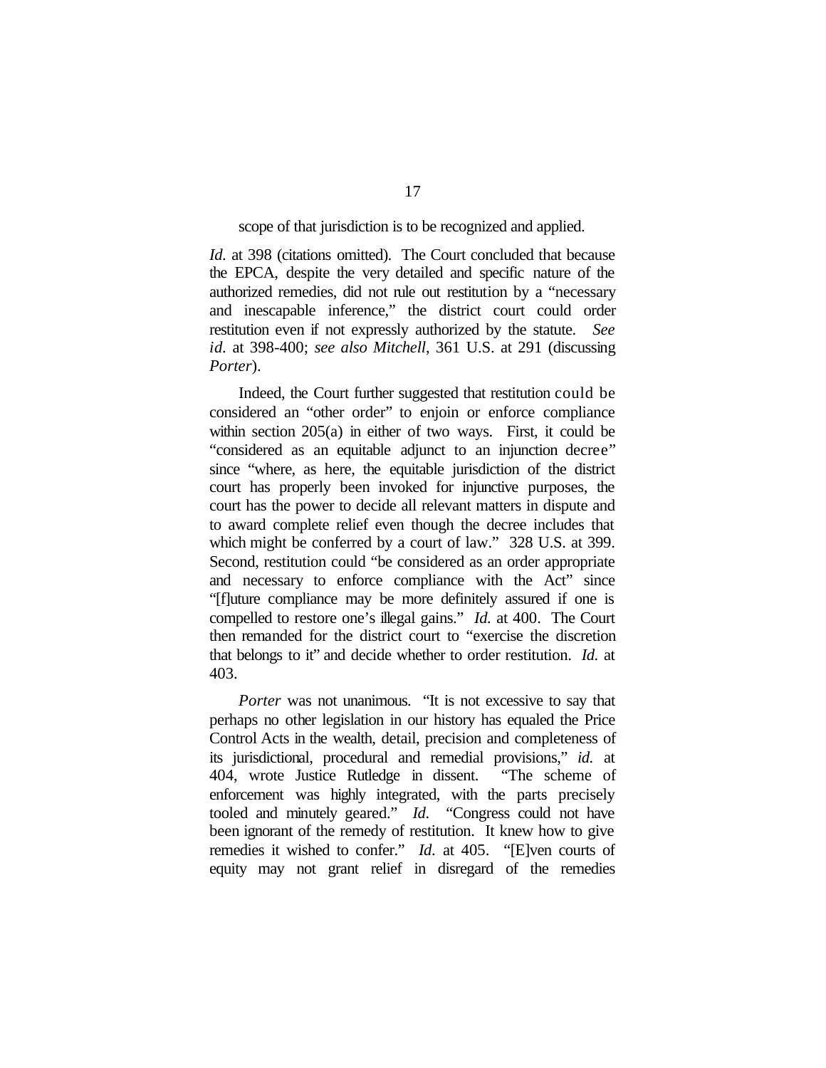scope of that jurisdiction is to be recognized and applied.

*Id.* at 398 (citations omitted). The Court concluded that because the EPCA, despite the very detailed and specific nature of the authorized remedies, did not rule out restitution by a "necessary and inescapable inference," the district court could order restitution even if not expressly authorized by the statute. *See id.* at 398-400; *see also Mitchell*, 361 U.S. at 291 (discussing *Porter*).

Indeed, the Court further suggested that restitution could be considered an "other order" to enjoin or enforce compliance within section 205(a) in either of two ways. First, it could be "considered as an equitable adjunct to an injunction decree" since "where, as here, the equitable jurisdiction of the district court has properly been invoked for injunctive purposes, the court has the power to decide all relevant matters in dispute and to award complete relief even though the decree includes that which might be conferred by a court of law." 328 U.S. at 399. Second, restitution could "be considered as an order appropriate and necessary to enforce compliance with the Act" since "[f]uture compliance may be more definitely assured if one is compelled to restore one's illegal gains." *Id.* at 400. The Court then remanded for the district court to "exercise the discretion that belongs to it" and decide whether to order restitution. *Id.* at 403.

*Porter* was not unanimous. "It is not excessive to say that perhaps no other legislation in our history has equaled the Price Control Acts in the wealth, detail, precision and completeness of its jurisdictional, procedural and remedial provisions," *id.* at 404, wrote Justice Rutledge in dissent. "The scheme of enforcement was highly integrated, with the parts precisely tooled and minutely geared." *Id.* "Congress could not have been ignorant of the remedy of restitution. It knew how to give remedies it wished to confer." *Id.* at 405. "[E]ven courts of equity may not grant relief in disregard of the remedies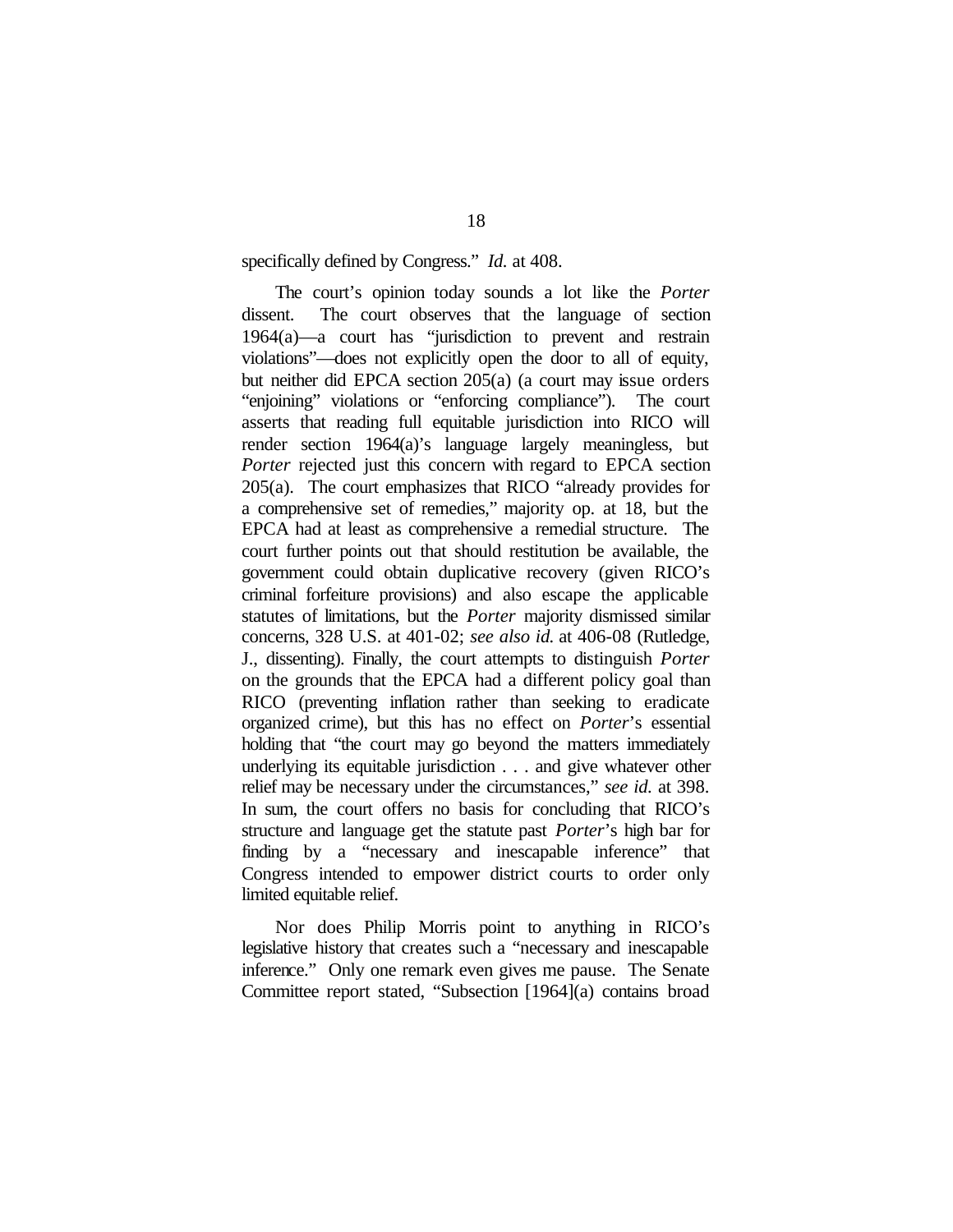specifically defined by Congress." *Id.* at 408.

The court's opinion today sounds a lot like the *Porter* dissent. The court observes that the language of section 1964(a)—a court has "jurisdiction to prevent and restrain violations"—does not explicitly open the door to all of equity, but neither did EPCA section 205(a) (a court may issue orders "enjoining" violations or "enforcing compliance"). The court asserts that reading full equitable jurisdiction into RICO will render section 1964(a)'s language largely meaningless, but *Porter* rejected just this concern with regard to EPCA section 205(a). The court emphasizes that RICO "already provides for a comprehensive set of remedies," majority op. at 18, but the EPCA had at least as comprehensive a remedial structure. The court further points out that should restitution be available, the government could obtain duplicative recovery (given RICO's criminal forfeiture provisions) and also escape the applicable statutes of limitations, but the *Porter* majority dismissed similar concerns, 328 U.S. at 401-02; *see also id.* at 406-08 (Rutledge, J., dissenting). Finally, the court attempts to distinguish *Porter* on the grounds that the EPCA had a different policy goal than RICO (preventing inflation rather than seeking to eradicate organized crime), but this has no effect on *Porter*'s essential holding that "the court may go beyond the matters immediately underlying its equitable jurisdiction . . . and give whatever other relief may be necessary under the circumstances," *see id.* at 398. In sum, the court offers no basis for concluding that RICO's structure and language get the statute past *Porter*'s high bar for finding by a "necessary and inescapable inference" that Congress intended to empower district courts to order only limited equitable relief.

Nor does Philip Morris point to anything in RICO's legislative history that creates such a "necessary and inescapable inference." Only one remark even gives me pause. The Senate Committee report stated, "Subsection [1964](a) contains broad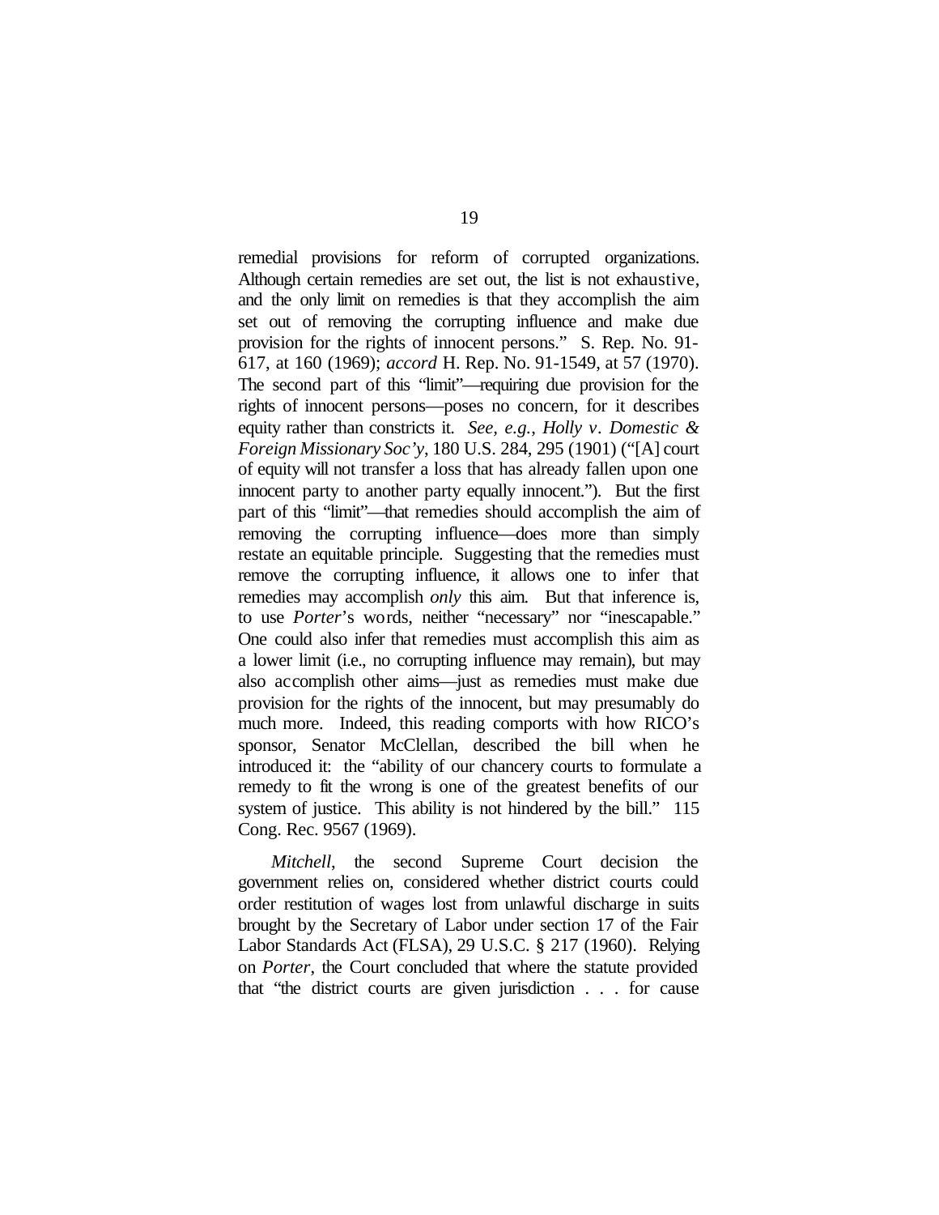remedial provisions for reform of corrupted organizations. Although certain remedies are set out, the list is not exhaustive, and the only limit on remedies is that they accomplish the aim set out of removing the corrupting influence and make due provision for the rights of innocent persons." S. Rep. No. 91-617, at 160 (1969); *accord* H. Rep. No. 91-1549, at 57 (1970). The second part of this "limit"—requiring due provision for the rights of innocent persons—poses no concern, for it describes equity rather than constricts it. *See, e.g.*, *Holly v. Domestic & Foreign Missionary Soc'y*, 180 U.S. 284, 295 (1901) ("[A] court of equity will not transfer a loss that has already fallen upon one innocent party to another party equally innocent."). But the first part of this "limit"—that remedies should accomplish the aim of removing the corrupting influence—does more than simply restate an equitable principle. Suggesting that the remedies must remove the corrupting influence, it allows one to infer that remedies may accomplish *only* this aim. But that inference is, to use *Porter*'s words, neither "necessary" nor "inescapable." One could also infer that remedies must accomplish this aim as a lower limit (i.e., no corrupting influence may remain), but may also accomplish other aims—just as remedies must make due provision for the rights of the innocent, but may presumably do much more. Indeed, this reading comports with how RICO's sponsor, Senator McClellan, described the bill when he introduced it: the "ability of our chancery courts to formulate a remedy to fit the wrong is one of the greatest benefits of our system of justice. This ability is not hindered by the bill." 115 Cong. Rec. 9567 (1969).

*Mitchell*, the second Supreme Court decision the government relies on, considered whether district courts could order restitution of wages lost from unlawful discharge in suits brought by the Secretary of Labor under section 17 of the Fair Labor Standards Act (FLSA), 29 U.S.C. § 217 (1960). Relying on *Porter*, the Court concluded that where the statute provided that "the district courts are given jurisdiction . . . for cause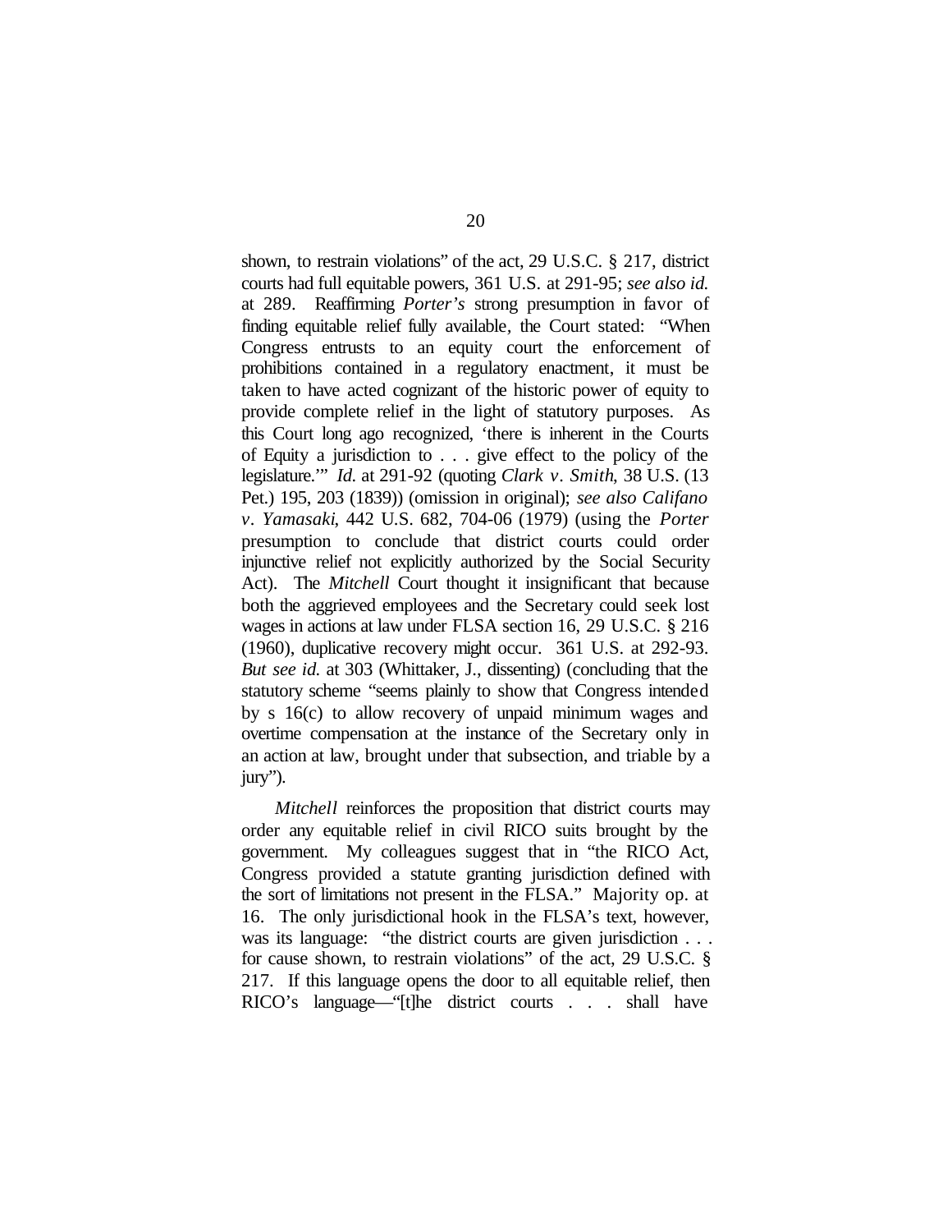shown, to restrain violations" of the act, 29 U.S.C. § 217, district courts had full equitable powers, 361 U.S. at 291-95; *see also id.* at 289. Reaffirming *Porter's* strong presumption in favor of finding equitable relief fully available, the Court stated: "When Congress entrusts to an equity court the enforcement of prohibitions contained in a regulatory enactment, it must be taken to have acted cognizant of the historic power of equity to provide complete relief in the light of statutory purposes. As this Court long ago recognized, 'there is inherent in the Courts of Equity a jurisdiction to . . . give effect to the policy of the legislature.'" *Id.* at 291-92 (quoting *Clark v. Smith*, 38 U.S. (13 Pet.) 195, 203 (1839)) (omission in original); *see also Califano v. Yamasaki*, 442 U.S. 682, 704-06 (1979) (using the *Porter* presumption to conclude that district courts could order injunctive relief not explicitly authorized by the Social Security Act). The *Mitchell* Court thought it insignificant that because both the aggrieved employees and the Secretary could seek lost wages in actions at law under FLSA section 16, 29 U.S.C. § 216 (1960), duplicative recovery might occur. 361 U.S. at 292-93. *But see id.* at 303 (Whittaker, J., dissenting) (concluding that the statutory scheme "seems plainly to show that Congress intended by s 16(c) to allow recovery of unpaid minimum wages and overtime compensation at the instance of the Secretary only in an action at law, brought under that subsection, and triable by a jury").

*Mitchell* reinforces the proposition that district courts may order any equitable relief in civil RICO suits brought by the government. My colleagues suggest that in "the RICO Act, Congress provided a statute granting jurisdiction defined with the sort of limitations not present in the FLSA." Majority op. at 16. The only jurisdictional hook in the FLSA's text, however, was its language: "the district courts are given jurisdiction . . . for cause shown, to restrain violations" of the act, 29 U.S.C. § 217. If this language opens the door to all equitable relief, then RICO's language—"[t]he district courts . . . shall have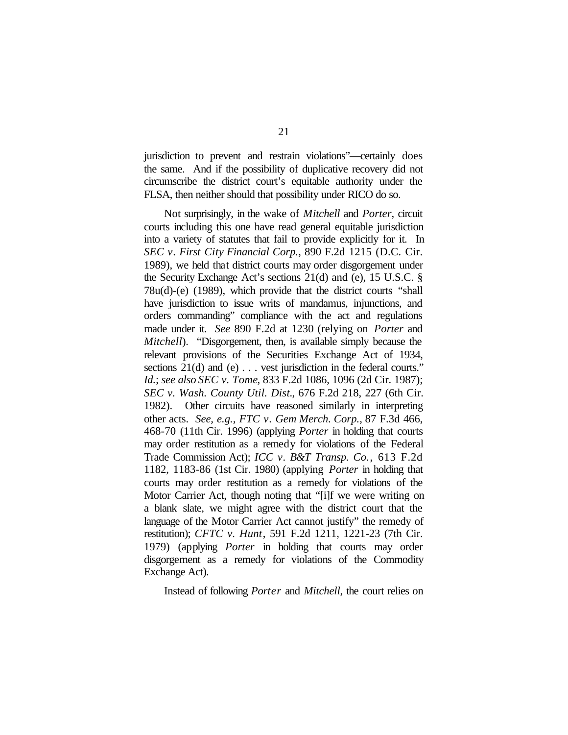jurisdiction to prevent and restrain violations"—certainly does the same. And if the possibility of duplicative recovery did not circumscribe the district court's equitable authority under the FLSA, then neither should that possibility under RICO do so.

Not surprisingly, in the wake of *Mitchell* and *Porter*, circuit courts including this one have read general equitable jurisdiction into a variety of statutes that fail to provide explicitly for it. In *SEC v. First City Financial Corp.*, 890 F.2d 1215 (D.C. Cir. 1989), we held that district courts may order disgorgement under the Security Exchange Act's sections 21(d) and (e), 15 U.S.C. § 78u(d)-(e) (1989), which provide that the district courts "shall have jurisdiction to issue writs of mandamus, injunctions, and orders commanding" compliance with the act and regulations made under it. *See* 890 F.2d at 1230 (relying on *Porter* and *Mitchell*). "Disgorgement, then, is available simply because the relevant provisions of the Securities Exchange Act of 1934, sections 21(d) and (e) . . . vest jurisdiction in the federal courts." *Id.*; *see also SEC v. Tome*, 833 F.2d 1086, 1096 (2d Cir. 1987); *SEC v. Wash. County Util. Dist.*, 676 F.2d 218, 227 (6th Cir. 1982). Other circuits have reasoned similarly in interpreting other acts. *See, e.g.*, *FTC v. Gem Merch. Corp.*, 87 F.3d 466, 468-70 (11th Cir. 1996) (applying *Porter* in holding that courts may order restitution as a remedy for violations of the Federal Trade Commission Act); *ICC v. B&T Transp. Co.*, 613 F.2d 1182, 1183-86 (1st Cir. 1980) (applying *Porter* in holding that courts may order restitution as a remedy for violations of the Motor Carrier Act, though noting that "[i]f we were writing on a blank slate, we might agree with the district court that the language of the Motor Carrier Act cannot justify" the remedy of restitution); *CFTC v. Hunt*, 591 F.2d 1211, 1221-23 (7th Cir. 1979) (applying *Porter* in holding that courts may order disgorgement as a remedy for violations of the Commodity Exchange Act).

Instead of following *Porter* and *Mitchell*, the court relies on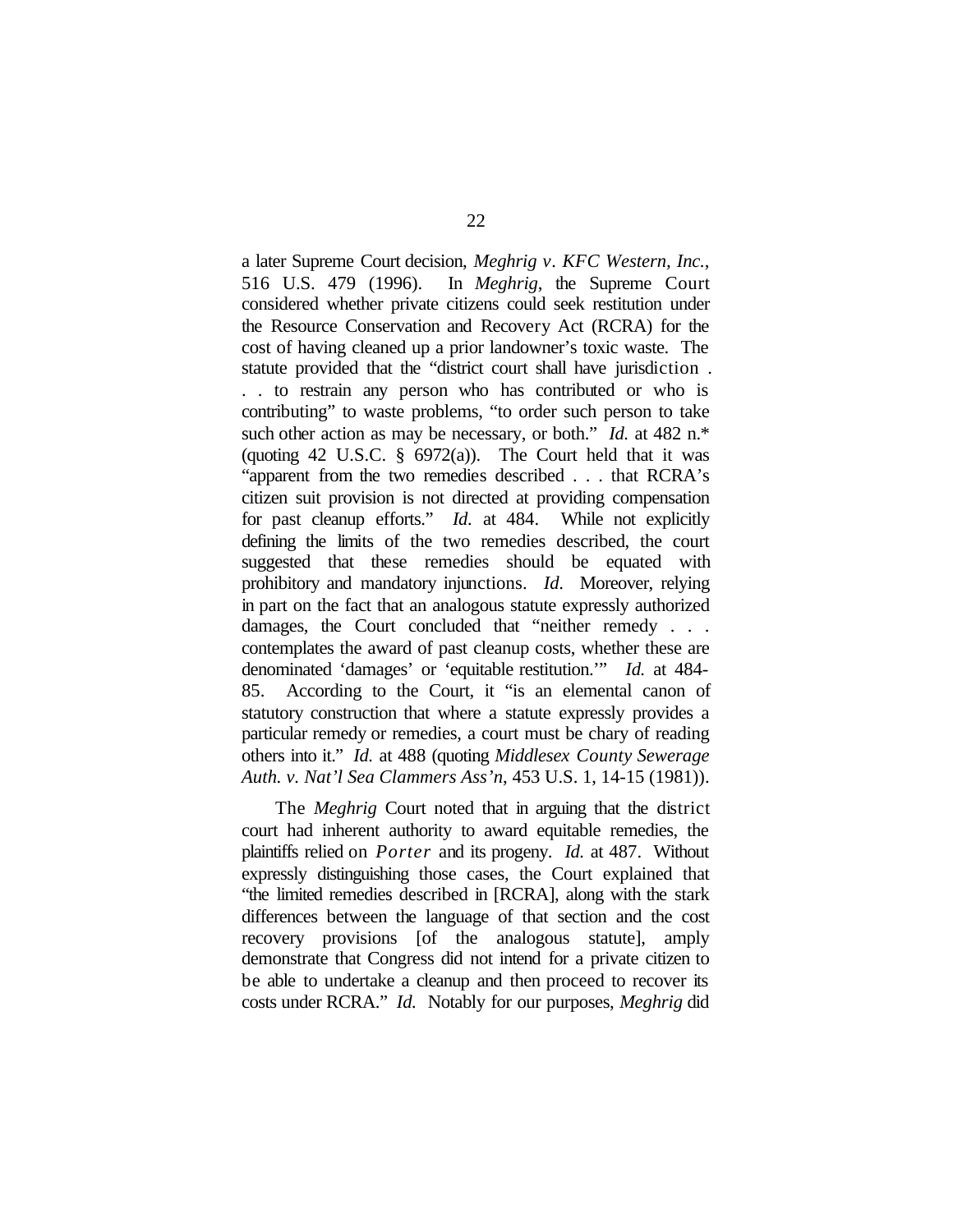a later Supreme Court decision, *Meghrig v. KFC Western, Inc.*, 516 U.S. 479 (1996). In *Meghrig*, the Supreme Court considered whether private citizens could seek restitution under the Resource Conservation and Recovery Act (RCRA) for the cost of having cleaned up a prior landowner's toxic waste. The statute provided that the "district court shall have jurisdiction . . . to restrain any person who has contributed or who is contributing" to waste problems, "to order such person to take such other action as may be necessary, or both." *Id.* at 482 n.* (quoting 42 U.S.C. § 6972(a)). The Court held that it was "apparent from the two remedies described . . . that RCRA's citizen suit provision is not directed at providing compensation for past cleanup efforts." *Id.* at 484. While not explicitly defining the limits of the two remedies described, the court suggested that these remedies should be equated with prohibitory and mandatory injunctions. *Id.* Moreover, relying in part on the fact that an analogous statute expressly authorized damages, the Court concluded that "neither remedy . . . contemplates the award of past cleanup costs, whether these are denominated 'damages' or 'equitable restitution.'" *Id.* at 484-85. According to the Court, it "is an elemental canon of statutory construction that where a statute expressly provides a particular remedy or remedies, a court must be chary of reading others into it." *Id.* at 488 (quoting *Middlesex County Sewerage Auth. v. Nat'l Sea Clammers Ass'n*, 453 U.S. 1, 14-15 (1981)).

The *Meghrig* Court noted that in arguing that the district court had inherent authority to award equitable remedies, the plaintiffs relied on *Porter* and its progeny. *Id.* at 487. Without expressly distinguishing those cases, the Court explained that "the limited remedies described in [RCRA], along with the stark differences between the language of that section and the cost recovery provisions [of the analogous statute], amply demonstrate that Congress did not intend for a private citizen to be able to undertake a cleanup and then proceed to recover its costs under RCRA." *Id.* Notably for our purposes, *Meghrig* did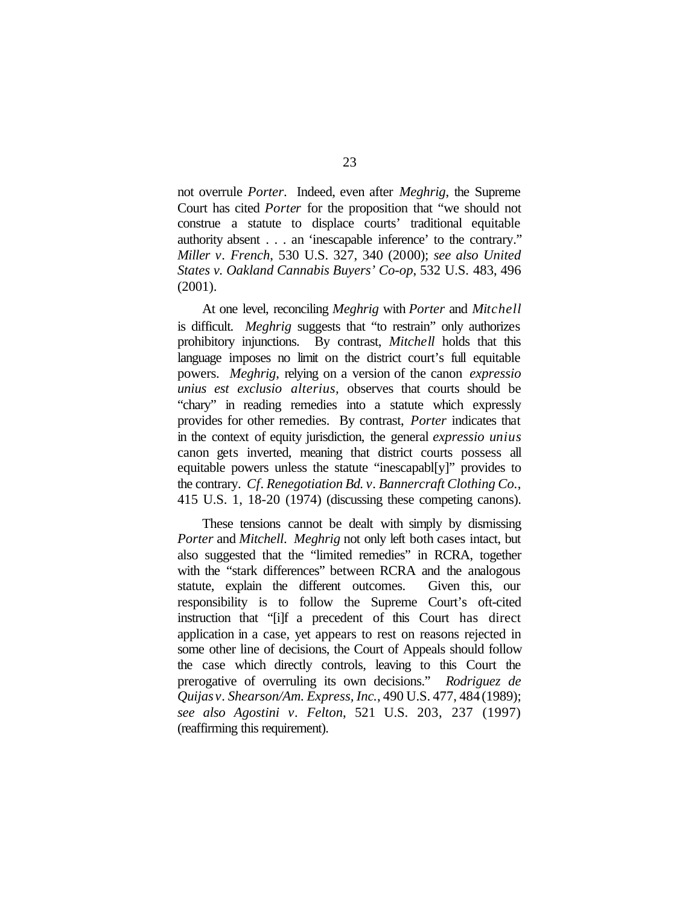not overrule *Porter*. Indeed, even after *Meghrig*, the Supreme Court has cited *Porter* for the proposition that "we should not construe a statute to displace courts' traditional equitable authority absent . . . an 'inescapable inference' to the contrary." *Miller v. French*, 530 U.S. 327, 340 (2000); *see also United States v. Oakland Cannabis Buyers' Co-op*, 532 U.S. 483, 496 (2001).

At one level, reconciling *Meghrig* with *Porter* and *Mitchell* is difficult. *Meghrig* suggests that "to restrain" only authorizes prohibitory injunctions. By contrast, *Mitchell* holds that this language imposes no limit on the district court's full equitable powers. *Meghrig*, relying on a version of the canon *expressio unius est exclusio alterius,* observes that courts should be "chary" in reading remedies into a statute which expressly provides for other remedies. By contrast, *Porter* indicates that in the context of equity jurisdiction, the general *expressio unius* canon gets inverted, meaning that district courts possess all equitable powers unless the statute "inescapabl[y]" provides to the contrary. *Cf. Renegotiation Bd. v. Bannercraft Clothing Co.*, 415 U.S. 1, 18-20 (1974) (discussing these competing canons).

These tensions cannot be dealt with simply by dismissing *Porter* and *Mitchell*. *Meghrig* not only left both cases intact, but also suggested that the "limited remedies" in RCRA, together with the "stark differences" between RCRA and the analogous statute, explain the different outcomes. Given this, our responsibility is to follow the Supreme Court's oft-cited instruction that "[i]f a precedent of this Court has direct application in a case, yet appears to rest on reasons rejected in some other line of decisions, the Court of Appeals should follow the case which directly controls, leaving to this Court the prerogative of overruling its own decisions." *Rodriguez de Quijas v. Shearson/Am. Express, Inc.*, 490 U.S. 477, 484 (1989); *see also Agostini v. Felton*, 521 U.S. 203, 237 (1997) (reaffirming this requirement).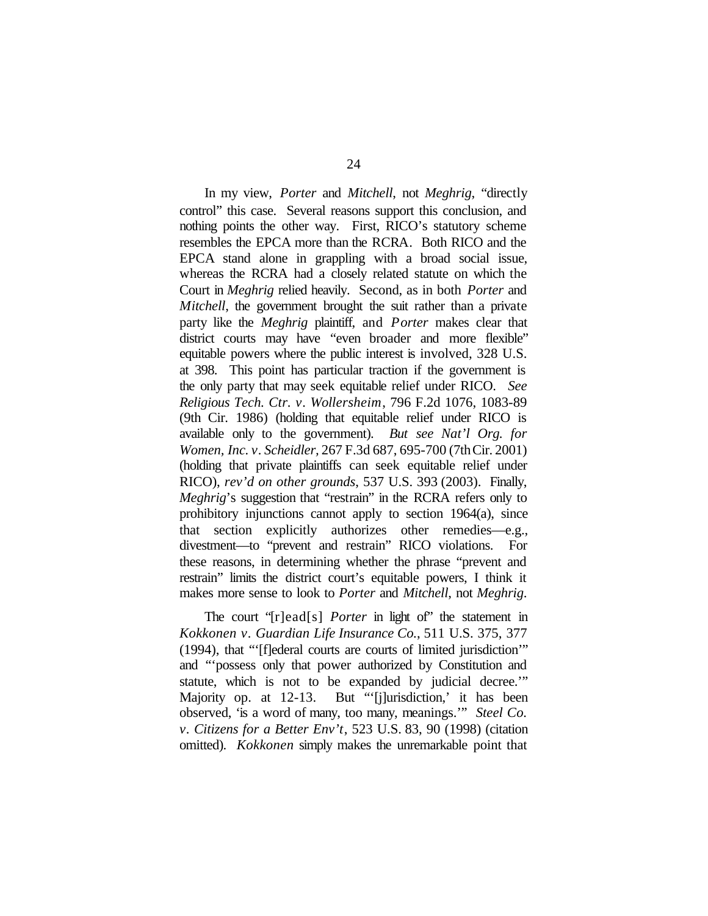In my view, *Porter* and *Mitchell*, not *Meghrig*, "directly control" this case. Several reasons support this conclusion, and nothing points the other way. First, RICO's statutory scheme resembles the EPCA more than the RCRA. Both RICO and the EPCA stand alone in grappling with a broad social issue, whereas the RCRA had a closely related statute on which the Court in *Meghrig* relied heavily. Second, as in both *Porter* and *Mitchell*, the government brought the suit rather than a private party like the *Meghrig* plaintiff, and *Porter* makes clear that district courts may have "even broader and more flexible" equitable powers where the public interest is involved, 328 U.S. at 398. This point has particular traction if the government is the only party that may seek equitable relief under RICO. *See Religious Tech. Ctr. v. Wollersheim*, 796 F.2d 1076, 1083-89 (9th Cir. 1986) (holding that equitable relief under RICO is available only to the government). *But see Nat'l Org. for Women, Inc. v. Scheidler*, 267 F.3d 687, 695-700 (7th Cir. 2001) (holding that private plaintiffs can seek equitable relief under RICO), *rev'd on other grounds*, 537 U.S. 393 (2003). Finally, *Meghrig*'s suggestion that "restrain" in the RCRA refers only to prohibitory injunctions cannot apply to section 1964(a), since that section explicitly authorizes other remedies—e.g., divestment—to "prevent and restrain" RICO violations. For these reasons, in determining whether the phrase "prevent and restrain" limits the district court's equitable powers, I think it makes more sense to look to *Porter* and *Mitchell*, not *Meghrig*.

The court "[r]ead[s] *Porter* in light of" the statement in *Kokkonen v. Guardian Life Insurance Co.*, 511 U.S. 375, 377 (1994), that "'[f]ederal courts are courts of limited jurisdiction'" and "'possess only that power authorized by Constitution and statute, which is not to be expanded by judicial decree.'" Majority op. at 12-13. But "'[j]urisdiction,' it has been observed, 'is a word of many, too many, meanings.'" *Steel Co. v. Citizens for a Better Env't*, 523 U.S. 83, 90 (1998) (citation omitted). *Kokkonen* simply makes the unremarkable point that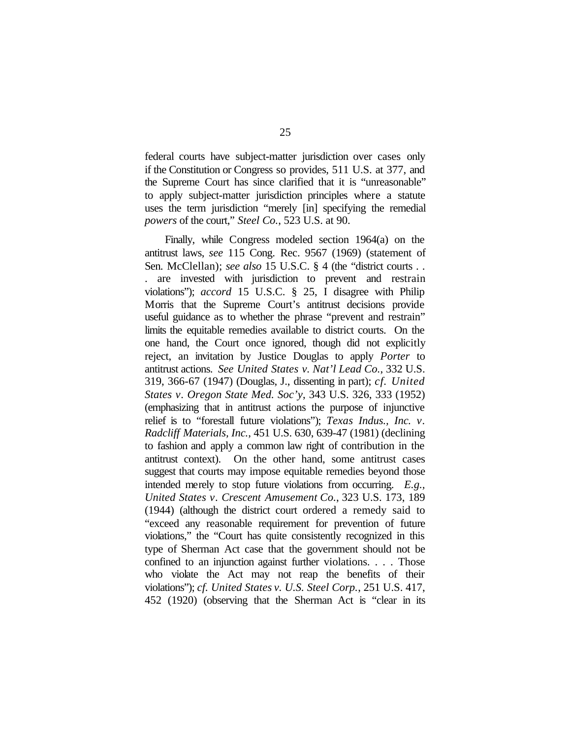federal courts have subject-matter jurisdiction over cases only if the Constitution or Congress so provides, 511 U.S. at 377, and the Supreme Court has since clarified that it is "unreasonable" to apply subject-matter jurisdiction principles where a statute uses the term jurisdiction "merely [in] specifying the remedial *powers* of the court," *Steel Co.*, 523 U.S. at 90.

Finally, while Congress modeled section 1964(a) on the antitrust laws, *see* 115 Cong. Rec. 9567 (1969) (statement of Sen. McClellan); *see also* 15 U.S.C. § 4 (the "district courts . . . are invested with jurisdiction to prevent and restrain violations"); *accord* 15 U.S.C. § 25, I disagree with Philip Morris that the Supreme Court's antitrust decisions provide useful guidance as to whether the phrase "prevent and restrain" limits the equitable remedies available to district courts. On the one hand, the Court once ignored, though did not explicitly reject, an invitation by Justice Douglas to apply *Porter* to antitrust actions. *See United States v. Nat'l Lead Co.*, 332 U.S. 319, 366-67 (1947) (Douglas, J., dissenting in part); *cf. United States v. Oregon State Med. Soc'y*, 343 U.S. 326, 333 (1952) (emphasizing that in antitrust actions the purpose of injunctive relief is to "forestall future violations"); *Texas Indus., Inc. v. Radcliff Materials, Inc.*, 451 U.S. 630, 639-47 (1981) (declining to fashion and apply a common law right of contribution in the antitrust context). On the other hand, some antitrust cases suggest that courts may impose equitable remedies beyond those intended merely to stop future violations from occurring. *E.g.*, *United States v. Crescent Amusement Co.*, 323 U.S. 173, 189 (1944) (although the district court ordered a remedy said to "exceed any reasonable requirement for prevention of future violations," the "Court has quite consistently recognized in this type of Sherman Act case that the government should not be confined to an injunction against further violations. . . . Those who violate the Act may not reap the benefits of their violations"); *cf. United States v. U.S. Steel Corp.*, 251 U.S. 417, 452 (1920) (observing that the Sherman Act is "clear in its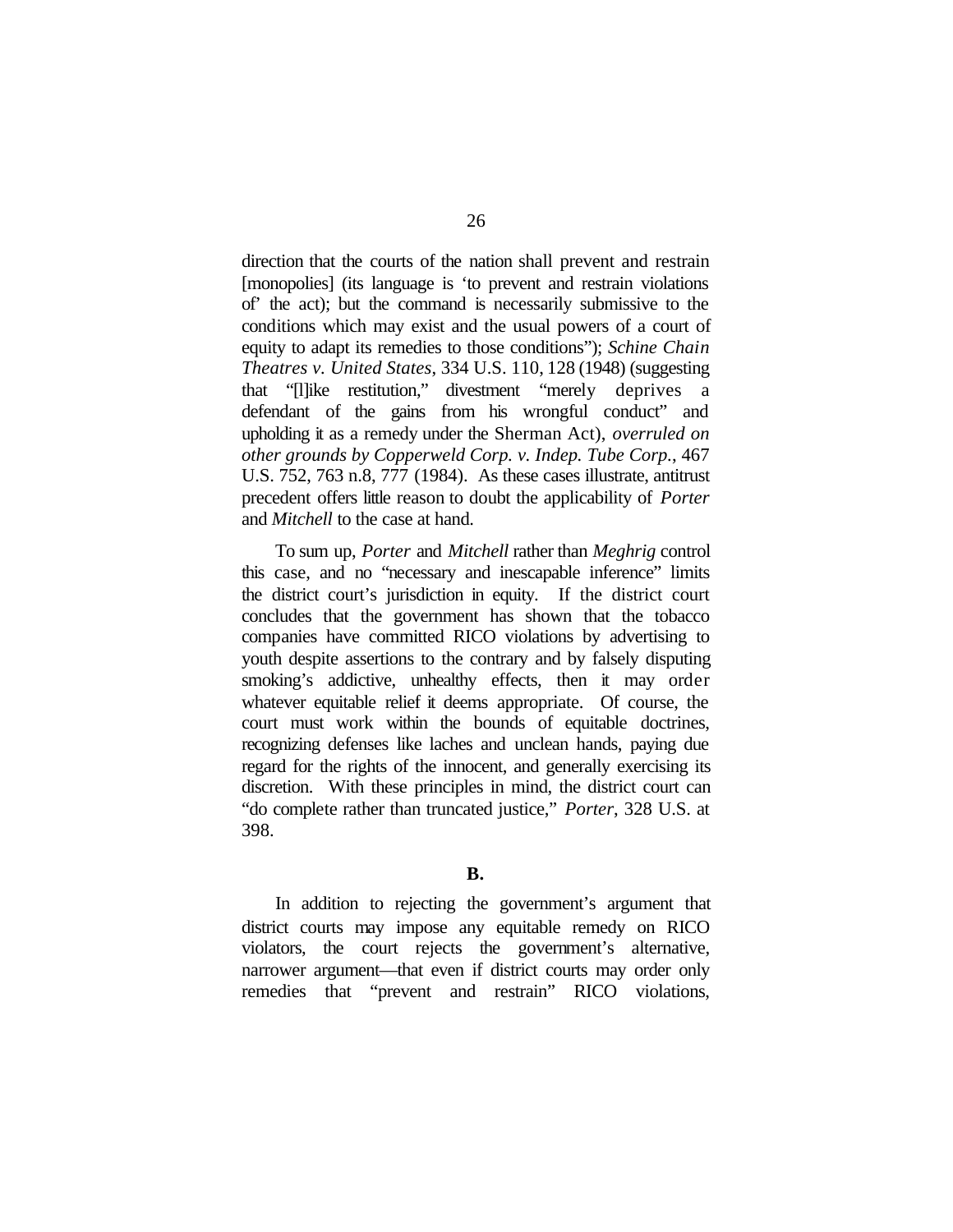direction that the courts of the nation shall prevent and restrain [monopolies] (its language is 'to prevent and restrain violations of' the act); but the command is necessarily submissive to the conditions which may exist and the usual powers of a court of equity to adapt its remedies to those conditions"); *Schine Chain Theatres v. United States*, 334 U.S. 110, 128 (1948) (suggesting that "[l]ike restitution," divestment "merely deprives a defendant of the gains from his wrongful conduct" and upholding it as a remedy under the Sherman Act), *overruled on other grounds by Copperweld Corp. v. Indep. Tube Corp.*, 467 U.S. 752, 763 n.8, 777 (1984). As these cases illustrate, antitrust precedent offers little reason to doubt the applicability of *Porter* and *Mitchell* to the case at hand.

To sum up, *Porter* and *Mitchell* rather than *Meghrig* control this case, and no "necessary and inescapable inference" limits the district court's jurisdiction in equity. If the district court concludes that the government has shown that the tobacco companies have committed RICO violations by advertising to youth despite assertions to the contrary and by falsely disputing smoking's addictive, unhealthy effects, then it may order whatever equitable relief it deems appropriate. Of course, the court must work within the bounds of equitable doctrines, recognizing defenses like laches and unclean hands, paying due regard for the rights of the innocent, and generally exercising its discretion. With these principles in mind, the district court can "do complete rather than truncated justice," *Porter*, 328 U.S. at 398.

**B.**

In addition to rejecting the government's argument that district courts may impose any equitable remedy on RICO violators, the court rejects the government's alternative, narrower argument—that even if district courts may order only remedies that "prevent and restrain" RICO violations,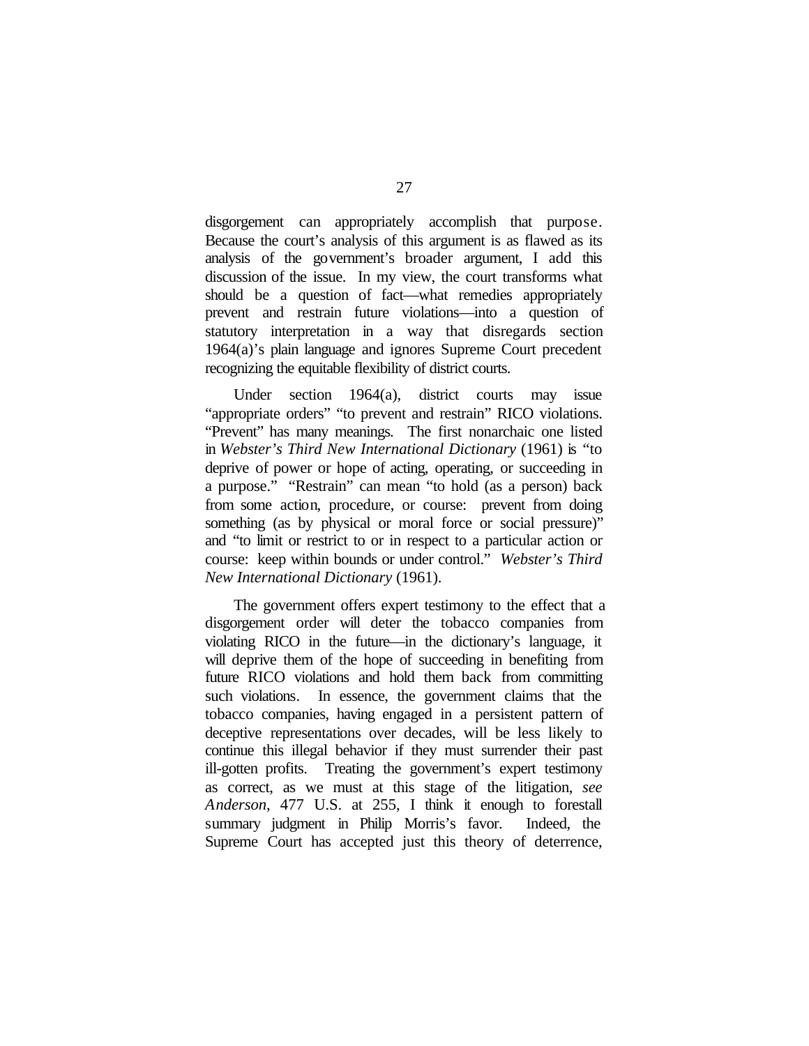disgorgement can appropriately accomplish that purpose. Because the court's analysis of this argument is as flawed as its analysis of the government's broader argument, I add this discussion of the issue. In my view, the court transforms what should be a question of fact—what remedies appropriately prevent and restrain future violations—into a question of statutory interpretation in a way that disregards section 1964(a)'s plain language and ignores Supreme Court precedent recognizing the equitable flexibility of district courts.

Under section 1964(a), district courts may issue "appropriate orders" "to prevent and restrain" RICO violations. "Prevent" has many meanings. The first nonarchaic one listed in *Webster's Third New International Dictionary* (1961) is "to deprive of power or hope of acting, operating, or succeeding in a purpose." "Restrain" can mean "to hold (as a person) back from some action, procedure, or course: prevent from doing something (as by physical or moral force or social pressure)" and "to limit or restrict to or in respect to a particular action or course: keep within bounds or under control." *Webster's Third New International Dictionary* (1961).

The government offers expert testimony to the effect that a disgorgement order will deter the tobacco companies from violating RICO in the future—in the dictionary's language, it will deprive them of the hope of succeeding in benefiting from future RICO violations and hold them back from committing such violations. In essence, the government claims that the tobacco companies, having engaged in a persistent pattern of deceptive representations over decades, will be less likely to continue this illegal behavior if they must surrender their past ill-gotten profits. Treating the government's expert testimony as correct, as we must at this stage of the litigation, *see Anderson*, 477 U.S. at 255, I think it enough to forestall summary judgment in Philip Morris's favor. Indeed, the Supreme Court has accepted just this theory of deterrence,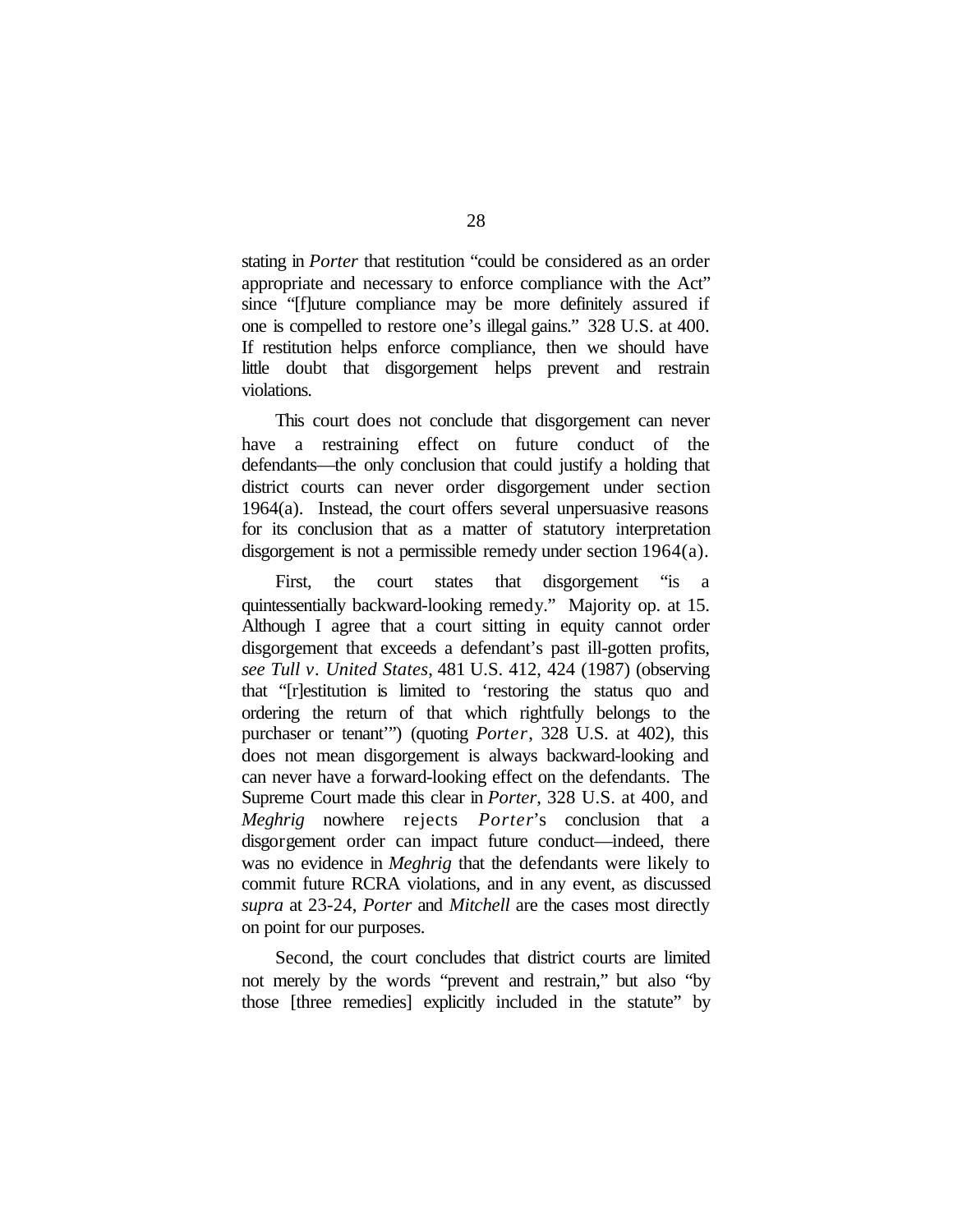stating in *Porter* that restitution "could be considered as an order appropriate and necessary to enforce compliance with the Act" since "[f]uture compliance may be more definitely assured if one is compelled to restore one's illegal gains." 328 U.S. at 400. If restitution helps enforce compliance, then we should have little doubt that disgorgement helps prevent and restrain violations.

This court does not conclude that disgorgement can never have a restraining effect on future conduct of the defendants—the only conclusion that could justify a holding that district courts can never order disgorgement under section 1964(a). Instead, the court offers several unpersuasive reasons for its conclusion that as a matter of statutory interpretation disgorgement is not a permissible remedy under section 1964(a).

First, the court states that disgorgement "is a quintessentially backward-looking remedy." Majority op. at 15. Although I agree that a court sitting in equity cannot order disgorgement that exceeds a defendant's past ill-gotten profits, *see Tull v. United States*, 481 U.S. 412, 424 (1987) (observing that "[r]estitution is limited to 'restoring the status quo and ordering the return of that which rightfully belongs to the purchaser or tenant'") (quoting *Porter*, 328 U.S. at 402), this does not mean disgorgement is always backward-looking and can never have a forward-looking effect on the defendants. The Supreme Court made this clear in *Porter*, 328 U.S. at 400, and *Meghrig* nowhere rejects *Porter*'s conclusion that a disgorgement order can impact future conduct—indeed, there was no evidence in *Meghrig* that the defendants were likely to commit future RCRA violations, and in any event, as discussed *supra* at 23-24, *Porter* and *Mitchell* are the cases most directly on point for our purposes.

Second, the court concludes that district courts are limited not merely by the words "prevent and restrain," but also "by those [three remedies] explicitly included in the statute" by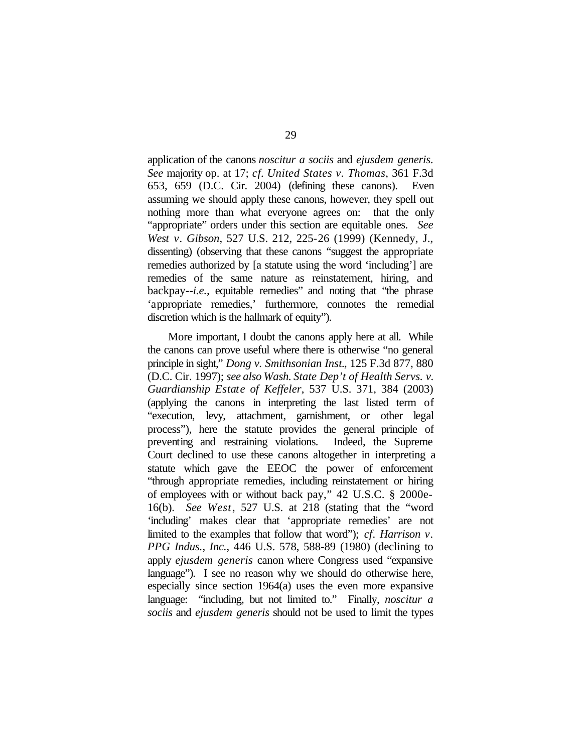application of the canons *noscitur a sociis* and *ejusdem generis*. *See* majority op. at 17; *cf. United States v. Thomas*, 361 F.3d 653, 659 (D.C. Cir. 2004) (defining these canons). Even assuming we should apply these canons, however, they spell out nothing more than what everyone agrees on: that the only "appropriate" orders under this section are equitable ones. *See West v. Gibson*, 527 U.S. 212, 225-26 (1999) (Kennedy, J., dissenting) (observing that these canons "suggest the appropriate remedies authorized by [a statute using the word 'including'] are remedies of the same nature as reinstatement, hiring, and backpay--*i.e.*, equitable remedies" and noting that "the phrase 'appropriate remedies,' furthermore, connotes the remedial discretion which is the hallmark of equity").

More important, I doubt the canons apply here at all. While the canons can prove useful where there is otherwise "no general principle in sight," *Dong v. Smithsonian Inst.*, 125 F.3d 877, 880 (D.C. Cir. 1997); *see also Wash. State Dep't of Health Servs. v. Guardianship Estate of Keffeler*, 537 U.S. 371, 384 (2003) (applying the canons in interpreting the last listed term of "execution, levy, attachment, garnishment, or other legal process"), here the statute provides the general principle of preventing and restraining violations. Indeed, the Supreme Court declined to use these canons altogether in interpreting a statute which gave the EEOC the power of enforcement "through appropriate remedies, including reinstatement or hiring of employees with or without back pay," 42 U.S.C. § 2000e-16(b). *See West*, 527 U.S. at 218 (stating that the "word 'including' makes clear that 'appropriate remedies' are not limited to the examples that follow that word"); *cf. Harrison v. PPG Indus., Inc.*, 446 U.S. 578, 588-89 (1980) (declining to apply *ejusdem generis* canon where Congress used "expansive language"). I see no reason why we should do otherwise here, especially since section 1964(a) uses the even more expansive language: "including, but not limited to." Finally, *noscitur a sociis* and *ejusdem generis* should not be used to limit the types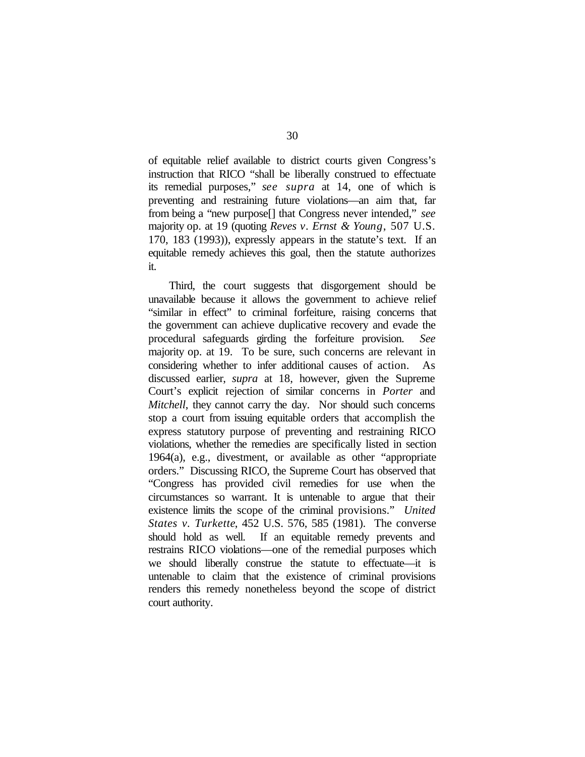of equitable relief available to district courts given Congress's instruction that RICO "shall be liberally construed to effectuate its remedial purposes," *see supra* at 14, one of which is preventing and restraining future violations—an aim that, far from being a "new purpose[] that Congress never intended," *see* majority op. at 19 (quoting *Reves v. Ernst & Young*, 507 U.S. 170, 183 (1993)), expressly appears in the statute's text. If an equitable remedy achieves this goal, then the statute authorizes it.

Third, the court suggests that disgorgement should be unavailable because it allows the government to achieve relief "similar in effect" to criminal forfeiture, raising concerns that the government can achieve duplicative recovery and evade the procedural safeguards girding the forfeiture provision. *See* majority op. at 19. To be sure, such concerns are relevant in considering whether to infer additional causes of action. As discussed earlier, *supra* at 18, however, given the Supreme Court's explicit rejection of similar concerns in *Porter* and *Mitchell*, they cannot carry the day. Nor should such concerns stop a court from issuing equitable orders that accomplish the express statutory purpose of preventing and restraining RICO violations, whether the remedies are specifically listed in section 1964(a), e.g., divestment, or available as other "appropriate orders." Discussing RICO, the Supreme Court has observed that "Congress has provided civil remedies for use when the circumstances so warrant. It is untenable to argue that their existence limits the scope of the criminal provisions." *United States v. Turkette*, 452 U.S. 576, 585 (1981). The converse should hold as well. If an equitable remedy prevents and restrains RICO violations—one of the remedial purposes which we should liberally construe the statute to effectuate—it is untenable to claim that the existence of criminal provisions renders this remedy nonetheless beyond the scope of district court authority.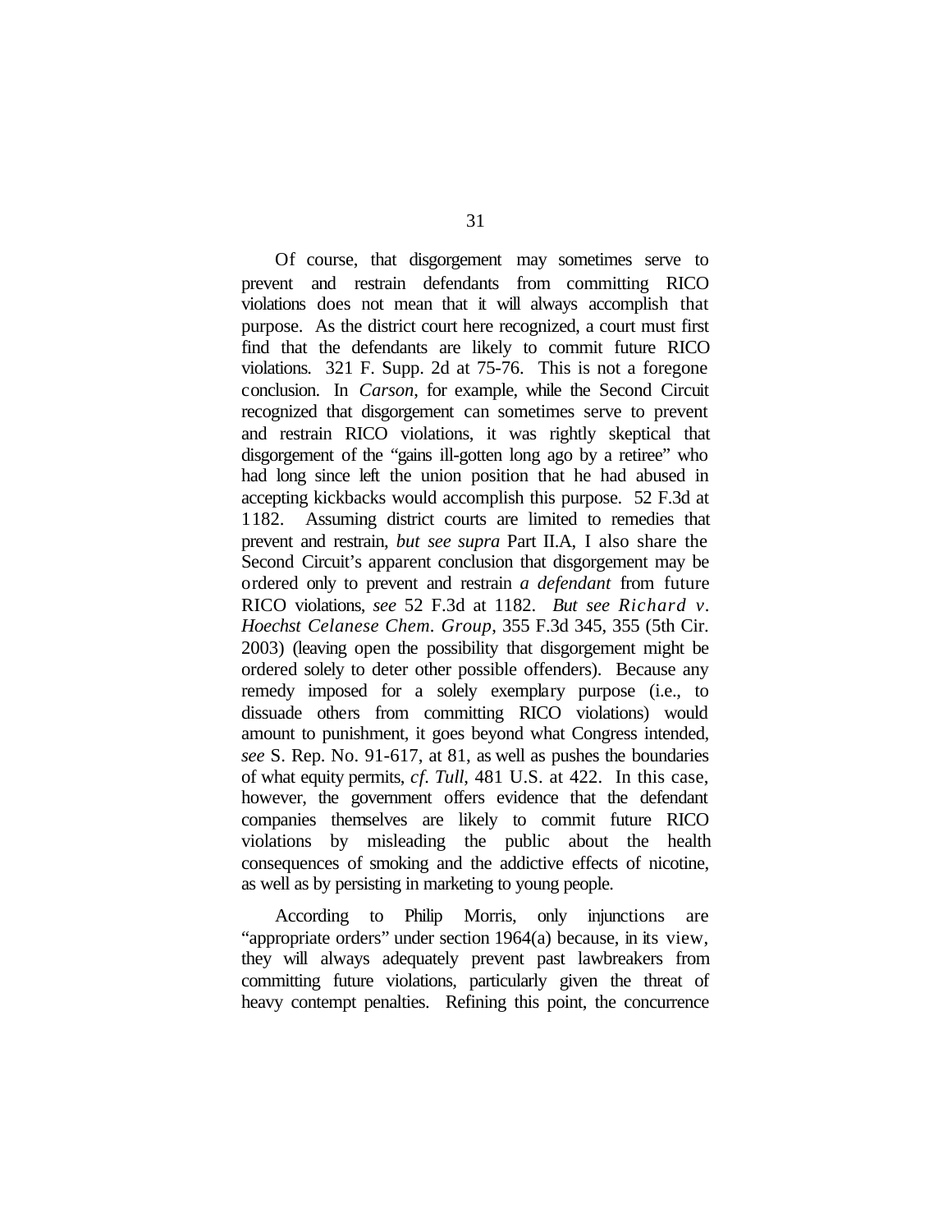Of course, that disgorgement may sometimes serve to prevent and restrain defendants from committing RICO violations does not mean that it will always accomplish that purpose. As the district court here recognized, a court must first find that the defendants are likely to commit future RICO violations. 321 F. Supp. 2d at 75-76. This is not a foregone conclusion. In *Carson*, for example, while the Second Circuit recognized that disgorgement can sometimes serve to prevent and restrain RICO violations, it was rightly skeptical that disgorgement of the "gains ill-gotten long ago by a retiree" who had long since left the union position that he had abused in accepting kickbacks would accomplish this purpose. 52 F.3d at 1182. Assuming district courts are limited to remedies that prevent and restrain, *but see supra* Part II.A, I also share the Second Circuit's apparent conclusion that disgorgement may be ordered only to prevent and restrain *a defendant* from future RICO violations, *see* 52 F.3d at 1182. *But see Richard v. Hoechst Celanese Chem. Group*, 355 F.3d 345, 355 (5th Cir. 2003) (leaving open the possibility that disgorgement might be ordered solely to deter other possible offenders). Because any remedy imposed for a solely exemplary purpose (i.e., to dissuade others from committing RICO violations) would amount to punishment, it goes beyond what Congress intended, *see* S. Rep. No. 91-617, at 81, as well as pushes the boundaries of what equity permits, *cf. Tull*, 481 U.S. at 422. In this case, however, the government offers evidence that the defendant companies themselves are likely to commit future RICO violations by misleading the public about the health consequences of smoking and the addictive effects of nicotine, as well as by persisting in marketing to young people.

According to Philip Morris, only injunctions are "appropriate orders" under section 1964(a) because, in its view, they will always adequately prevent past lawbreakers from committing future violations, particularly given the threat of heavy contempt penalties. Refining this point, the concurrence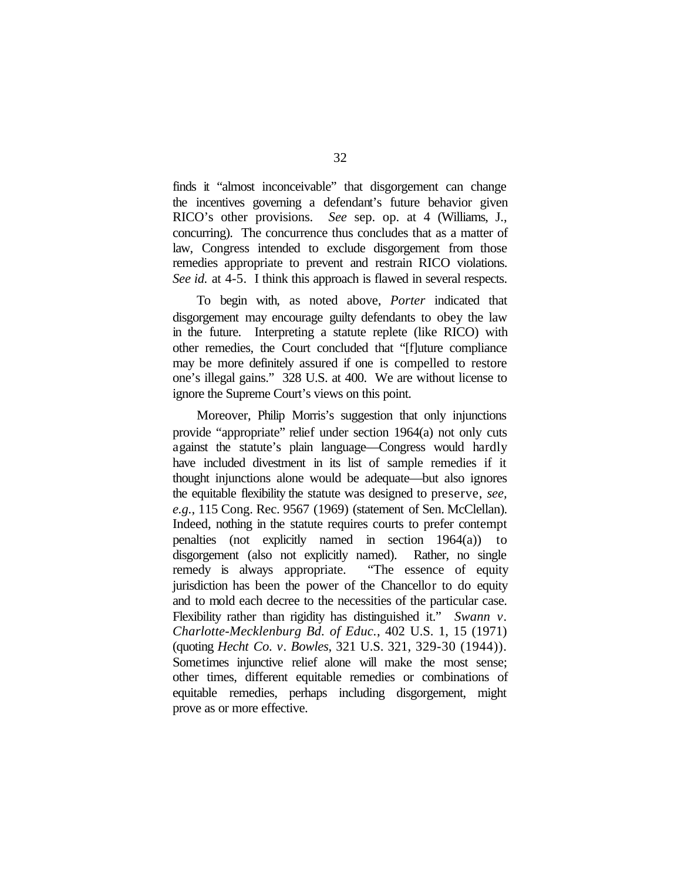finds it "almost inconceivable" that disgorgement can change the incentives governing a defendant's future behavior given RICO's other provisions. *See* sep. op. at 4 (Williams, J., concurring). The concurrence thus concludes that as a matter of law, Congress intended to exclude disgorgement from those remedies appropriate to prevent and restrain RICO violations. *See id.* at 4-5. I think this approach is flawed in several respects.

To begin with, as noted above, *Porter* indicated that disgorgement may encourage guilty defendants to obey the law in the future. Interpreting a statute replete (like RICO) with other remedies, the Court concluded that "[f]uture compliance may be more definitely assured if one is compelled to restore one's illegal gains." 328 U.S. at 400. We are without license to ignore the Supreme Court's views on this point.

Moreover, Philip Morris's suggestion that only injunctions provide "appropriate" relief under section 1964(a) not only cuts against the statute's plain language—Congress would hardly have included divestment in its list of sample remedies if it thought injunctions alone would be adequate—but also ignores the equitable flexibility the statute was designed to preserve, *see, e.g.*, 115 Cong. Rec. 9567 (1969) (statement of Sen. McClellan). Indeed, nothing in the statute requires courts to prefer contempt penalties (not explicitly named in section 1964(a)) to disgorgement (also not explicitly named). Rather, no single remedy is always appropriate. "The essence of equity jurisdiction has been the power of the Chancellor to do equity and to mold each decree to the necessities of the particular case. Flexibility rather than rigidity has distinguished it." *Swann v. Charlotte-Mecklenburg Bd. of Educ.*, 402 U.S. 1, 15 (1971) (quoting *Hecht Co. v. Bowles*, 321 U.S. 321, 329-30 (1944)). Sometimes injunctive relief alone will make the most sense; other times, different equitable remedies or combinations of equitable remedies, perhaps including disgorgement, might prove as or more effective.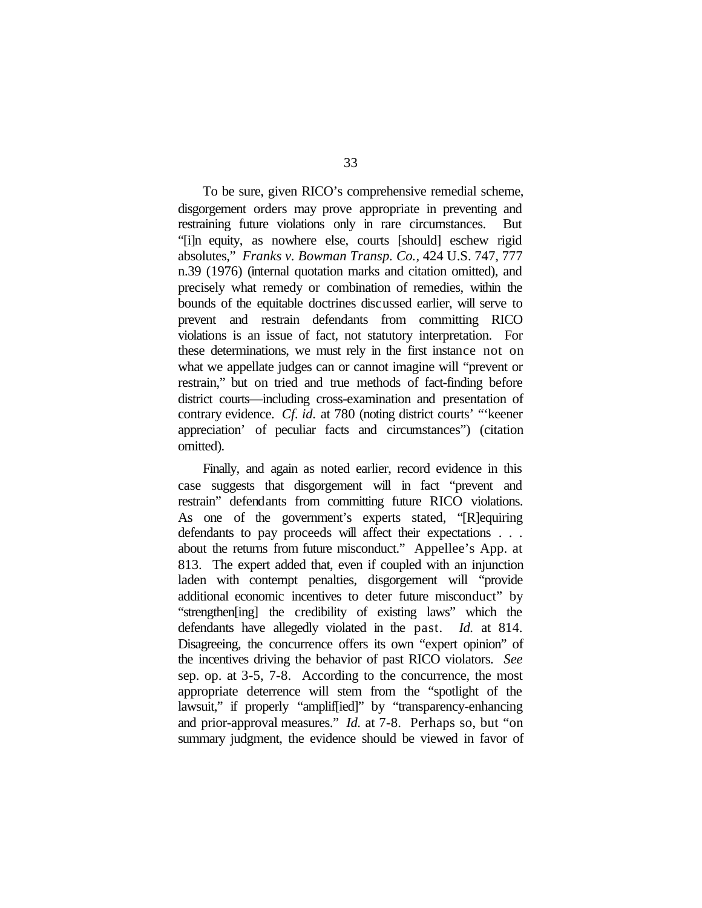To be sure, given RICO's comprehensive remedial scheme, disgorgement orders may prove appropriate in preventing and restraining future violations only in rare circumstances. But "[i]n equity, as nowhere else, courts [should] eschew rigid absolutes," *Franks v. Bowman Transp. Co.*, 424 U.S. 747, 777 n.39 (1976) (internal quotation marks and citation omitted), and precisely what remedy or combination of remedies, within the bounds of the equitable doctrines discussed earlier, will serve to prevent and restrain defendants from committing RICO violations is an issue of fact, not statutory interpretation. For these determinations, we must rely in the first instance not on what we appellate judges can or cannot imagine will "prevent or restrain," but on tried and true methods of fact-finding before district courts—including cross-examination and presentation of contrary evidence. *Cf. id.* at 780 (noting district courts' "'keener appreciation' of peculiar facts and circumstances") (citation omitted).

Finally, and again as noted earlier, record evidence in this case suggests that disgorgement will in fact "prevent and restrain" defendants from committing future RICO violations. As one of the government's experts stated, "[R]equiring defendants to pay proceeds will affect their expectations . . . about the returns from future misconduct." Appellee's App. at 813. The expert added that, even if coupled with an injunction laden with contempt penalties, disgorgement will "provide additional economic incentives to deter future misconduct" by "strengthen[ing] the credibility of existing laws" which the defendants have allegedly violated in the past. *Id.* at 814. Disagreeing, the concurrence offers its own "expert opinion" of the incentives driving the behavior of past RICO violators. *See* sep. op. at 3-5, 7-8. According to the concurrence, the most appropriate deterrence will stem from the "spotlight of the lawsuit," if properly "amplif[ied]" by "transparency-enhancing and prior-approval measures." *Id.* at 7-8. Perhaps so, but "on summary judgment, the evidence should be viewed in favor of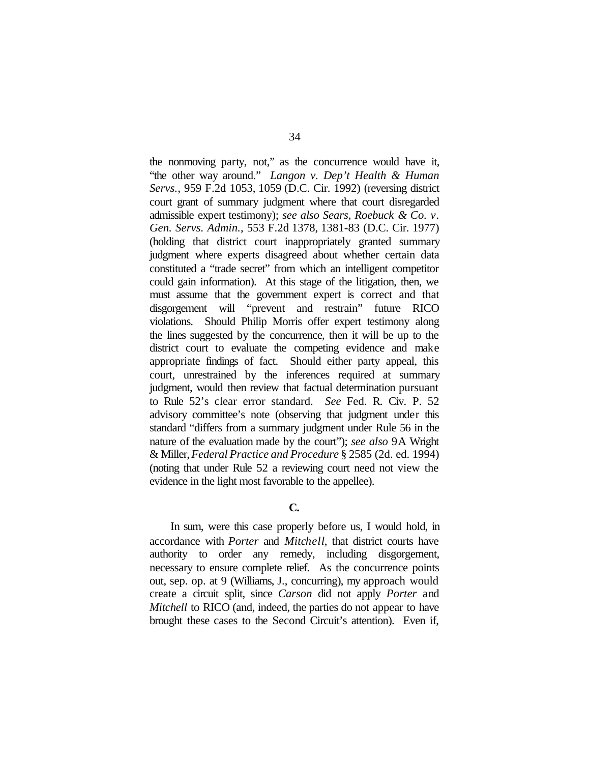the nonmoving party, not," as the concurrence would have it, "the other way around." *Langon v. Dep't Health & Human Servs.*, 959 F.2d 1053, 1059 (D.C. Cir. 1992) (reversing district court grant of summary judgment where that court disregarded admissible expert testimony); *see also Sears, Roebuck & Co. v. Gen. Servs. Admin.*, 553 F.2d 1378, 1381-83 (D.C. Cir. 1977) (holding that district court inappropriately granted summary judgment where experts disagreed about whether certain data constituted a "trade secret" from which an intelligent competitor could gain information). At this stage of the litigation, then, we must assume that the government expert is correct and that disgorgement will "prevent and restrain" future RICO violations. Should Philip Morris offer expert testimony along the lines suggested by the concurrence, then it will be up to the district court to evaluate the competing evidence and make appropriate findings of fact. Should either party appeal, this court, unrestrained by the inferences required at summary judgment, would then review that factual determination pursuant to Rule 52's clear error standard. *See* Fed. R. Civ. P. 52 advisory committee's note (observing that judgment under this standard "differs from a summary judgment under Rule 56 in the nature of the evaluation made by the court"); *see also* 9A Wright & Miller, *Federal Practice and Procedure* § 2585 (2d. ed. 1994) (noting that under Rule 52 a reviewing court need not view the evidence in the light most favorable to the appellee).

**C.**

In sum, were this case properly before us, I would hold, in accordance with *Porter* and *Mitchell*, that district courts have authority to order any remedy, including disgorgement, necessary to ensure complete relief. As the concurrence points out, sep. op. at 9 (Williams, J., concurring), my approach would create a circuit split, since *Carson* did not apply *Porter* and *Mitchell* to RICO (and, indeed, the parties do not appear to have brought these cases to the Second Circuit's attention). Even if,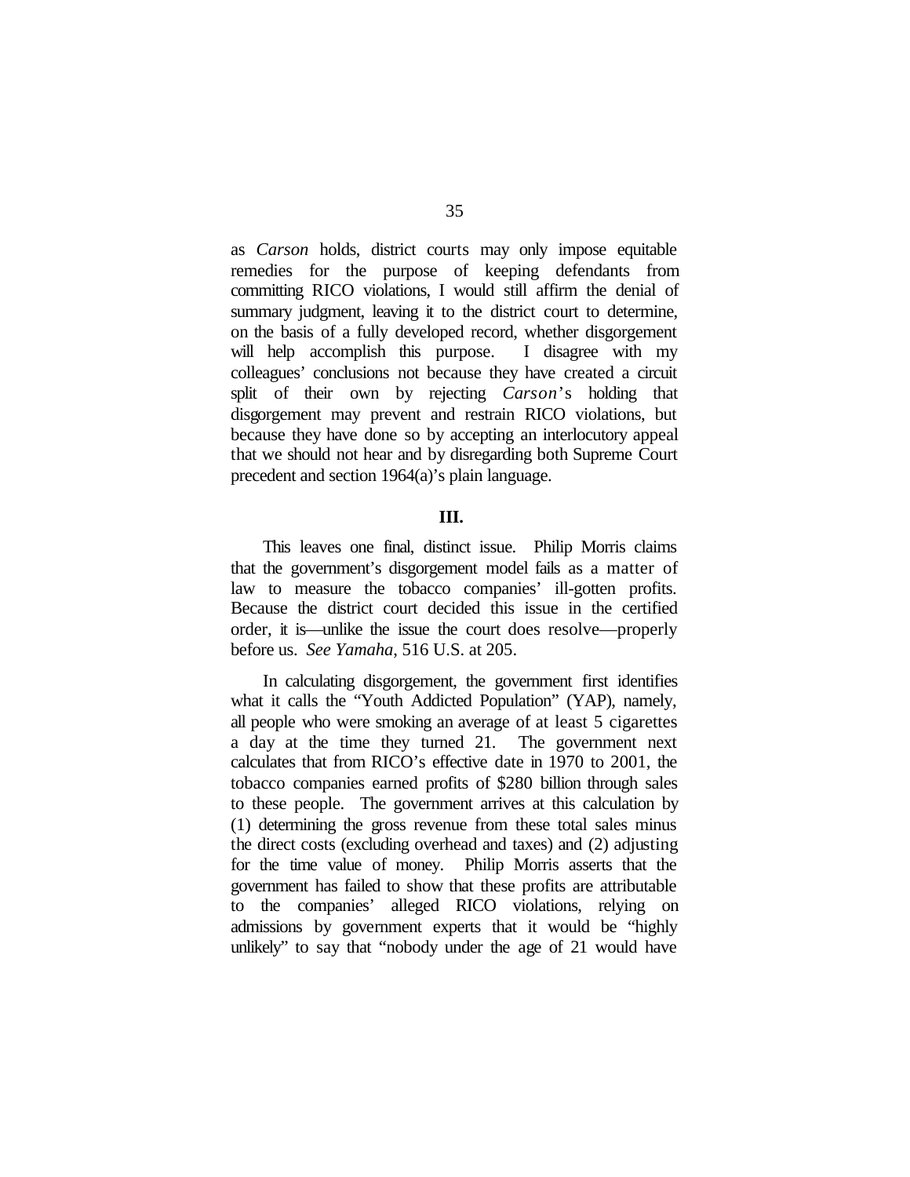as *Carson* holds, district courts may only impose equitable remedies for the purpose of keeping defendants from committing RICO violations, I would still affirm the denial of summary judgment, leaving it to the district court to determine, on the basis of a fully developed record, whether disgorgement will help accomplish this purpose. I disagree with my colleagues' conclusions not because they have created a circuit split of their own by rejecting *Carson*'s holding that disgorgement may prevent and restrain RICO violations, but because they have done so by accepting an interlocutory appeal that we should not hear and by disregarding both Supreme Court precedent and section 1964(a)'s plain language.

**III.**

This leaves one final, distinct issue. Philip Morris claims that the government's disgorgement model fails as a matter of law to measure the tobacco companies' ill-gotten profits. Because the district court decided this issue in the certified order, it is—unlike the issue the court does resolve—properly before us. *See Yamaha*, 516 U.S. at 205.

In calculating disgorgement, the government first identifies what it calls the "Youth Addicted Population" (YAP), namely, all people who were smoking an average of at least 5 cigarettes a day at the time they turned 21. The government next calculates that from RICO's effective date in 1970 to 2001, the tobacco companies earned profits of $280 billion through sales to these people. The government arrives at this calculation by (1) determining the gross revenue from these total sales minus the direct costs (excluding overhead and taxes) and (2) adjusting for the time value of money. Philip Morris asserts that the government has failed to show that these profits are attributable to the companies' alleged RICO violations, relying on admissions by government experts that it would be "highly unlikely" to say that "nobody under the age of 21 would have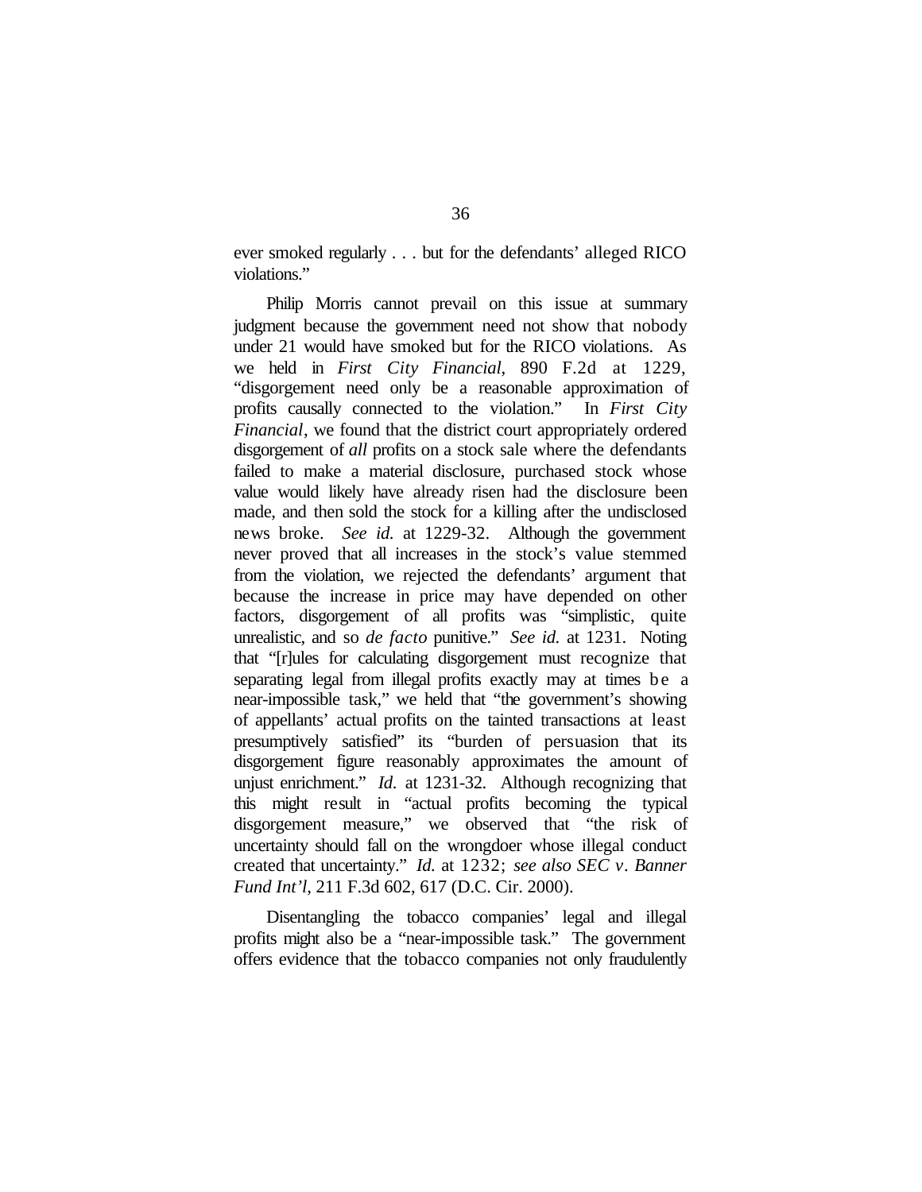ever smoked regularly . . . but for the defendants' alleged RICO violations."

Philip Morris cannot prevail on this issue at summary judgment because the government need not show that nobody under 21 would have smoked but for the RICO violations. As we held in *First City Financial*, 890 F.2d at 1229, "disgorgement need only be a reasonable approximation of profits causally connected to the violation." In *First City Financial*, we found that the district court appropriately ordered disgorgement of *all* profits on a stock sale where the defendants failed to make a material disclosure, purchased stock whose value would likely have already risen had the disclosure been made, and then sold the stock for a killing after the undisclosed news broke. *See id.* at 1229-32. Although the government never proved that all increases in the stock's value stemmed from the violation, we rejected the defendants' argument that because the increase in price may have depended on other factors, disgorgement of all profits was "simplistic, quite unrealistic, and so *de facto* punitive." *See id.* at 1231. Noting that "[r]ules for calculating disgorgement must recognize that separating legal from illegal profits exactly may at times be a near-impossible task," we held that "the government's showing of appellants' actual profits on the tainted transactions at least presumptively satisfied" its "burden of persuasion that its disgorgement figure reasonably approximates the amount of unjust enrichment." *Id.* at 1231-32. Although recognizing that this might result in "actual profits becoming the typical disgorgement measure," we observed that "the risk of uncertainty should fall on the wrongdoer whose illegal conduct created that uncertainty." *Id.* at 1232; *see also SEC v. Banner Fund Int'l*, 211 F.3d 602, 617 (D.C. Cir. 2000).

Disentangling the tobacco companies' legal and illegal profits might also be a "near-impossible task." The government offers evidence that the tobacco companies not only fraudulently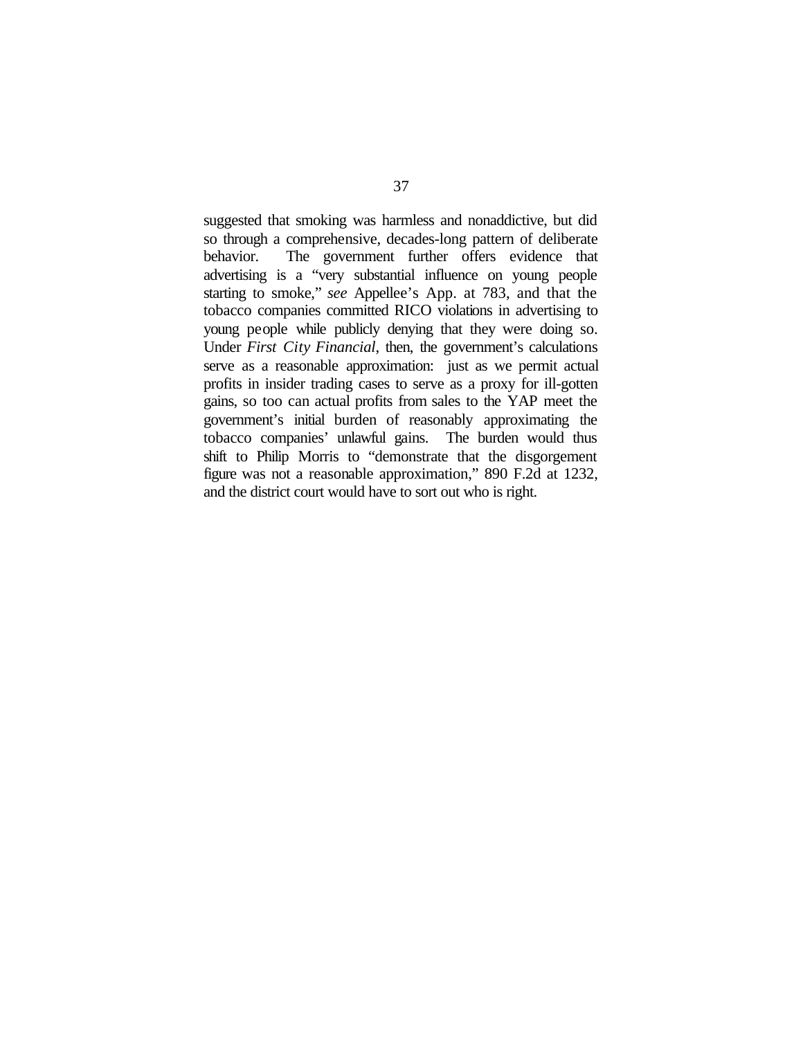suggested that smoking was harmless and nonaddictive, but did so through a comprehensive, decades-long pattern of deliberate behavior. The government further offers evidence that advertising is a "very substantial influence on young people starting to smoke," *see* Appellee's App. at 783, and that the tobacco companies committed RICO violations in advertising to young people while publicly denying that they were doing so. Under *First City Financial*, then, the government's calculations serve as a reasonable approximation: just as we permit actual profits in insider trading cases to serve as a proxy for ill-gotten gains, so too can actual profits from sales to the YAP meet the government's initial burden of reasonably approximating the tobacco companies' unlawful gains. The burden would thus shift to Philip Morris to "demonstrate that the disgorgement figure was not a reasonable approximation," 890 F.2d at 1232, and the district court would have to sort out who is right.